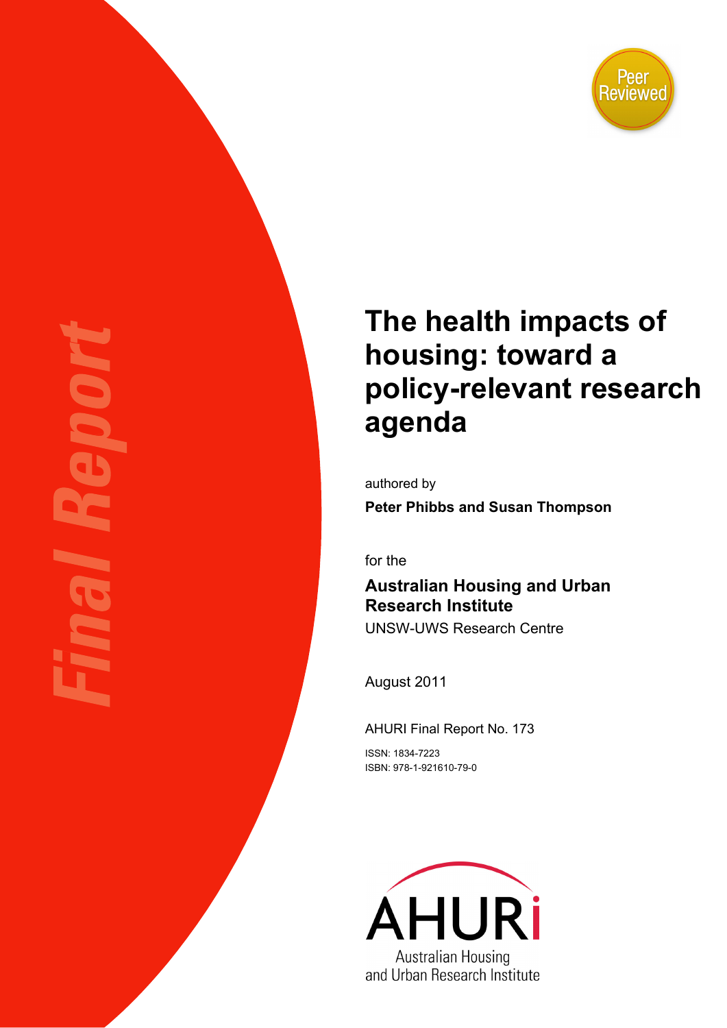Final Report

Peer Reviewed

# The health impacts of housing: toward a policy-relevant research agenda

authored by

**Peter Phibbs and Susan Thompson**

for the

**Australian Housing and Urban Research Institute**

UNSW-UWS Research Centre

August 2011

AHURI Final Report No. 173

ISSN: 1834-7223
ISBN: 978-1-921610-79-0

AHURi
Australian Housing and Urban Research Institute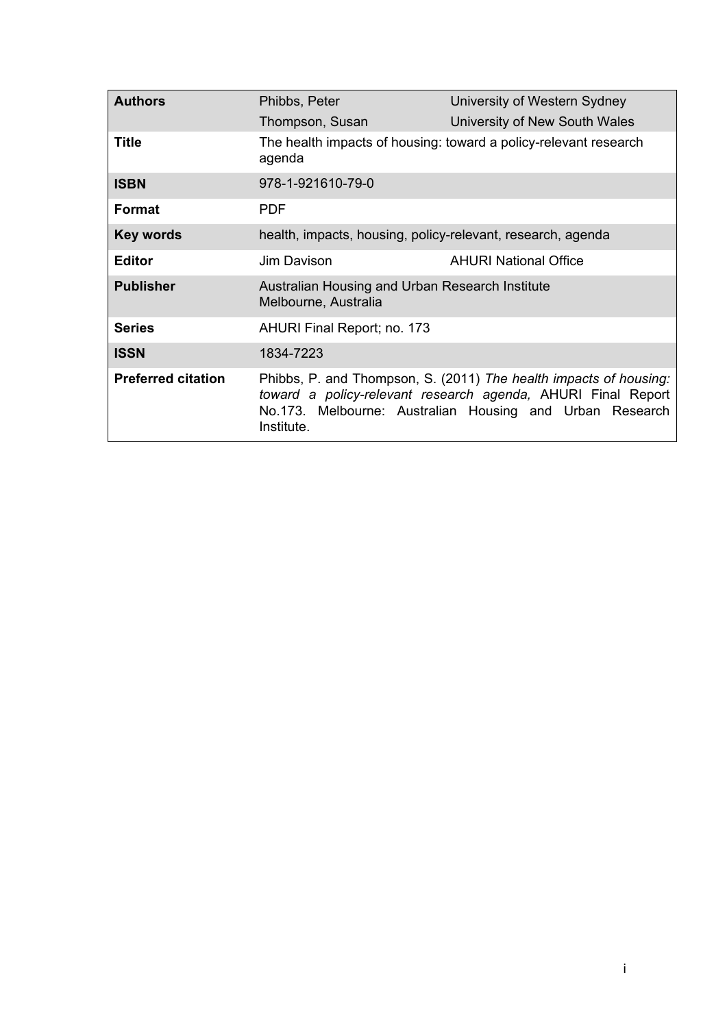| | | |
|---|---|---|
| **Authors** | Phibbs, Peter | University of Western Sydney |
| | Thompson, Susan | University of New South Wales |
| **Title** | The health impacts of housing: toward a policy-relevant research agenda | |
| **ISBN** | 978-1-921610-79-0 | |
| **Format** | PDF | |
| **Key words** | health, impacts, housing, policy-relevant, research, agenda | |
| **Editor** | Jim Davison | AHURI National Office |
| **Publisher** | Australian Housing and Urban Research Institute Melbourne, Australia | |
| **Series** | AHURI Final Report; no. 173 | |
| **ISSN** | 1834-7223 | |
| **Preferred citation** | Phibbs, P. and Thompson, S. (2011) *The health impacts of housing: toward a policy-relevant research agenda,* AHURI Final Report No.173. Melbourne: Australian Housing and Urban Research Institute. | |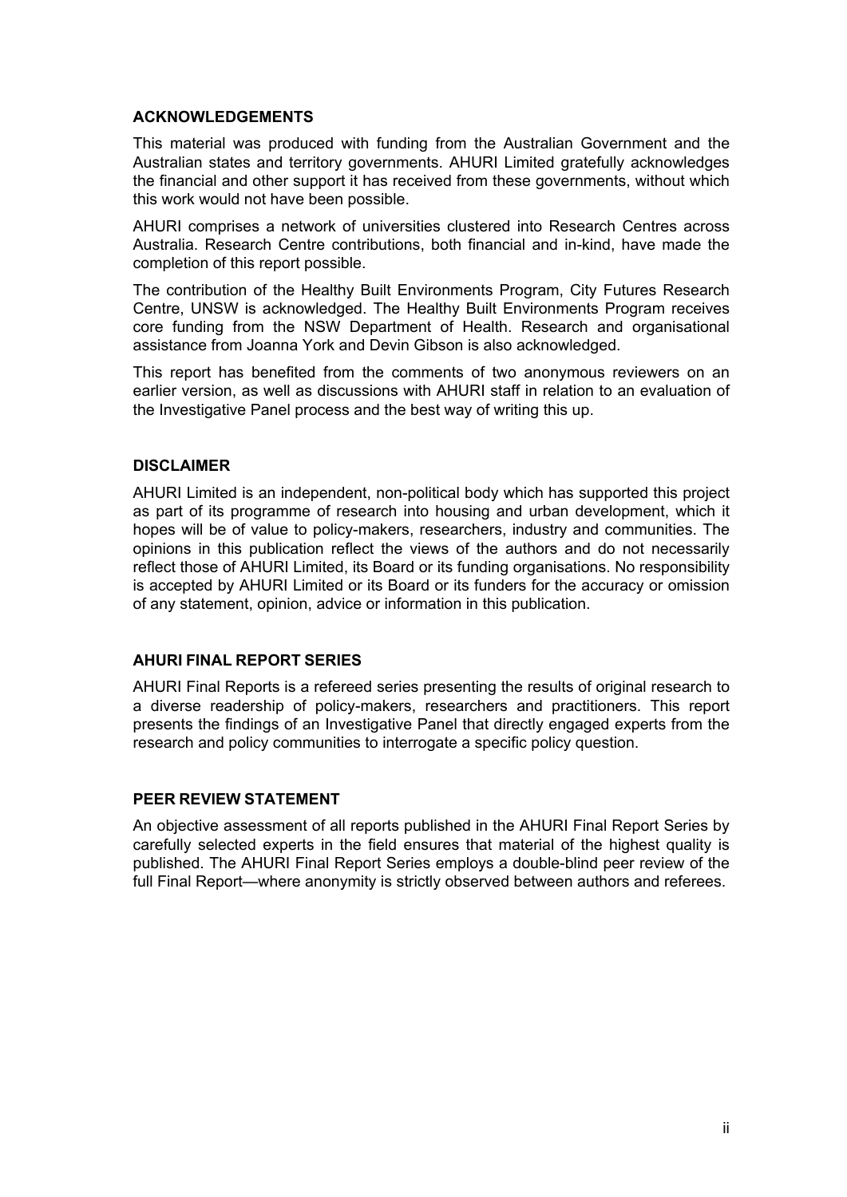## ACKNOWLEDGEMENTS

This material was produced with funding from the Australian Government and the Australian states and territory governments. AHURI Limited gratefully acknowledges the financial and other support it has received from these governments, without which this work would not have been possible.

AHURI comprises a network of universities clustered into Research Centres across Australia. Research Centre contributions, both financial and in-kind, have made the completion of this report possible.

The contribution of the Healthy Built Environments Program, City Futures Research Centre, UNSW is acknowledged. The Healthy Built Environments Program receives core funding from the NSW Department of Health. Research and organisational assistance from Joanna York and Devin Gibson is also acknowledged.

This report has benefited from the comments of two anonymous reviewers on an earlier version, as well as discussions with AHURI staff in relation to an evaluation of the Investigative Panel process and the best way of writing this up.

## DISCLAIMER

AHURI Limited is an independent, non-political body which has supported this project as part of its programme of research into housing and urban development, which it hopes will be of value to policy-makers, researchers, industry and communities. The opinions in this publication reflect the views of the authors and do not necessarily reflect those of AHURI Limited, its Board or its funding organisations. No responsibility is accepted by AHURI Limited or its Board or its funders for the accuracy or omission of any statement, opinion, advice or information in this publication.

## AHURI FINAL REPORT SERIES

AHURI Final Reports is a refereed series presenting the results of original research to a diverse readership of policy-makers, researchers and practitioners. This report presents the findings of an Investigative Panel that directly engaged experts from the research and policy communities to interrogate a specific policy question.

## PEER REVIEW STATEMENT

An objective assessment of all reports published in the AHURI Final Report Series by carefully selected experts in the field ensures that material of the highest quality is published. The AHURI Final Report Series employs a double-blind peer review of the full Final Report—where anonymity is strictly observed between authors and referees.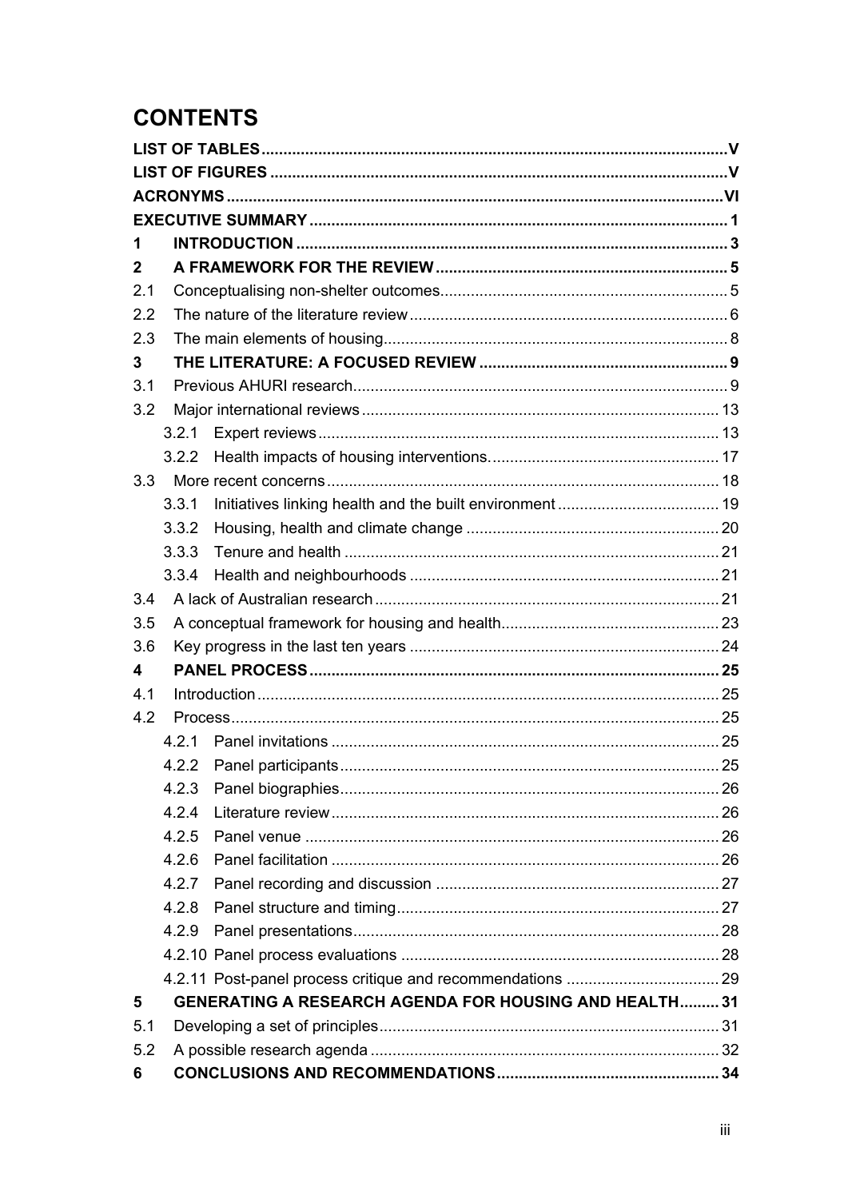# CONTENTS

**LIST OF TABLES** ..... **V**
**LIST OF FIGURES** ..... **V**
**ACRONYMS** ..... **VI**
**EXECUTIVE SUMMARY** ..... **1**
**1 INTRODUCTION** ..... **3**
**2 A FRAMEWORK FOR THE REVIEW** ..... **5**
2.1 Conceptualising non-shelter outcomes ..... 5
2.2 The nature of the literature review ..... 6
2.3 The main elements of housing ..... 8
**3 THE LITERATURE: A FOCUSED REVIEW** ..... **9**
3.1 Previous AHURI research ..... 9
3.2 Major international reviews ..... 13
- 3.2.1 Expert reviews ..... 13
- 3.2.2 Health impacts of housing interventions ..... 17

3.3 More recent concerns ..... 18
- 3.3.1 Initiatives linking health and the built environment ..... 19
- 3.3.2 Housing, health and climate change ..... 20
- 3.3.3 Tenure and health ..... 21
- 3.3.4 Health and neighbourhoods ..... 21

3.4 A lack of Australian research ..... 21
3.5 A conceptual framework for housing and health ..... 23
3.6 Key progress in the last ten years ..... 24
**4 PANEL PROCESS** ..... **25**
4.1 Introduction ..... 25
4.2 Process ..... 25
- 4.2.1 Panel invitations ..... 25
- 4.2.2 Panel participants ..... 25
- 4.2.3 Panel biographies ..... 26
- 4.2.4 Literature review ..... 26
- 4.2.5 Panel venue ..... 26
- 4.2.6 Panel facilitation ..... 26
- 4.2.7 Panel recording and discussion ..... 27
- 4.2.8 Panel structure and timing ..... 27
- 4.2.9 Panel presentations ..... 28
- 4.2.10 Panel process evaluations ..... 28
- 4.2.11 Post-panel process critique and recommendations ..... 29

**5 GENERATING A RESEARCH AGENDA FOR HOUSING AND HEALTH** ..... **31**
5.1 Developing a set of principles ..... 31
5.2 A possible research agenda ..... 32
**6 CONCLUSIONS AND RECOMMENDATIONS** ..... **34**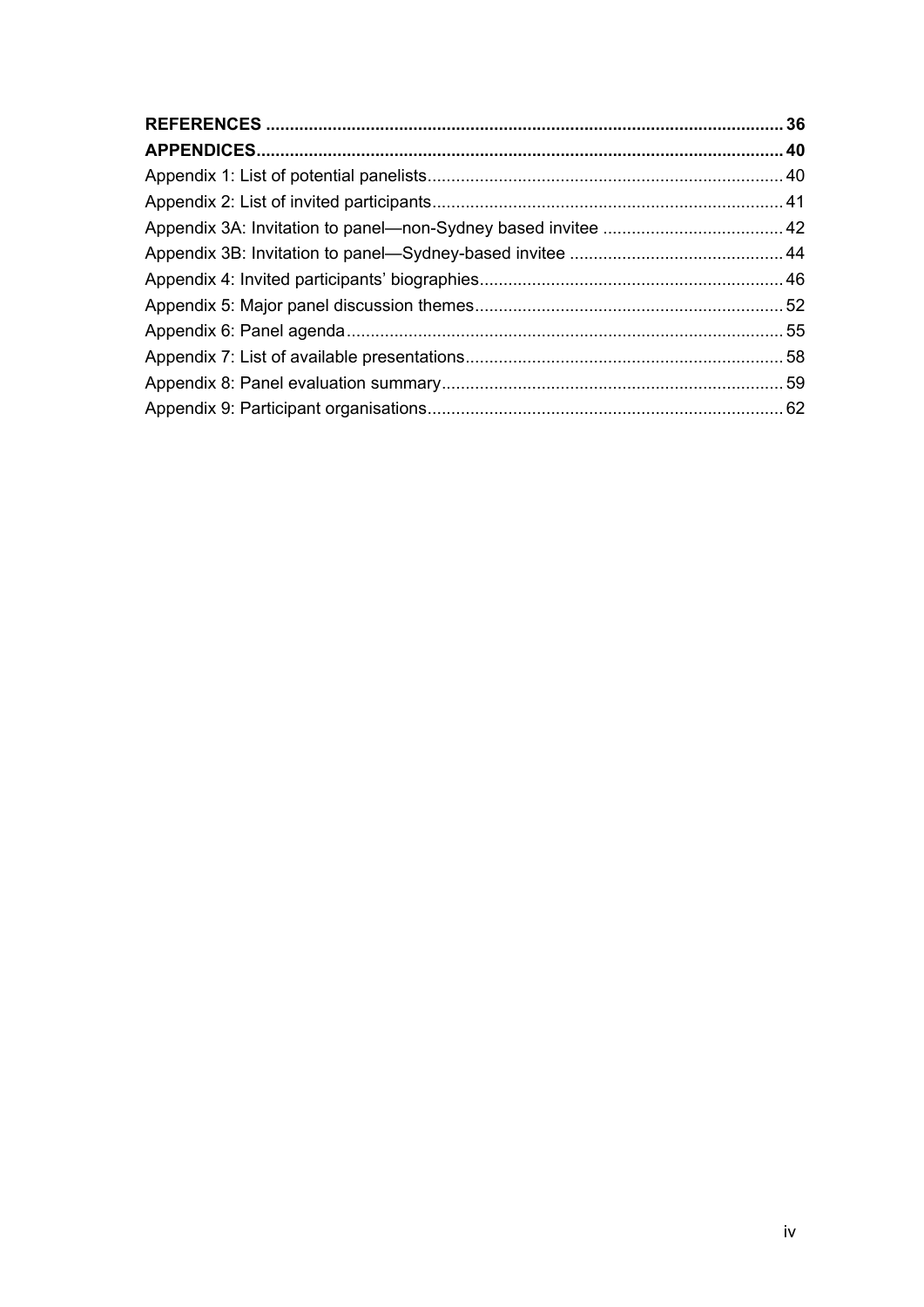**REFERENCES** ........................................................................................................ **36**
**APPENDICES**......................................................................................................... **40**
Appendix 1: List of potential panelists........................................................................ 40
Appendix 2: List of invited participants....................................................................... 41
Appendix 3A: Invitation to panel—non-Sydney based invitee ..................................... 42
Appendix 3B: Invitation to panel—Sydney-based invitee ........................................... 44
Appendix 4: Invited participants' biographies.............................................................. 46
Appendix 5: Major panel discussion themes............................................................... 52
Appendix 6: Panel agenda.......................................................................................... 55
Appendix 7: List of available presentations................................................................. 58
Appendix 8: Panel evaluation summary...................................................................... 59
Appendix 9: Participant organisations......................................................................... 62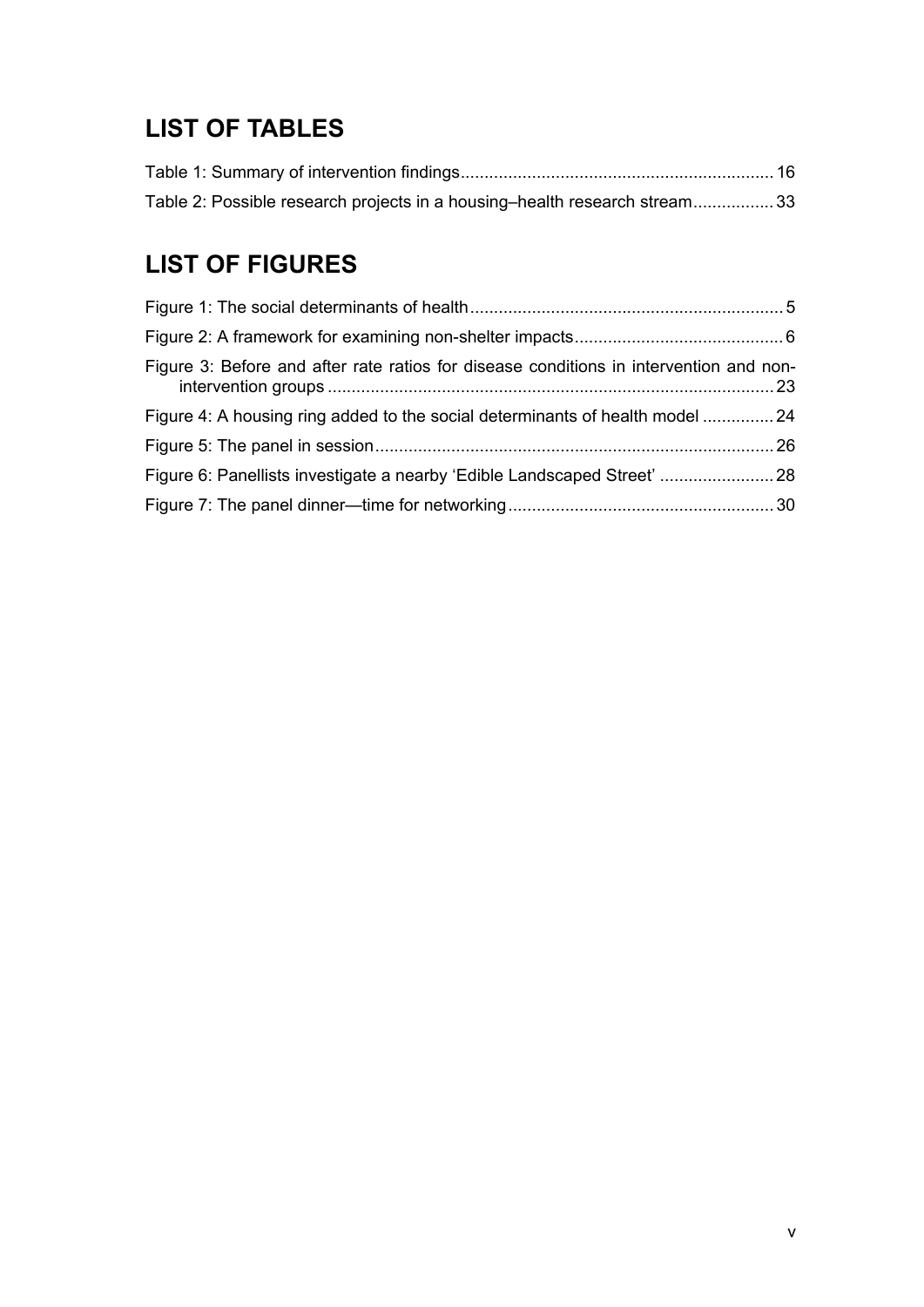## LIST OF TABLES

Table 1: Summary of intervention findings................................................................ 16

Table 2: Possible research projects in a housing–health research stream................. 33

## LIST OF FIGURES

Figure 1: The social determinants of health................................................................. 5

Figure 2: A framework for examining non-shelter impacts........................................... 6

Figure 3: Before and after rate ratios for disease conditions in intervention and non-intervention groups ............................................................................................. 23

Figure 4: A housing ring added to the social determinants of health model ............... 24

Figure 5: The panel in session................................................................................... 26

Figure 6: Panellists investigate a nearby 'Edible Landscaped Street' ........................ 28

Figure 7: The panel dinner—time for networking....................................................... 30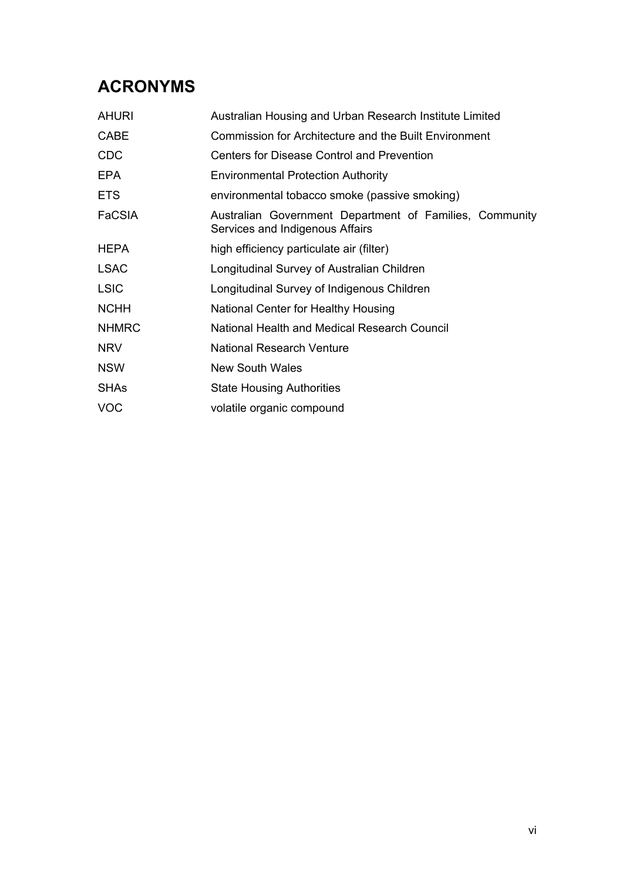# ACRONYMS

| | |
|---|---|
| AHURI | Australian Housing and Urban Research Institute Limited |
| CABE | Commission for Architecture and the Built Environment |
| CDC | Centers for Disease Control and Prevention |
| EPA | Environmental Protection Authority |
| ETS | environmental tobacco smoke (passive smoking) |
| FaCSIA | Australian Government Department of Families, Community Services and Indigenous Affairs |
| HEPA | high efficiency particulate air (filter) |
| LSAC | Longitudinal Survey of Australian Children |
| LSIC | Longitudinal Survey of Indigenous Children |
| NCHH | National Center for Healthy Housing |
| NHMRC | National Health and Medical Research Council |
| NRV | National Research Venture |
| NSW | New South Wales |
| SHAs | State Housing Authorities |
| VOC | volatile organic compound |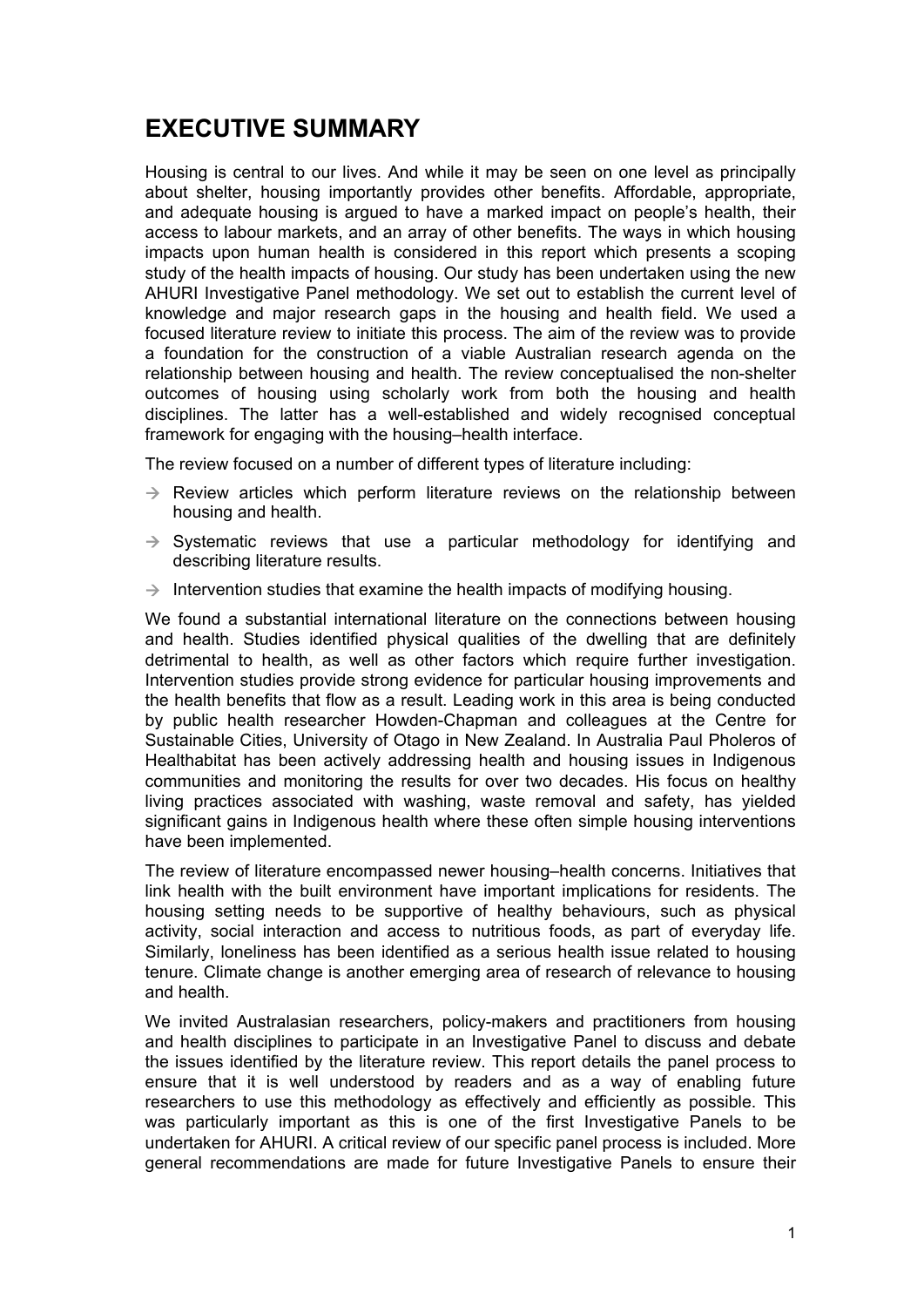# EXECUTIVE SUMMARY

Housing is central to our lives. And while it may be seen on one level as principally about shelter, housing importantly provides other benefits. Affordable, appropriate, and adequate housing is argued to have a marked impact on people's health, their access to labour markets, and an array of other benefits. The ways in which housing impacts upon human health is considered in this report which presents a scoping study of the health impacts of housing. Our study has been undertaken using the new AHURI Investigative Panel methodology. We set out to establish the current level of knowledge and major research gaps in the housing and health field. We used a focused literature review to initiate this process. The aim of the review was to provide a foundation for the construction of a viable Australian research agenda on the relationship between housing and health. The review conceptualised the non-shelter outcomes of housing using scholarly work from both the housing and health disciplines. The latter has a well-established and widely recognised conceptual framework for engaging with the housing–health interface.

The review focused on a number of different types of literature including:

- Review articles which perform literature reviews on the relationship between housing and health.
- Systematic reviews that use a particular methodology for identifying and describing literature results.
- Intervention studies that examine the health impacts of modifying housing.

We found a substantial international literature on the connections between housing and health. Studies identified physical qualities of the dwelling that are definitely detrimental to health, as well as other factors which require further investigation. Intervention studies provide strong evidence for particular housing improvements and the health benefits that flow as a result. Leading work in this area is being conducted by public health researcher Howden-Chapman and colleagues at the Centre for Sustainable Cities, University of Otago in New Zealand. In Australia Paul Pholeros of Healthabitat has been actively addressing health and housing issues in Indigenous communities and monitoring the results for over two decades. His focus on healthy living practices associated with washing, waste removal and safety, has yielded significant gains in Indigenous health where these often simple housing interventions have been implemented.

The review of literature encompassed newer housing–health concerns. Initiatives that link health with the built environment have important implications for residents. The housing setting needs to be supportive of healthy behaviours, such as physical activity, social interaction and access to nutritious foods, as part of everyday life. Similarly, loneliness has been identified as a serious health issue related to housing tenure. Climate change is another emerging area of research of relevance to housing and health.

We invited Australasian researchers, policy-makers and practitioners from housing and health disciplines to participate in an Investigative Panel to discuss and debate the issues identified by the literature review. This report details the panel process to ensure that it is well understood by readers and as a way of enabling future researchers to use this methodology as effectively and efficiently as possible. This was particularly important as this is one of the first Investigative Panels to be undertaken for AHURI. A critical review of our specific panel process is included. More general recommendations are made for future Investigative Panels to ensure their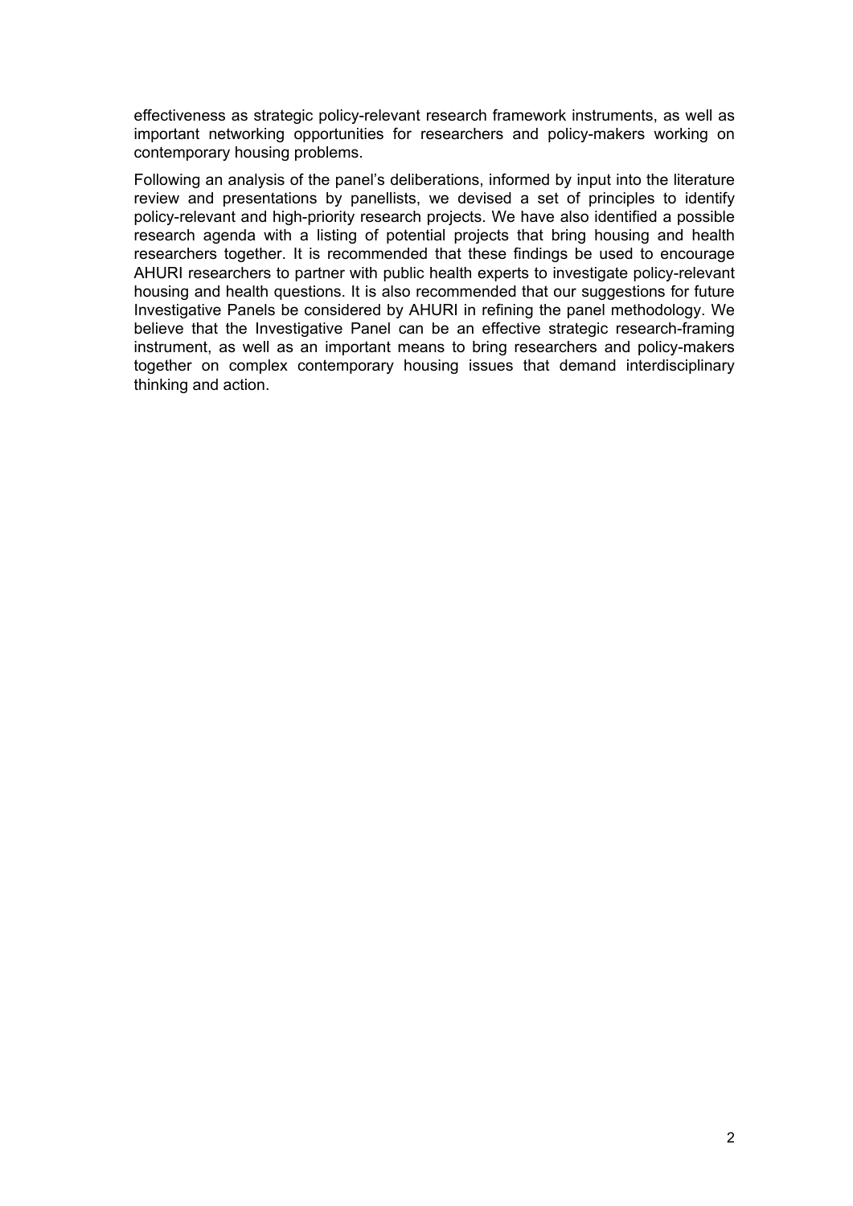effectiveness as strategic policy-relevant research framework instruments, as well as important networking opportunities for researchers and policy-makers working on contemporary housing problems.

Following an analysis of the panel's deliberations, informed by input into the literature review and presentations by panellists, we devised a set of principles to identify policy-relevant and high-priority research projects. We have also identified a possible research agenda with a listing of potential projects that bring housing and health researchers together. It is recommended that these findings be used to encourage AHURI researchers to partner with public health experts to investigate policy-relevant housing and health questions. It is also recommended that our suggestions for future Investigative Panels be considered by AHURI in refining the panel methodology. We believe that the Investigative Panel can be an effective strategic research-framing instrument, as well as an important means to bring researchers and policy-makers together on complex contemporary housing issues that demand interdisciplinary thinking and action.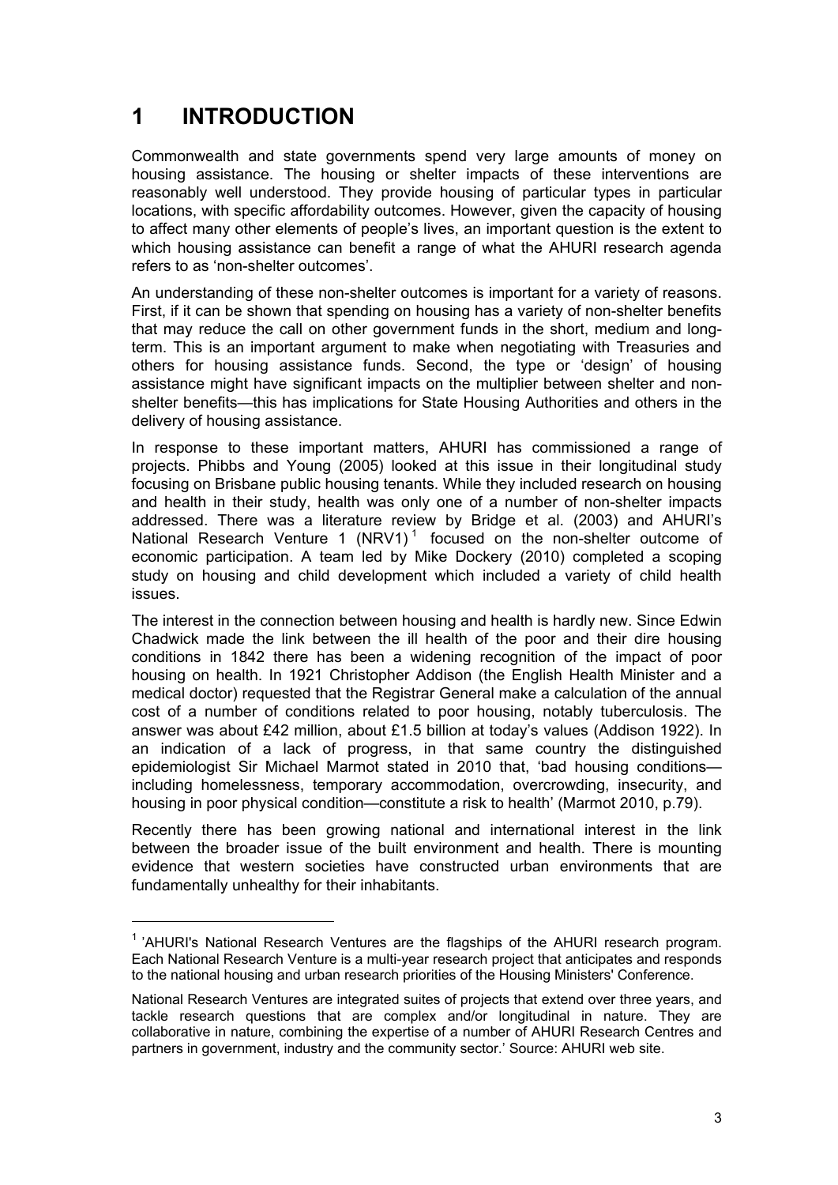# 1 INTRODUCTION

Commonwealth and state governments spend very large amounts of money on housing assistance. The housing or shelter impacts of these interventions are reasonably well understood. They provide housing of particular types in particular locations, with specific affordability outcomes. However, given the capacity of housing to affect many other elements of people's lives, an important question is the extent to which housing assistance can benefit a range of what the AHURI research agenda refers to as 'non-shelter outcomes'.

An understanding of these non-shelter outcomes is important for a variety of reasons. First, if it can be shown that spending on housing has a variety of non-shelter benefits that may reduce the call on other government funds in the short, medium and long-term. This is an important argument to make when negotiating with Treasuries and others for housing assistance funds. Second, the type or 'design' of housing assistance might have significant impacts on the multiplier between shelter and non-shelter benefits—this has implications for State Housing Authorities and others in the delivery of housing assistance.

In response to these important matters, AHURI has commissioned a range of projects. Phibbs and Young (2005) looked at this issue in their longitudinal study focusing on Brisbane public housing tenants. While they included research on housing and health in their study, health was only one of a number of non-shelter impacts addressed. There was a literature review by Bridge et al. (2003) and AHURI's National Research Venture 1 (NRV1)[1] focused on the non-shelter outcome of economic participation. A team led by Mike Dockery (2010) completed a scoping study on housing and child development which included a variety of child health issues.

The interest in the connection between housing and health is hardly new. Since Edwin Chadwick made the link between the ill health of the poor and their dire housing conditions in 1842 there has been a widening recognition of the impact of poor housing on health. In 1921 Christopher Addison (the English Health Minister and a medical doctor) requested that the Registrar General make a calculation of the annual cost of a number of conditions related to poor housing, notably tuberculosis. The answer was about £42 million, about £1.5 billion at today's values (Addison 1922). In an indication of a lack of progress, in that same country the distinguished epidemiologist Sir Michael Marmot stated in 2010 that, 'bad housing conditions—including homelessness, temporary accommodation, overcrowding, insecurity, and housing in poor physical condition—constitute a risk to health' (Marmot 2010, p.79).

Recently there has been growing national and international interest in the link between the broader issue of the built environment and health. There is mounting evidence that western societies have constructed urban environments that are fundamentally unhealthy for their inhabitants.

---

[1] 'AHURI's National Research Ventures are the flagships of the AHURI research program. Each National Research Venture is a multi-year research project that anticipates and responds to the national housing and urban research priorities of the Housing Ministers' Conference.

National Research Ventures are integrated suites of projects that extend over three years, and tackle research questions that are complex and/or longitudinal in nature. They are collaborative in nature, combining the expertise of a number of AHURI Research Centres and partners in government, industry and the community sector.' Source: AHURI web site.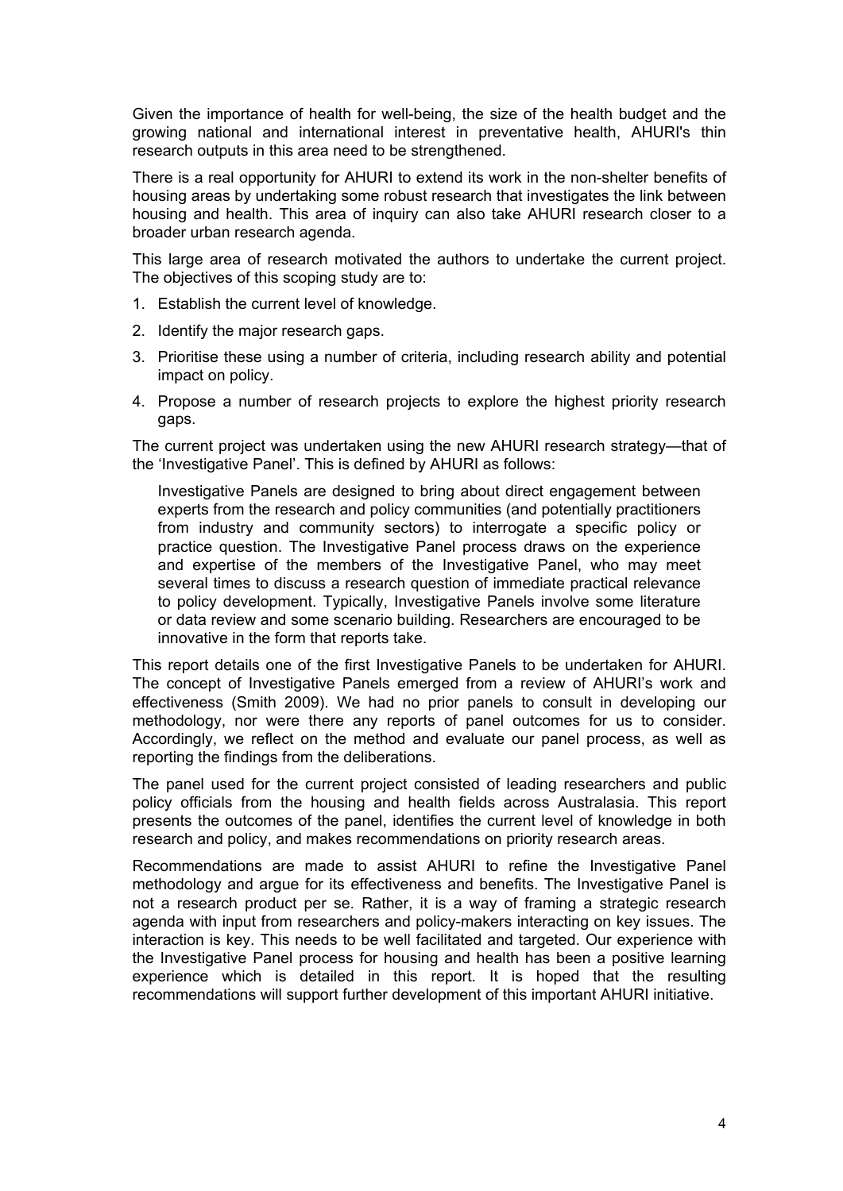Given the importance of health for well-being, the size of the health budget and the growing national and international interest in preventative health, AHURI's thin research outputs in this area need to be strengthened.

There is a real opportunity for AHURI to extend its work in the non-shelter benefits of housing areas by undertaking some robust research that investigates the link between housing and health. This area of inquiry can also take AHURI research closer to a broader urban research agenda.

This large area of research motivated the authors to undertake the current project. The objectives of this scoping study are to:

1. Establish the current level of knowledge.
2. Identify the major research gaps.
3. Prioritise these using a number of criteria, including research ability and potential impact on policy.
4. Propose a number of research projects to explore the highest priority research gaps.

The current project was undertaken using the new AHURI research strategy—that of the 'Investigative Panel'. This is defined by AHURI as follows:

> Investigative Panels are designed to bring about direct engagement between experts from the research and policy communities (and potentially practitioners from industry and community sectors) to interrogate a specific policy or practice question. The Investigative Panel process draws on the experience and expertise of the members of the Investigative Panel, who may meet several times to discuss a research question of immediate practical relevance to policy development. Typically, Investigative Panels involve some literature or data review and some scenario building. Researchers are encouraged to be innovative in the form that reports take.

This report details one of the first Investigative Panels to be undertaken for AHURI. The concept of Investigative Panels emerged from a review of AHURI's work and effectiveness (Smith 2009). We had no prior panels to consult in developing our methodology, nor were there any reports of panel outcomes for us to consider. Accordingly, we reflect on the method and evaluate our panel process, as well as reporting the findings from the deliberations.

The panel used for the current project consisted of leading researchers and public policy officials from the housing and health fields across Australasia. This report presents the outcomes of the panel, identifies the current level of knowledge in both research and policy, and makes recommendations on priority research areas.

Recommendations are made to assist AHURI to refine the Investigative Panel methodology and argue for its effectiveness and benefits. The Investigative Panel is not a research product per se. Rather, it is a way of framing a strategic research agenda with input from researchers and policy-makers interacting on key issues. The interaction is key. This needs to be well facilitated and targeted. Our experience with the Investigative Panel process for housing and health has been a positive learning experience which is detailed in this report. It is hoped that the resulting recommendations will support further development of this important AHURI initiative.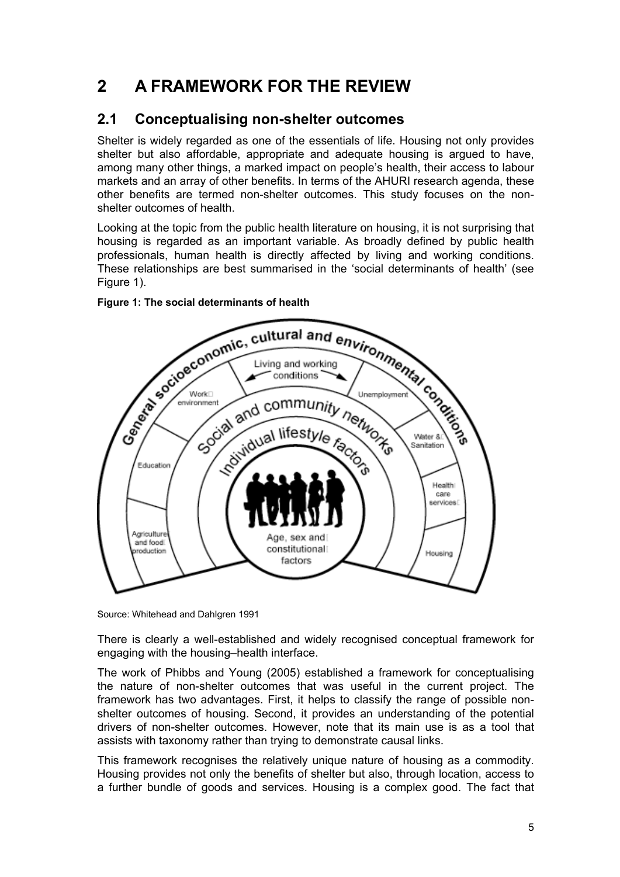# 2 A FRAMEWORK FOR THE REVIEW

## 2.1 Conceptualising non-shelter outcomes

Shelter is widely regarded as one of the essentials of life. Housing not only provides shelter but also affordable, appropriate and adequate housing is argued to have, among many other things, a marked impact on people's health, their access to labour markets and an array of other benefits. In terms of the AHURI research agenda, these other benefits are termed non-shelter outcomes. This study focuses on the non-shelter outcomes of health.

Looking at the topic from the public health literature on housing, it is not surprising that housing is regarded as an important variable. As broadly defined by public health professionals, human health is directly affected by living and working conditions. These relationships are best summarised in the 'social determinants of health' (see Figure 1).

**Figure 1: The social determinants of health**

Source: Whitehead and Dahlgren 1991

There is clearly a well-established and widely recognised conceptual framework for engaging with the housing–health interface.

The work of Phibbs and Young (2005) established a framework for conceptualising the nature of non-shelter outcomes that was useful in the current project. The framework has two advantages. First, it helps to classify the range of possible non-shelter outcomes of housing. Second, it provides an understanding of the potential drivers of non-shelter outcomes. However, note that its main use is as a tool that assists with taxonomy rather than trying to demonstrate causal links.

This framework recognises the relatively unique nature of housing as a commodity. Housing provides not only the benefits of shelter but also, through location, access to a further bundle of goods and services. Housing is a complex good. The fact that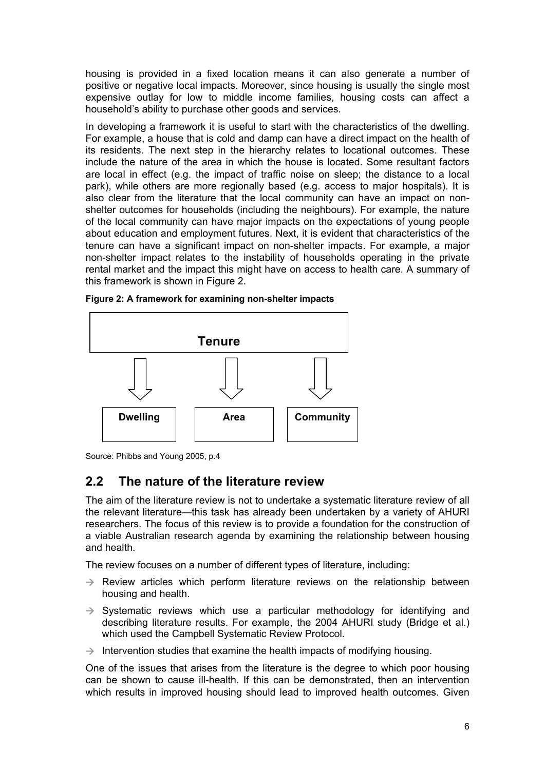housing is provided in a fixed location means it can also generate a number of positive or negative local impacts. Moreover, since housing is usually the single most expensive outlay for low to middle income families, housing costs can affect a household's ability to purchase other goods and services.

In developing a framework it is useful to start with the characteristics of the dwelling. For example, a house that is cold and damp can have a direct impact on the health of its residents. The next step in the hierarchy relates to locational outcomes. These include the nature of the area in which the house is located. Some resultant factors are local in effect (e.g. the impact of traffic noise on sleep; the distance to a local park), while others are more regionally based (e.g. access to major hospitals). It is also clear from the literature that the local community can have an impact on non-shelter outcomes for households (including the neighbours). For example, the nature of the local community can have major impacts on the expectations of young people about education and employment futures. Next, it is evident that characteristics of the tenure can have a significant impact on non-shelter impacts. For example, a major non-shelter impact relates to the instability of households operating in the private rental market and the impact this might have on access to health care. A summary of this framework is shown in Figure 2.

**Figure 2: A framework for examining non-shelter impacts**

**Tenure**

↓ ↓ ↓

**Dwelling** | **Area** | **Community**

Source: Phibbs and Young 2005, p.4

## 2.2 The nature of the literature review

The aim of the literature review is not to undertake a systematic literature review of all the relevant literature—this task has already been undertaken by a variety of AHURI researchers. The focus of this review is to provide a foundation for the construction of a viable Australian research agenda by examining the relationship between housing and health.

The review focuses on a number of different types of literature, including:

- Review articles which perform literature reviews on the relationship between housing and health.
- Systematic reviews which use a particular methodology for identifying and describing literature results. For example, the 2004 AHURI study (Bridge et al.) which used the Campbell Systematic Review Protocol.
- Intervention studies that examine the health impacts of modifying housing.

One of the issues that arises from the literature is the degree to which poor housing can be shown to cause ill-health. If this can be demonstrated, then an intervention which results in improved housing should lead to improved health outcomes. Given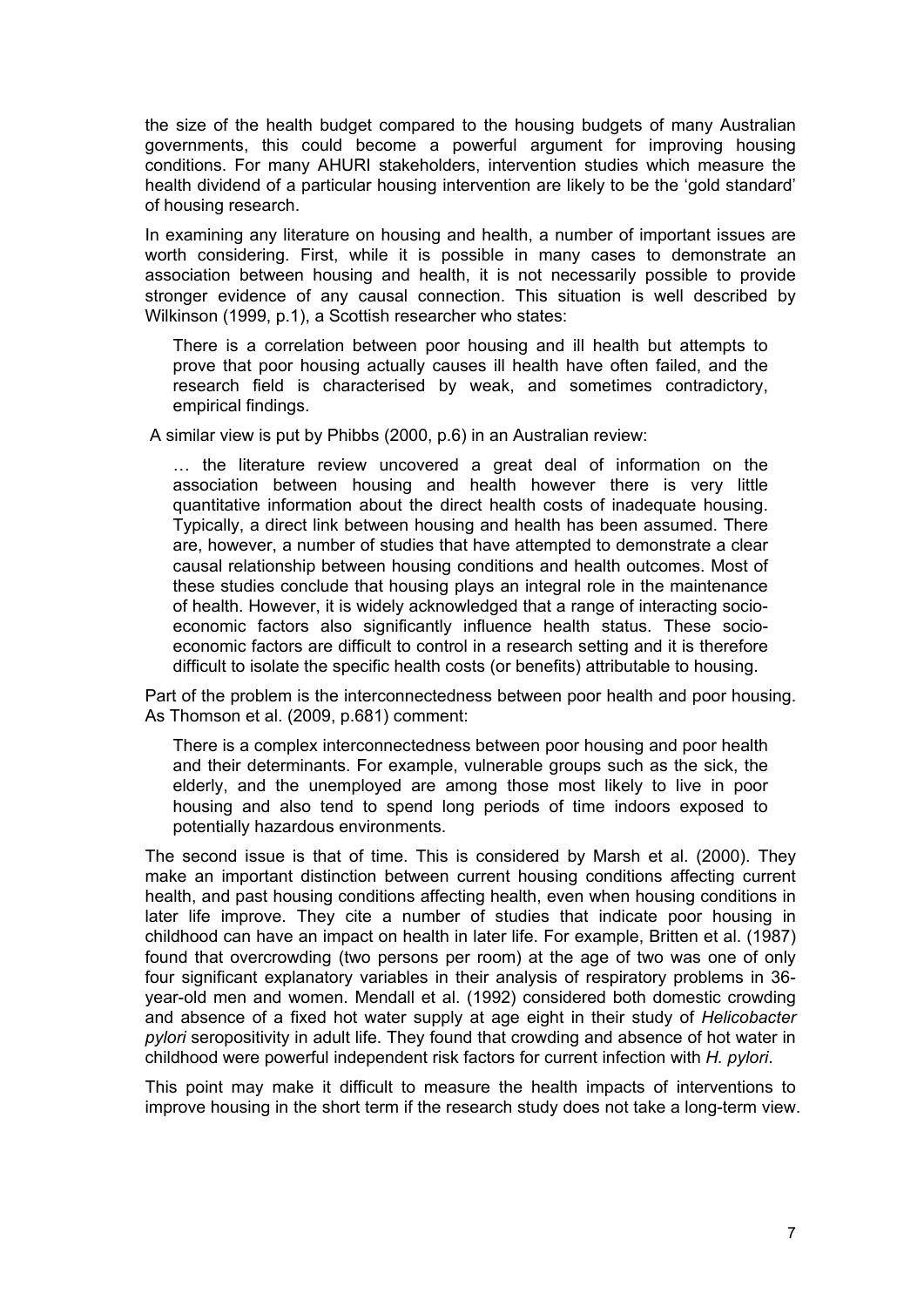the size of the health budget compared to the housing budgets of many Australian governments, this could become a powerful argument for improving housing conditions. For many AHURI stakeholders, intervention studies which measure the health dividend of a particular housing intervention are likely to be the 'gold standard' of housing research.

In examining any literature on housing and health, a number of important issues are worth considering. First, while it is possible in many cases to demonstrate an association between housing and health, it is not necessarily possible to provide stronger evidence of any causal connection. This situation is well described by Wilkinson (1999, p.1), a Scottish researcher who states:

> There is a correlation between poor housing and ill health but attempts to prove that poor housing actually causes ill health have often failed, and the research field is characterised by weak, and sometimes contradictory, empirical findings.

A similar view is put by Phibbs (2000, p.6) in an Australian review:

> … the literature review uncovered a great deal of information on the association between housing and health however there is very little quantitative information about the direct health costs of inadequate housing. Typically, a direct link between housing and health has been assumed. There are, however, a number of studies that have attempted to demonstrate a clear causal relationship between housing conditions and health outcomes. Most of these studies conclude that housing plays an integral role in the maintenance of health. However, it is widely acknowledged that a range of interacting socio-economic factors also significantly influence health status. These socio-economic factors are difficult to control in a research setting and it is therefore difficult to isolate the specific health costs (or benefits) attributable to housing.

Part of the problem is the interconnectedness between poor health and poor housing. As Thomson et al. (2009, p.681) comment:

> There is a complex interconnectedness between poor housing and poor health and their determinants. For example, vulnerable groups such as the sick, the elderly, and the unemployed are among those most likely to live in poor housing and also tend to spend long periods of time indoors exposed to potentially hazardous environments.

The second issue is that of time. This is considered by Marsh et al. (2000). They make an important distinction between current housing conditions affecting current health, and past housing conditions affecting health, even when housing conditions in later life improve. They cite a number of studies that indicate poor housing in childhood can have an impact on health in later life. For example, Britten et al. (1987) found that overcrowding (two persons per room) at the age of two was one of only four significant explanatory variables in their analysis of respiratory problems in 36-year-old men and women. Mendall et al. (1992) considered both domestic crowding and absence of a fixed hot water supply at age eight in their study of *Helicobacter pylori* seropositivity in adult life. They found that crowding and absence of hot water in childhood were powerful independent risk factors for current infection with *H. pylori*.

This point may make it difficult to measure the health impacts of interventions to improve housing in the short term if the research study does not take a long-term view.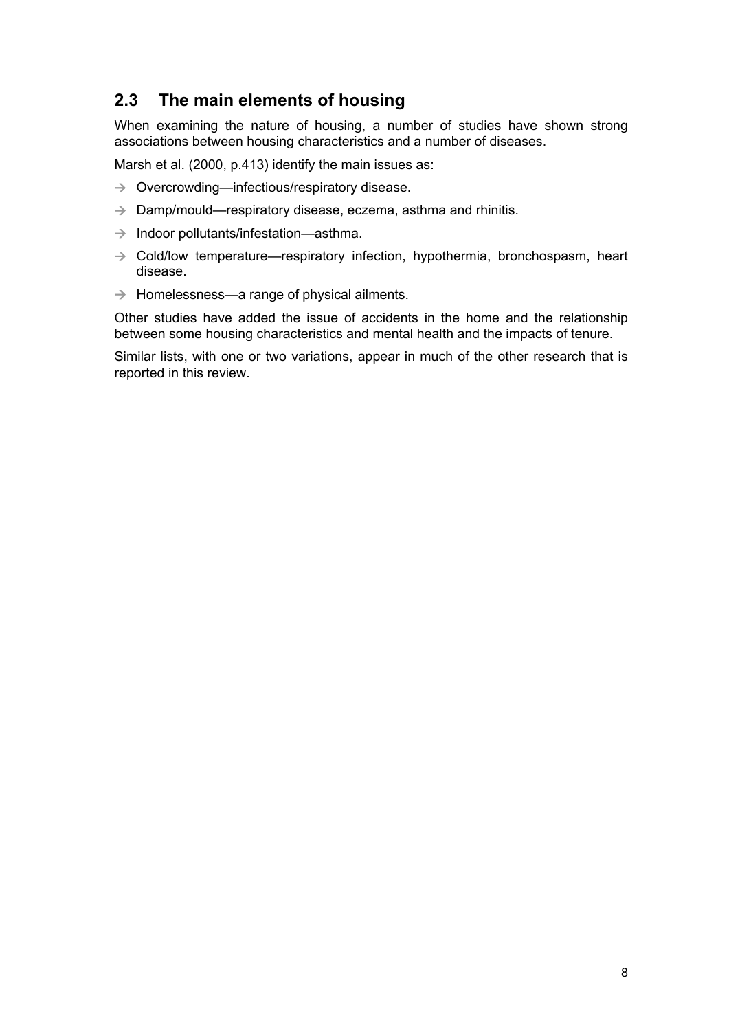## 2.3 The main elements of housing

When examining the nature of housing, a number of studies have shown strong associations between housing characteristics and a number of diseases.

Marsh et al. (2000, p.413) identify the main issues as:

- Overcrowding—infectious/respiratory disease.
- Damp/mould—respiratory disease, eczema, asthma and rhinitis.
- Indoor pollutants/infestation—asthma.
- Cold/low temperature—respiratory infection, hypothermia, bronchospasm, heart disease.
- Homelessness—a range of physical ailments.

Other studies have added the issue of accidents in the home and the relationship between some housing characteristics and mental health and the impacts of tenure.

Similar lists, with one or two variations, appear in much of the other research that is reported in this review.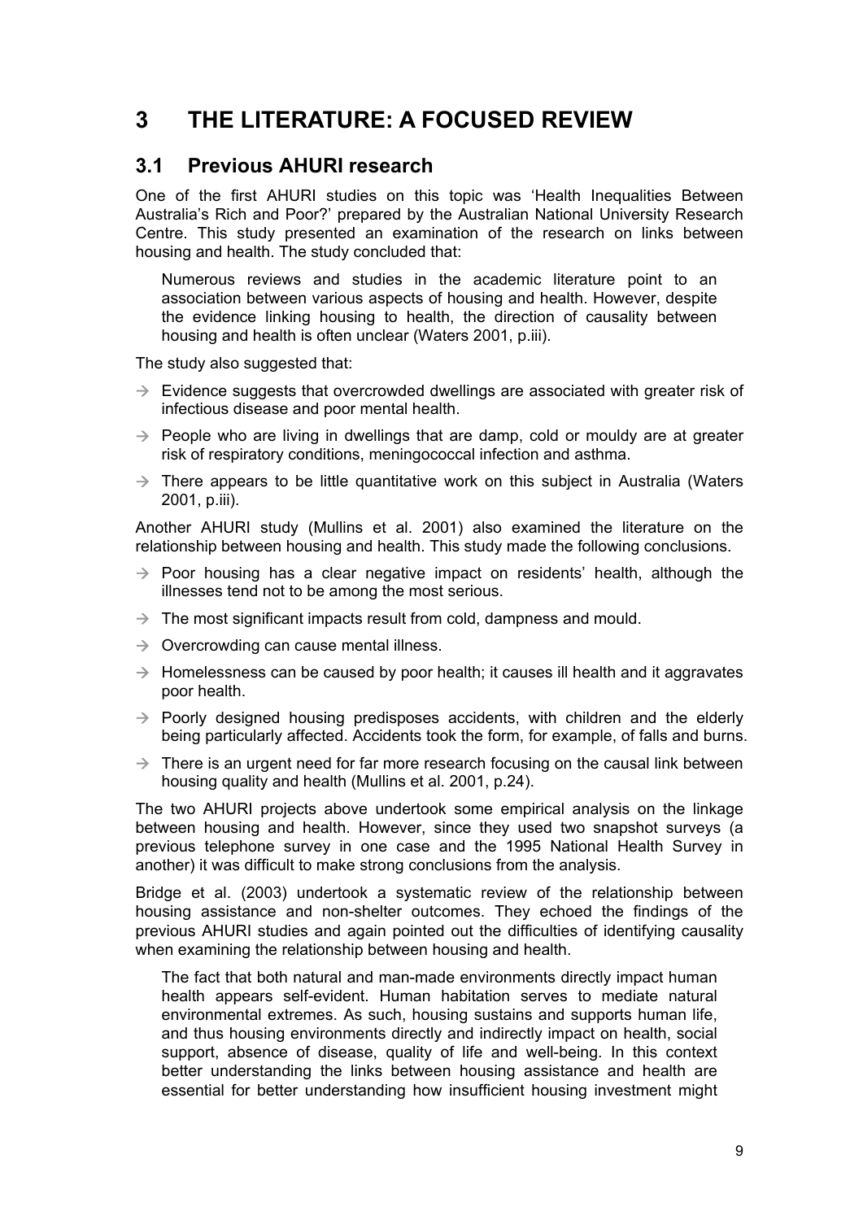# 3 THE LITERATURE: A FOCUSED REVIEW

## 3.1 Previous AHURI research

One of the first AHURI studies on this topic was 'Health Inequalities Between Australia's Rich and Poor?' prepared by the Australian National University Research Centre. This study presented an examination of the research on links between housing and health. The study concluded that:

> Numerous reviews and studies in the academic literature point to an association between various aspects of housing and health. However, despite the evidence linking housing to health, the direction of causality between housing and health is often unclear (Waters 2001, p.iii).

The study also suggested that:

- Evidence suggests that overcrowded dwellings are associated with greater risk of infectious disease and poor mental health.
- People who are living in dwellings that are damp, cold or mouldy are at greater risk of respiratory conditions, meningococcal infection and asthma.
- There appears to be little quantitative work on this subject in Australia (Waters 2001, p.iii).

Another AHURI study (Mullins et al. 2001) also examined the literature on the relationship between housing and health. This study made the following conclusions.

- Poor housing has a clear negative impact on residents' health, although the illnesses tend not to be among the most serious.
- The most significant impacts result from cold, dampness and mould.
- Overcrowding can cause mental illness.
- Homelessness can be caused by poor health; it causes ill health and it aggravates poor health.
- Poorly designed housing predisposes accidents, with children and the elderly being particularly affected. Accidents took the form, for example, of falls and burns.
- There is an urgent need for far more research focusing on the causal link between housing quality and health (Mullins et al. 2001, p.24).

The two AHURI projects above undertook some empirical analysis on the linkage between housing and health. However, since they used two snapshot surveys (a previous telephone survey in one case and the 1995 National Health Survey in another) it was difficult to make strong conclusions from the analysis.

Bridge et al. (2003) undertook a systematic review of the relationship between housing assistance and non-shelter outcomes. They echoed the findings of the previous AHURI studies and again pointed out the difficulties of identifying causality when examining the relationship between housing and health.

> The fact that both natural and man-made environments directly impact human health appears self-evident. Human habitation serves to mediate natural environmental extremes. As such, housing sustains and supports human life, and thus housing environments directly and indirectly impact on health, social support, absence of disease, quality of life and well-being. In this context better understanding the links between housing assistance and health are essential for better understanding how insufficient housing investment might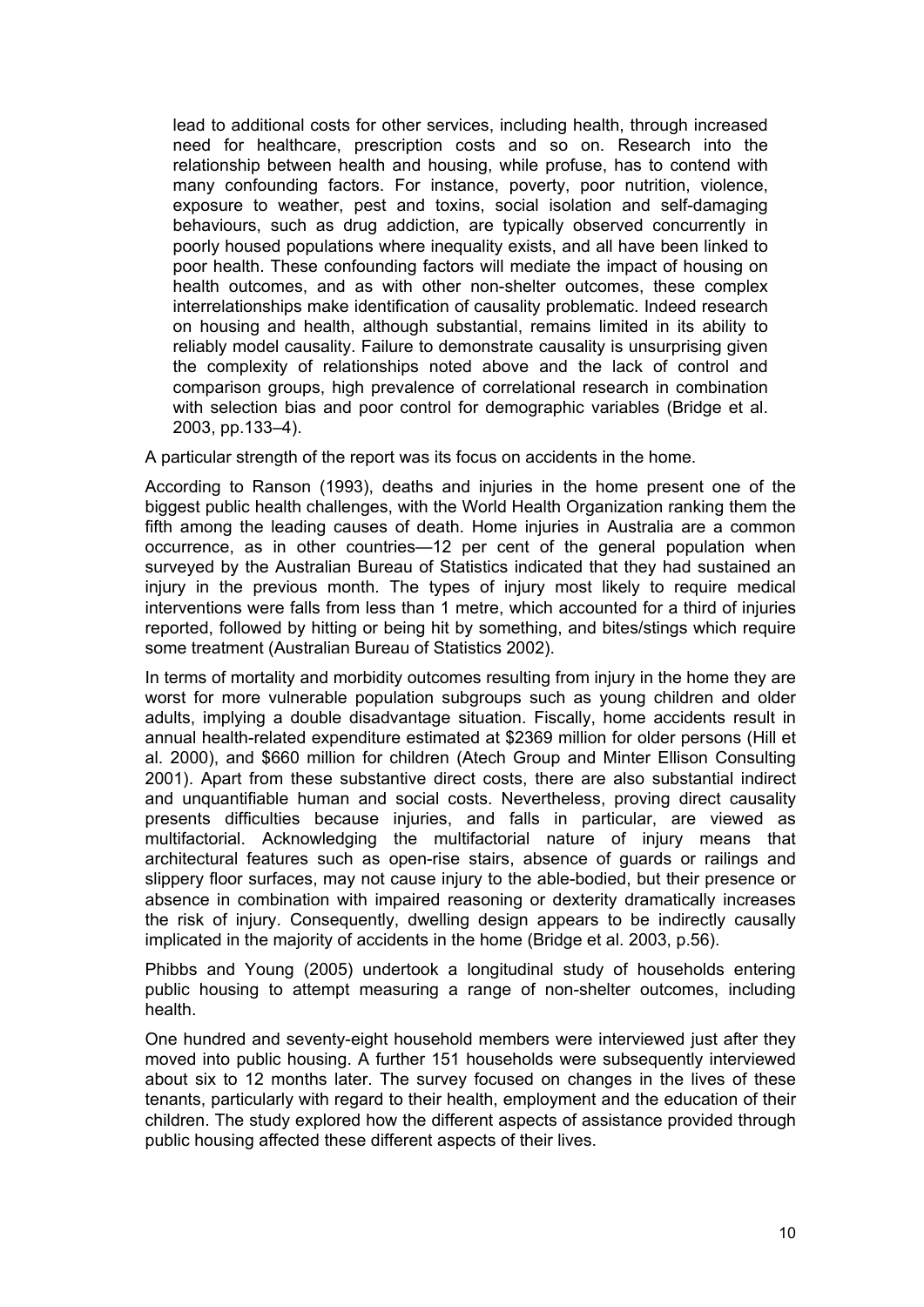lead to additional costs for other services, including health, through increased need for healthcare, prescription costs and so on. Research into the relationship between health and housing, while profuse, has to contend with many confounding factors. For instance, poverty, poor nutrition, violence, exposure to weather, pest and toxins, social isolation and self-damaging behaviours, such as drug addiction, are typically observed concurrently in poorly housed populations where inequality exists, and all have been linked to poor health. These confounding factors will mediate the impact of housing on health outcomes, and as with other non-shelter outcomes, these complex interrelationships make identification of causality problematic. Indeed research on housing and health, although substantial, remains limited in its ability to reliably model causality. Failure to demonstrate causality is unsurprising given the complexity of relationships noted above and the lack of control and comparison groups, high prevalence of correlational research in combination with selection bias and poor control for demographic variables (Bridge et al. 2003, pp.133–4).

A particular strength of the report was its focus on accidents in the home.

According to Ranson (1993), deaths and injuries in the home present one of the biggest public health challenges, with the World Health Organization ranking them the fifth among the leading causes of death. Home injuries in Australia are a common occurrence, as in other countries—12 per cent of the general population when surveyed by the Australian Bureau of Statistics indicated that they had sustained an injury in the previous month. The types of injury most likely to require medical interventions were falls from less than 1 metre, which accounted for a third of injuries reported, followed by hitting or being hit by something, and bites/stings which require some treatment (Australian Bureau of Statistics 2002).

In terms of mortality and morbidity outcomes resulting from injury in the home they are worst for more vulnerable population subgroups such as young children and older adults, implying a double disadvantage situation. Fiscally, home accidents result in annual health-related expenditure estimated at $2369 million for older persons (Hill et al. 2000), and $660 million for children (Atech Group and Minter Ellison Consulting 2001). Apart from these substantive direct costs, there are also substantial indirect and unquantifiable human and social costs. Nevertheless, proving direct causality presents difficulties because injuries, and falls in particular, are viewed as multifactorial. Acknowledging the multifactorial nature of injury means that architectural features such as open-rise stairs, absence of guards or railings and slippery floor surfaces, may not cause injury to the able-bodied, but their presence or absence in combination with impaired reasoning or dexterity dramatically increases the risk of injury. Consequently, dwelling design appears to be indirectly causally implicated in the majority of accidents in the home (Bridge et al. 2003, p.56).

Phibbs and Young (2005) undertook a longitudinal study of households entering public housing to attempt measuring a range of non-shelter outcomes, including health.

One hundred and seventy-eight household members were interviewed just after they moved into public housing. A further 151 households were subsequently interviewed about six to 12 months later. The survey focused on changes in the lives of these tenants, particularly with regard to their health, employment and the education of their children. The study explored how the different aspects of assistance provided through public housing affected these different aspects of their lives.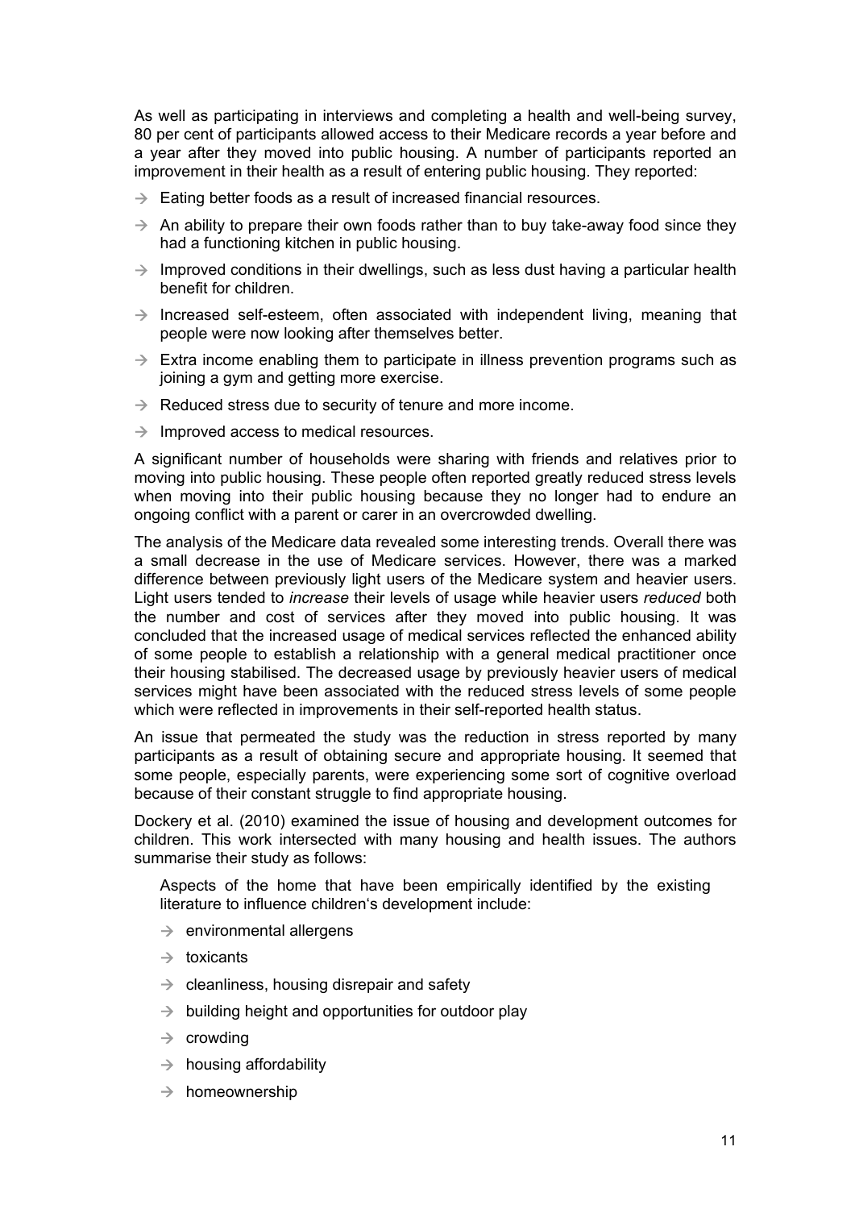As well as participating in interviews and completing a health and well-being survey, 80 per cent of participants allowed access to their Medicare records a year before and a year after they moved into public housing. A number of participants reported an improvement in their health as a result of entering public housing. They reported:

- Eating better foods as a result of increased financial resources.
- An ability to prepare their own foods rather than to buy take-away food since they had a functioning kitchen in public housing.
- Improved conditions in their dwellings, such as less dust having a particular health benefit for children.
- Increased self-esteem, often associated with independent living, meaning that people were now looking after themselves better.
- Extra income enabling them to participate in illness prevention programs such as joining a gym and getting more exercise.
- Reduced stress due to security of tenure and more income.
- Improved access to medical resources.

A significant number of households were sharing with friends and relatives prior to moving into public housing. These people often reported greatly reduced stress levels when moving into their public housing because they no longer had to endure an ongoing conflict with a parent or carer in an overcrowded dwelling.

The analysis of the Medicare data revealed some interesting trends. Overall there was a small decrease in the use of Medicare services. However, there was a marked difference between previously light users of the Medicare system and heavier users. Light users tended to *increase* their levels of usage while heavier users *reduced* both the number and cost of services after they moved into public housing. It was concluded that the increased usage of medical services reflected the enhanced ability of some people to establish a relationship with a general medical practitioner once their housing stabilised. The decreased usage by previously heavier users of medical services might have been associated with the reduced stress levels of some people which were reflected in improvements in their self-reported health status.

An issue that permeated the study was the reduction in stress reported by many participants as a result of obtaining secure and appropriate housing. It seemed that some people, especially parents, were experiencing some sort of cognitive overload because of their constant struggle to find appropriate housing.

Dockery et al. (2010) examined the issue of housing and development outcomes for children. This work intersected with many housing and health issues. The authors summarise their study as follows:

> Aspects of the home that have been empirically identified by the existing literature to influence children's development include:
>
> - environmental allergens
> - toxicants
> - cleanliness, housing disrepair and safety
> - building height and opportunities for outdoor play
> - crowding
> - housing affordability
> - homeownership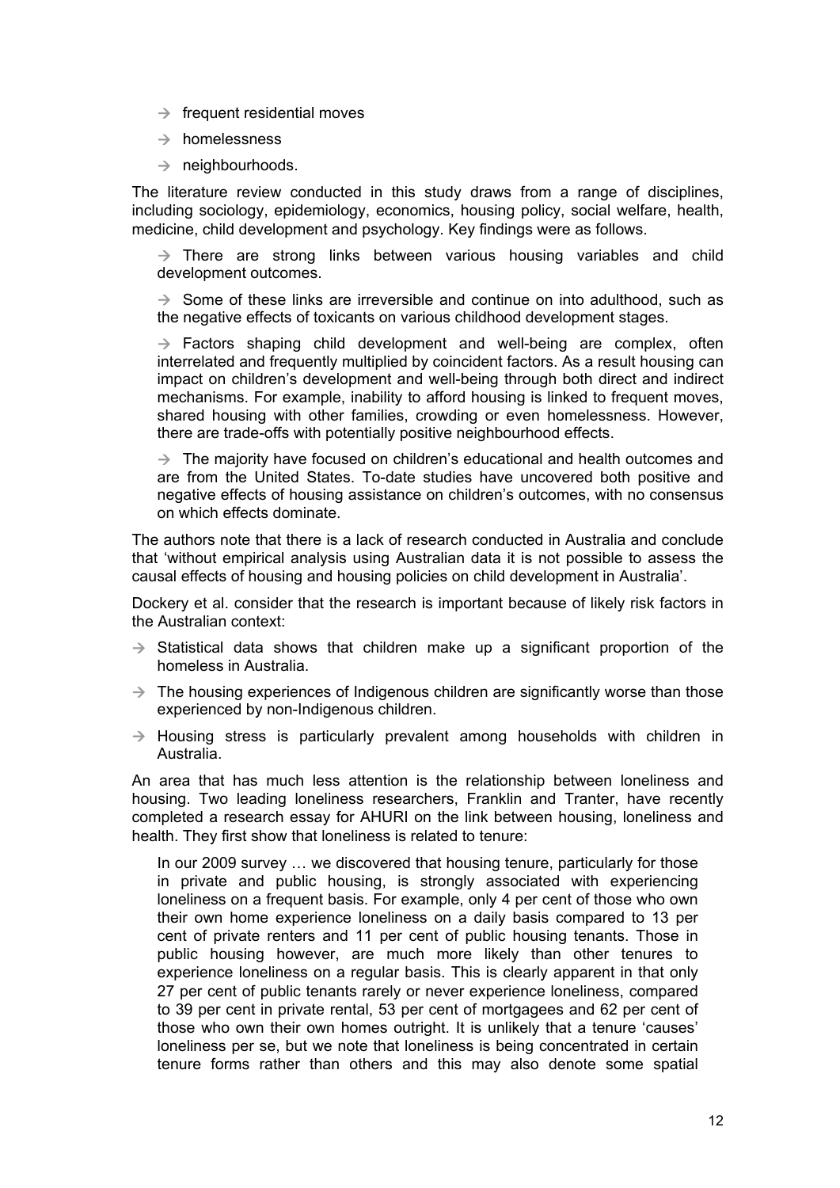- frequent residential moves
- homelessness
- neighbourhoods.

The literature review conducted in this study draws from a range of disciplines, including sociology, epidemiology, economics, housing policy, social welfare, health, medicine, child development and psychology. Key findings were as follows.

> - There are strong links between various housing variables and child development outcomes.
> - Some of these links are irreversible and continue on into adulthood, such as the negative effects of toxicants on various childhood development stages.
> - Factors shaping child development and well-being are complex, often interrelated and frequently multiplied by coincident factors. As a result housing can impact on children's development and well-being through both direct and indirect mechanisms. For example, inability to afford housing is linked to frequent moves, shared housing with other families, crowding or even homelessness. However, there are trade-offs with potentially positive neighbourhood effects.
> - The majority have focused on children's educational and health outcomes and are from the United States. To-date studies have uncovered both positive and negative effects of housing assistance on children's outcomes, with no consensus on which effects dominate.

The authors note that there is a lack of research conducted in Australia and conclude that 'without empirical analysis using Australian data it is not possible to assess the causal effects of housing and housing policies on child development in Australia'.

Dockery et al. consider that the research is important because of likely risk factors in the Australian context:

- Statistical data shows that children make up a significant proportion of the homeless in Australia.
- The housing experiences of Indigenous children are significantly worse than those experienced by non-Indigenous children.
- Housing stress is particularly prevalent among households with children in Australia.

An area that has much less attention is the relationship between loneliness and housing. Two leading loneliness researchers, Franklin and Tranter, have recently completed a research essay for AHURI on the link between housing, loneliness and health. They first show that loneliness is related to tenure:

> In our 2009 survey … we discovered that housing tenure, particularly for those in private and public housing, is strongly associated with experiencing loneliness on a frequent basis. For example, only 4 per cent of those who own their own home experience loneliness on a daily basis compared to 13 per cent of private renters and 11 per cent of public housing tenants. Those in public housing however, are much more likely than other tenures to experience loneliness on a regular basis. This is clearly apparent in that only 27 per cent of public tenants rarely or never experience loneliness, compared to 39 per cent in private rental, 53 per cent of mortgagees and 62 per cent of those who own their own homes outright. It is unlikely that a tenure 'causes' loneliness per se, but we note that loneliness is being concentrated in certain tenure forms rather than others and this may also denote some spatial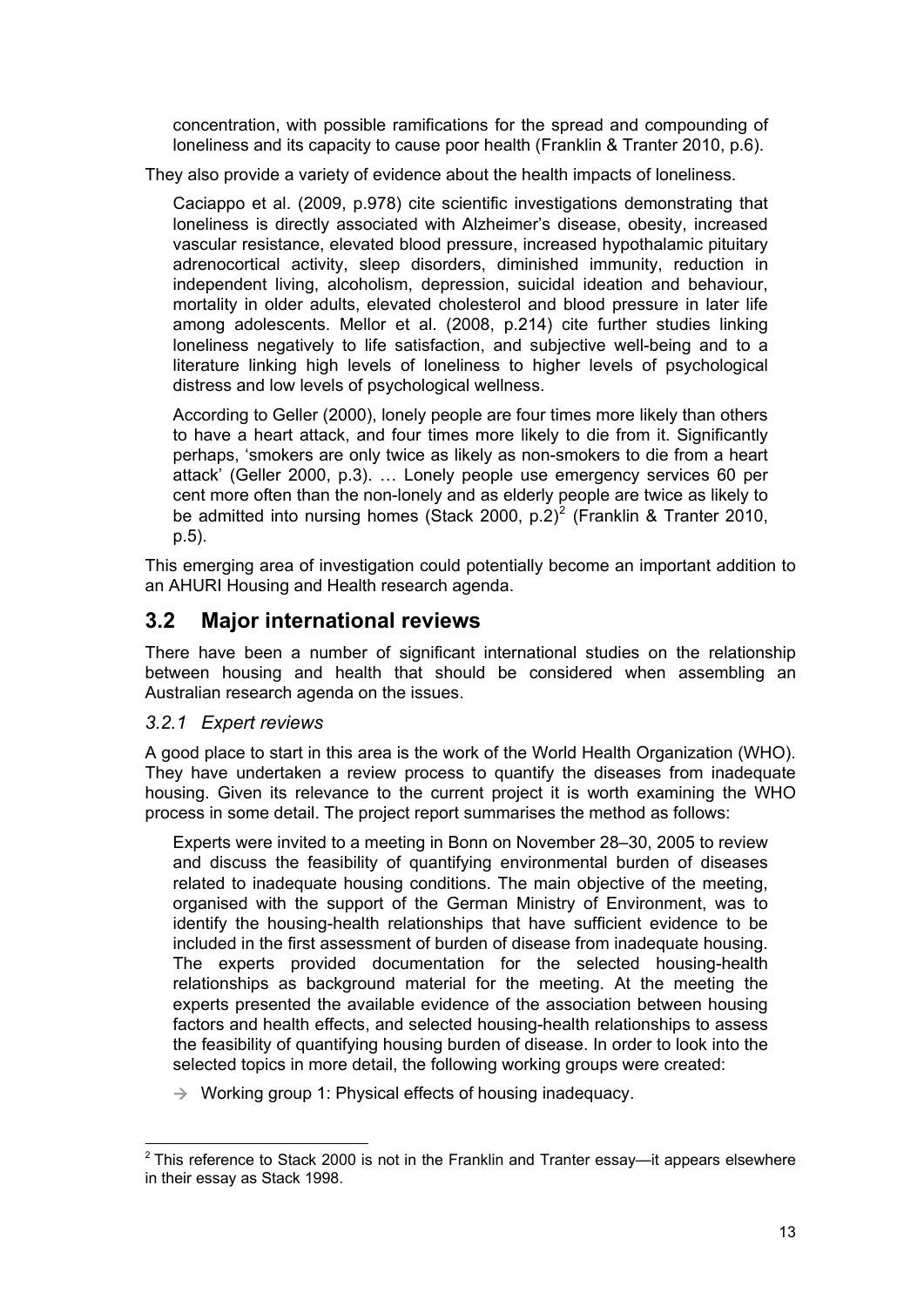> concentration, with possible ramifications for the spread and compounding of loneliness and its capacity to cause poor health (Franklin & Tranter 2010, p.6).

They also provide a variety of evidence about the health impacts of loneliness.

> Caciappo et al. (2009, p.978) cite scientific investigations demonstrating that loneliness is directly associated with Alzheimer's disease, obesity, increased vascular resistance, elevated blood pressure, increased hypothalamic pituitary adrenocortical activity, sleep disorders, diminished immunity, reduction in independent living, alcoholism, depression, suicidal ideation and behaviour, mortality in older adults, elevated cholesterol and blood pressure in later life among adolescents. Mellor et al. (2008, p.214) cite further studies linking loneliness negatively to life satisfaction, and subjective well-being and to a literature linking high levels of loneliness to higher levels of psychological distress and low levels of psychological wellness.
>
> According to Geller (2000), lonely people are four times more likely than others to have a heart attack, and four times more likely to die from it. Significantly perhaps, 'smokers are only twice as likely as non-smokers to die from a heart attack' (Geller 2000, p.3). … Lonely people use emergency services 60 per cent more often than the non-lonely and as elderly people are twice as likely to be admitted into nursing homes (Stack 2000, p.2)[2] (Franklin & Tranter 2010, p.5).

This emerging area of investigation could potentially become an important addition to an AHURI Housing and Health research agenda.

## 3.2 Major international reviews

There have been a number of significant international studies on the relationship between housing and health that should be considered when assembling an Australian research agenda on the issues.

### *3.2.1 Expert reviews*

A good place to start in this area is the work of the World Health Organization (WHO). They have undertaken a review process to quantify the diseases from inadequate housing. Given its relevance to the current project it is worth examining the WHO process in some detail. The project report summarises the method as follows:

> Experts were invited to a meeting in Bonn on November 28–30, 2005 to review and discuss the feasibility of quantifying environmental burden of diseases related to inadequate housing conditions. The main objective of the meeting, organised with the support of the German Ministry of Environment, was to identify the housing-health relationships that have sufficient evidence to be included in the first assessment of burden of disease from inadequate housing. The experts provided documentation for the selected housing-health relationships as background material for the meeting. At the meeting the experts presented the available evidence of the association between housing factors and health effects, and selected housing-health relationships to assess the feasibility of quantifying housing burden of disease. In order to look into the selected topics in more detail, the following working groups were created:
>
> → Working group 1: Physical effects of housing inadequacy.

[2] This reference to Stack 2000 is not in the Franklin and Tranter essay—it appears elsewhere in their essay as Stack 1998.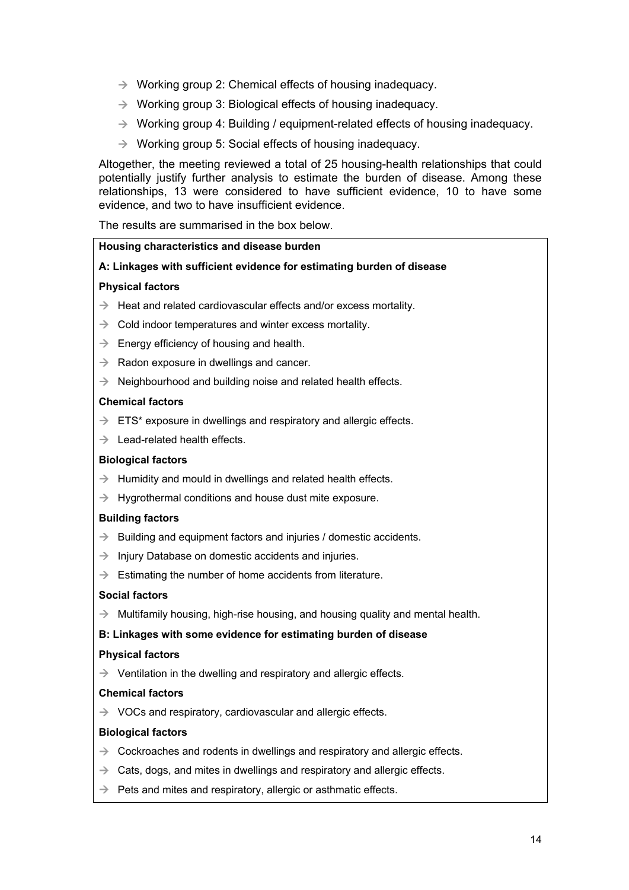- → Working group 2: Chemical effects of housing inadequacy.
- → Working group 3: Biological effects of housing inadequacy.
- → Working group 4: Building / equipment-related effects of housing inadequacy.
- → Working group 5: Social effects of housing inadequacy.

Altogether, the meeting reviewed a total of 25 housing-health relationships that could potentially justify further analysis to estimate the burden of disease. Among these relationships, 13 were considered to have sufficient evidence, 10 to have some evidence, and two to have insufficient evidence.

The results are summarised in the box below.

**Housing characteristics and disease burden**

**A: Linkages with sufficient evidence for estimating burden of disease**

**Physical factors**

- → Heat and related cardiovascular effects and/or excess mortality.
- → Cold indoor temperatures and winter excess mortality.
- → Energy efficiency of housing and health.
- → Radon exposure in dwellings and cancer.
- → Neighbourhood and building noise and related health effects.

**Chemical factors**

- → ETS* exposure in dwellings and respiratory and allergic effects.
- → Lead-related health effects.

**Biological factors**

- → Humidity and mould in dwellings and related health effects.
- → Hygrothermal conditions and house dust mite exposure.

**Building factors**

- → Building and equipment factors and injuries / domestic accidents.
- → Injury Database on domestic accidents and injuries.
- → Estimating the number of home accidents from literature.

**Social factors**

- → Multifamily housing, high-rise housing, and housing quality and mental health.

**B: Linkages with some evidence for estimating burden of disease**

**Physical factors**

- → Ventilation in the dwelling and respiratory and allergic effects.

**Chemical factors**

- → VOCs and respiratory, cardiovascular and allergic effects.

**Biological factors**

- → Cockroaches and rodents in dwellings and respiratory and allergic effects.
- → Cats, dogs, and mites in dwellings and respiratory and allergic effects.
- → Pets and mites and respiratory, allergic or asthmatic effects.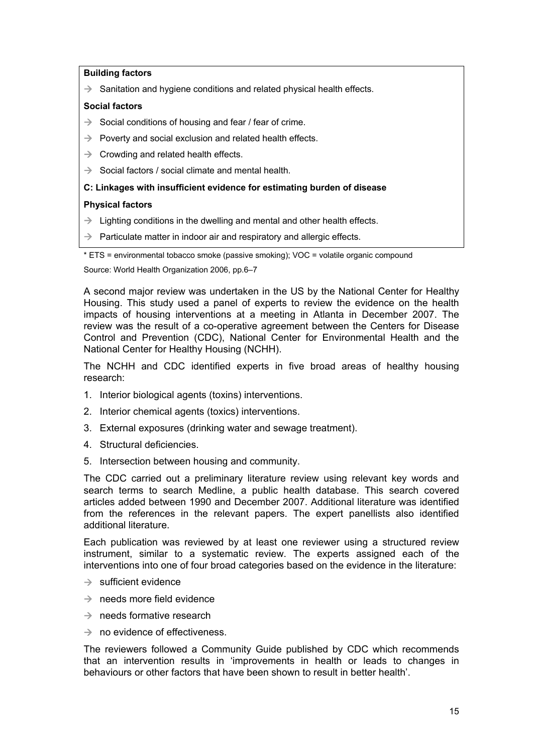**Building factors**

→ Sanitation and hygiene conditions and related physical health effects.

**Social factors**

→ Social conditions of housing and fear / fear of crime.

→ Poverty and social exclusion and related health effects.

→ Crowding and related health effects.

→ Social factors / social climate and mental health.

**C: Linkages with insufficient evidence for estimating burden of disease**

**Physical factors**

→ Lighting conditions in the dwelling and mental and other health effects.

→ Particulate matter in indoor air and respiratory and allergic effects.

* ETS = environmental tobacco smoke (passive smoking); VOC = volatile organic compound

Source: World Health Organization 2006, pp.6–7

A second major review was undertaken in the US by the National Center for Healthy Housing. This study used a panel of experts to review the evidence on the health impacts of housing interventions at a meeting in Atlanta in December 2007. The review was the result of a co-operative agreement between the Centers for Disease Control and Prevention (CDC), National Center for Environmental Health and the National Center for Healthy Housing (NCHH).

The NCHH and CDC identified experts in five broad areas of healthy housing research:

1. Interior biological agents (toxins) interventions.
2. Interior chemical agents (toxics) interventions.
3. External exposures (drinking water and sewage treatment).
4. Structural deficiencies.
5. Intersection between housing and community.

The CDC carried out a preliminary literature review using relevant key words and search terms to search Medline, a public health database. This search covered articles added between 1990 and December 2007. Additional literature was identified from the references in the relevant papers. The expert panellists also identified additional literature.

Each publication was reviewed by at least one reviewer using a structured review instrument, similar to a systematic review. The experts assigned each of the interventions into one of four broad categories based on the evidence in the literature:

→ sufficient evidence

→ needs more field evidence

→ needs formative research

→ no evidence of effectiveness.

The reviewers followed a Community Guide published by CDC which recommends that an intervention results in 'improvements in health or leads to changes in behaviours or other factors that have been shown to result in better health'.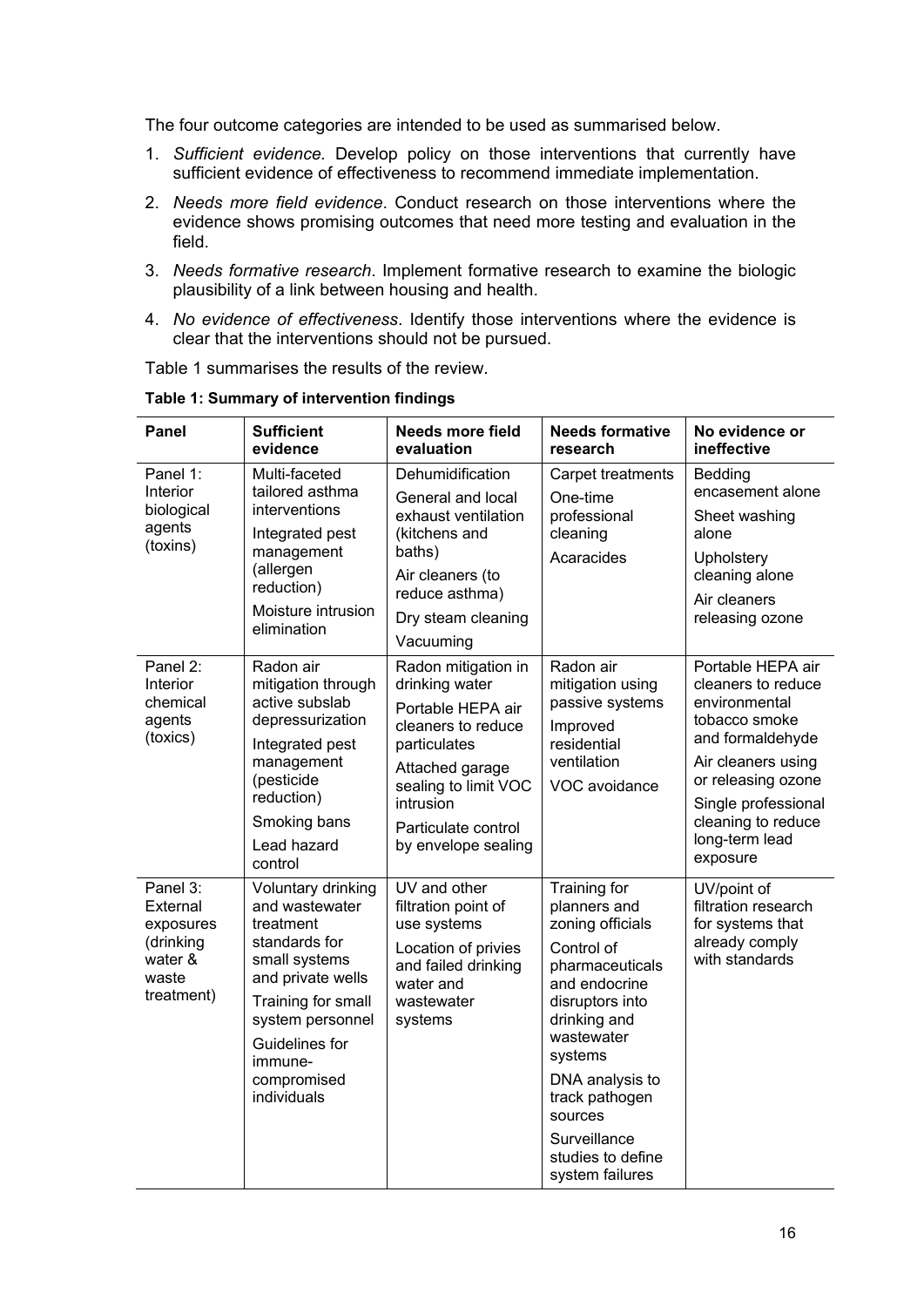The four outcome categories are intended to be used as summarised below.

1. *Sufficient evidence.* Develop policy on those interventions that currently have sufficient evidence of effectiveness to recommend immediate implementation.
2. *Needs more field evidence*. Conduct research on those interventions where the evidence shows promising outcomes that need more testing and evaluation in the field.
3. *Needs formative research*. Implement formative research to examine the biologic plausibility of a link between housing and health.
4. *No evidence of effectiveness*. Identify those interventions where the evidence is clear that the interventions should not be pursued.

Table 1 summarises the results of the review.

**Table 1: Summary of intervention findings**

| Panel | Sufficient evidence | Needs more field evaluation | Needs formative research | No evidence or ineffective |
|---|---|---|---|---|
| Panel 1: Interior biological agents (toxins) | Multi-faceted tailored asthma interventions<br>Integrated pest management (allergen reduction)<br>Moisture intrusion elimination | Dehumidification<br>General and local exhaust ventilation (kitchens and baths)<br>Air cleaners (to reduce asthma)<br>Dry steam cleaning<br>Vacuuming | Carpet treatments<br>One-time professional cleaning<br>Acaracides | Bedding encasement alone<br>Sheet washing alone<br>Upholstery cleaning alone<br>Air cleaners releasing ozone |
| Panel 2: Interior chemical agents (toxics) | Radon air mitigation through active subslab depressurization<br>Integrated pest management (pesticide reduction)<br>Smoking bans<br>Lead hazard control | Radon mitigation in drinking water<br>Portable HEPA air cleaners to reduce particulates<br>Attached garage sealing to limit VOC intrusion<br>Particulate control by envelope sealing | Radon air mitigation using passive systems<br>Improved residential ventilation<br>VOC avoidance | Portable HEPA air cleaners to reduce environmental tobacco smoke and formaldehyde<br>Air cleaners using or releasing ozone<br>Single professional cleaning to reduce long-term lead exposure |
| Panel 3: External exposures (drinking water & waste treatment) | Voluntary drinking and wastewater treatment standards for small systems and private wells<br>Training for small system personnel<br>Guidelines for immune-compromised individuals | UV and other filtration point of use systems<br>Location of privies and failed drinking water and wastewater systems | Training for planners and zoning officials<br>Control of pharmaceuticals and endocrine disruptors into drinking and wastewater systems<br>DNA analysis to track pathogen sources<br>Surveillance studies to define system failures | UV/point of filtration research for systems that already comply with standards |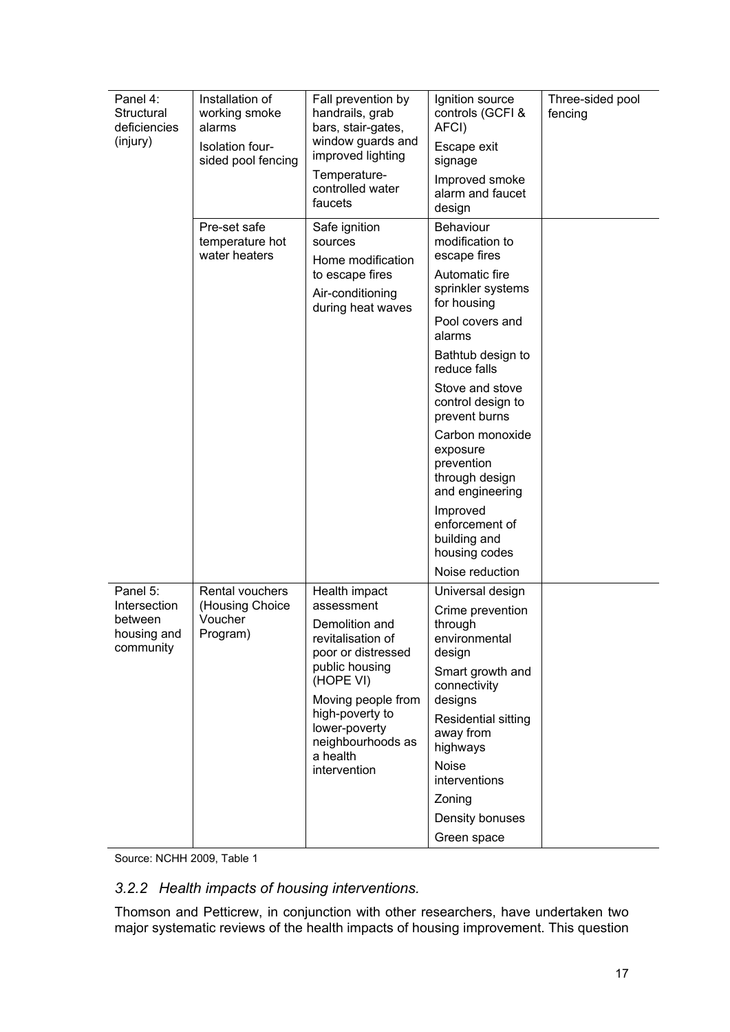| Panel 4: Structural deficiencies (injury) | Installation of working smoke alarms<br>Isolation four-sided pool fencing | Fall prevention by handrails, grab bars, stair-gates, window guards and improved lighting<br>Temperature-controlled water faucets | Ignition source controls (GCFI & AFCI)<br>Escape exit signage<br>Improved smoke alarm and faucet design | Three-sided pool fencing |
|---|---|---|---|---|
| | Pre-set safe temperature hot water heaters | Safe ignition sources<br>Home modification to escape fires<br>Air-conditioning during heat waves | Behaviour modification to escape fires<br>Automatic fire sprinkler systems for housing<br>Pool covers and alarms<br>Bathtub design to reduce falls<br>Stove and stove control design to prevent burns<br>Carbon monoxide exposure prevention through design and engineering<br>Improved enforcement of building and housing codes<br>Noise reduction | |
| Panel 5: Intersection between housing and community | Rental vouchers (Housing Choice Voucher Program) | Health impact assessment<br>Demolition and revitalisation of poor or distressed public housing (HOPE VI)<br>Moving people from high-poverty to lower-poverty neighbourhoods as a health intervention | Universal design<br>Crime prevention through environmental design<br>Smart growth and connectivity designs<br>Residential sitting away from highways<br>Noise interventions<br>Zoning<br>Density bonuses<br>Green space | |

Source: NCHH 2009, Table 1

### *3.2.2 Health impacts of housing interventions.*

Thomson and Petticrew, in conjunction with other researchers, have undertaken two major systematic reviews of the health impacts of housing improvement. This question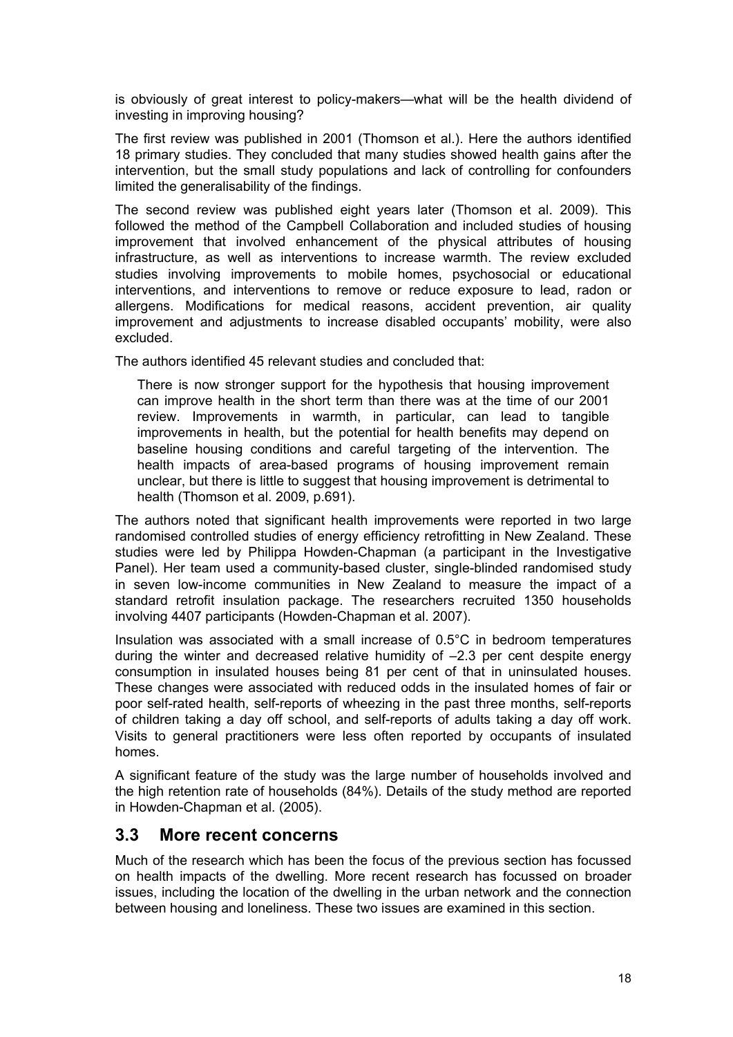is obviously of great interest to policy-makers—what will be the health dividend of investing in improving housing?

The first review was published in 2001 (Thomson et al.). Here the authors identified 18 primary studies. They concluded that many studies showed health gains after the intervention, but the small study populations and lack of controlling for confounders limited the generalisability of the findings.

The second review was published eight years later (Thomson et al. 2009). This followed the method of the Campbell Collaboration and included studies of housing improvement that involved enhancement of the physical attributes of housing infrastructure, as well as interventions to increase warmth. The review excluded studies involving improvements to mobile homes, psychosocial or educational interventions, and interventions to remove or reduce exposure to lead, radon or allergens. Modifications for medical reasons, accident prevention, air quality improvement and adjustments to increase disabled occupants' mobility, were also excluded.

The authors identified 45 relevant studies and concluded that:

> There is now stronger support for the hypothesis that housing improvement can improve health in the short term than there was at the time of our 2001 review. Improvements in warmth, in particular, can lead to tangible improvements in health, but the potential for health benefits may depend on baseline housing conditions and careful targeting of the intervention. The health impacts of area-based programs of housing improvement remain unclear, but there is little to suggest that housing improvement is detrimental to health (Thomson et al. 2009, p.691).

The authors noted that significant health improvements were reported in two large randomised controlled studies of energy efficiency retrofitting in New Zealand. These studies were led by Philippa Howden-Chapman (a participant in the Investigative Panel). Her team used a community-based cluster, single-blinded randomised study in seven low-income communities in New Zealand to measure the impact of a standard retrofit insulation package. The researchers recruited 1350 households involving 4407 participants (Howden-Chapman et al. 2007).

Insulation was associated with a small increase of 0.5°C in bedroom temperatures during the winter and decreased relative humidity of –2.3 per cent despite energy consumption in insulated houses being 81 per cent of that in uninsulated houses. These changes were associated with reduced odds in the insulated homes of fair or poor self-rated health, self-reports of wheezing in the past three months, self-reports of children taking a day off school, and self-reports of adults taking a day off work. Visits to general practitioners were less often reported by occupants of insulated homes.

A significant feature of the study was the large number of households involved and the high retention rate of households (84%). Details of the study method are reported in Howden-Chapman et al. (2005).

## 3.3 More recent concerns

Much of the research which has been the focus of the previous section has focussed on health impacts of the dwelling. More recent research has focussed on broader issues, including the location of the dwelling in the urban network and the connection between housing and loneliness. These two issues are examined in this section.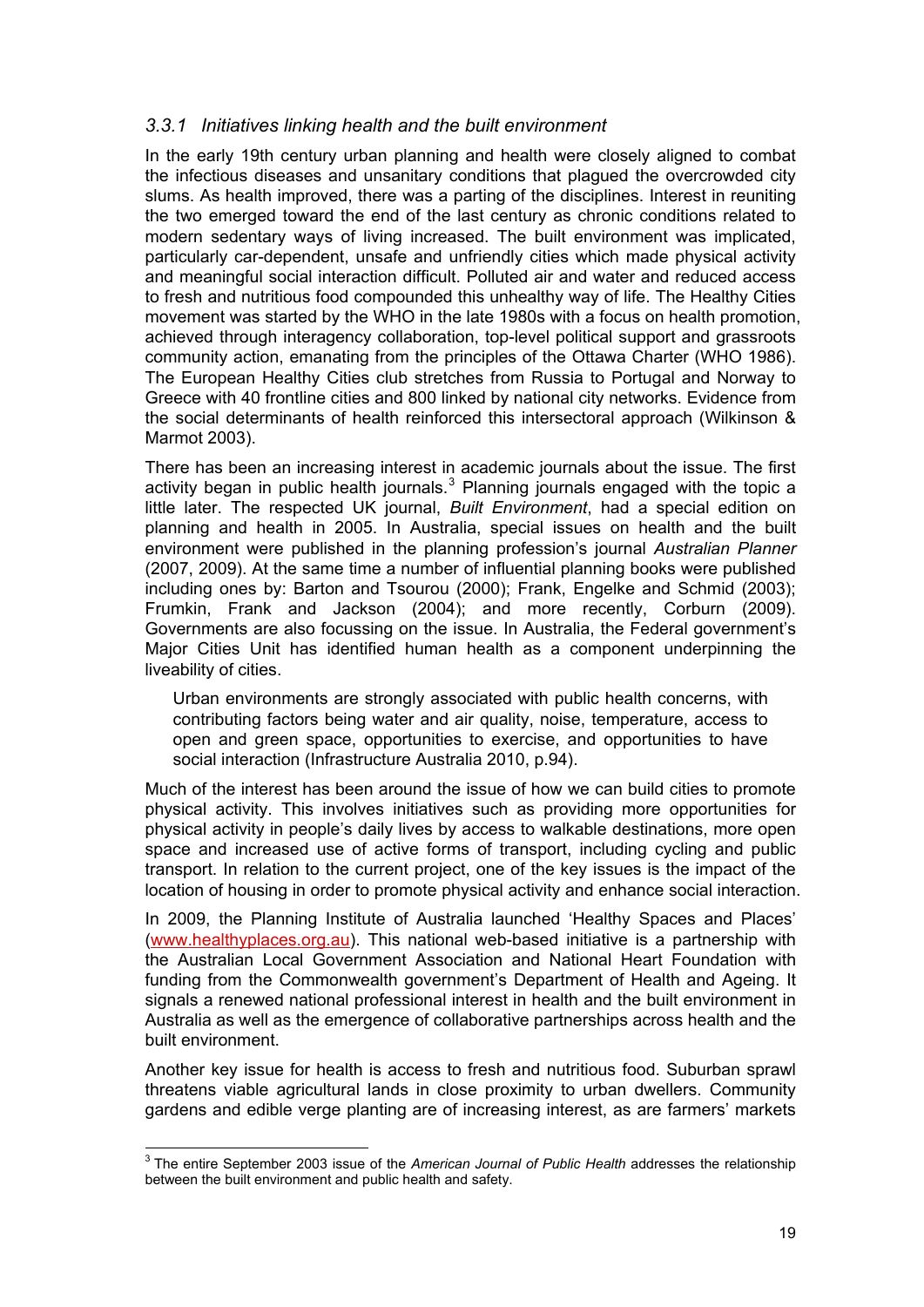### *3.3.1 Initiatives linking health and the built environment*

In the early 19th century urban planning and health were closely aligned to combat the infectious diseases and unsanitary conditions that plagued the overcrowded city slums. As health improved, there was a parting of the disciplines. Interest in reuniting the two emerged toward the end of the last century as chronic conditions related to modern sedentary ways of living increased. The built environment was implicated, particularly car-dependent, unsafe and unfriendly cities which made physical activity and meaningful social interaction difficult. Polluted air and water and reduced access to fresh and nutritious food compounded this unhealthy way of life. The Healthy Cities movement was started by the WHO in the late 1980s with a focus on health promotion, achieved through interagency collaboration, top-level political support and grassroots community action, emanating from the principles of the Ottawa Charter (WHO 1986). The European Healthy Cities club stretches from Russia to Portugal and Norway to Greece with 40 frontline cities and 800 linked by national city networks. Evidence from the social determinants of health reinforced this intersectoral approach (Wilkinson & Marmot 2003).

There has been an increasing interest in academic journals about the issue. The first activity began in public health journals.[3] Planning journals engaged with the topic a little later. The respected UK journal, *Built Environment*, had a special edition on planning and health in 2005. In Australia, special issues on health and the built environment were published in the planning profession's journal *Australian Planner* (2007, 2009). At the same time a number of influential planning books were published including ones by: Barton and Tsourou (2000); Frank, Engelke and Schmid (2003); Frumkin, Frank and Jackson (2004); and more recently, Corburn (2009). Governments are also focussing on the issue. In Australia, the Federal government's Major Cities Unit has identified human health as a component underpinning the liveability of cities.

> Urban environments are strongly associated with public health concerns, with contributing factors being water and air quality, noise, temperature, access to open and green space, opportunities to exercise, and opportunities to have social interaction (Infrastructure Australia 2010, p.94).

Much of the interest has been around the issue of how we can build cities to promote physical activity. This involves initiatives such as providing more opportunities for physical activity in people's daily lives by access to walkable destinations, more open space and increased use of active forms of transport, including cycling and public transport. In relation to the current project, one of the key issues is the impact of the location of housing in order to promote physical activity and enhance social interaction.

In 2009, the Planning Institute of Australia launched 'Healthy Spaces and Places' (www.healthyplaces.org.au). This national web-based initiative is a partnership with the Australian Local Government Association and National Heart Foundation with funding from the Commonwealth government's Department of Health and Ageing. It signals a renewed national professional interest in health and the built environment in Australia as well as the emergence of collaborative partnerships across health and the built environment.

Another key issue for health is access to fresh and nutritious food. Suburban sprawl threatens viable agricultural lands in close proximity to urban dwellers. Community gardens and edible verge planting are of increasing interest, as are farmers' markets

---

[3] The entire September 2003 issue of the *American Journal of Public Health* addresses the relationship between the built environment and public health and safety.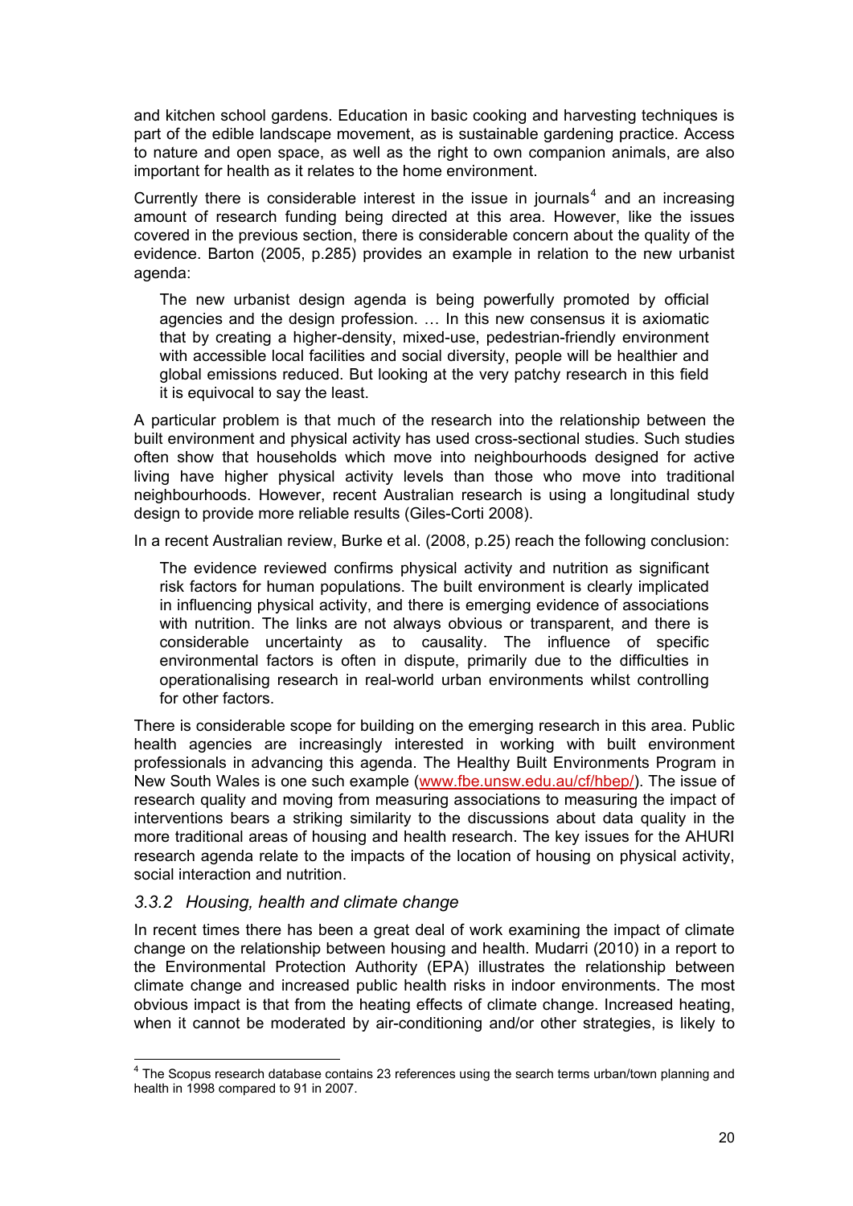and kitchen school gardens. Education in basic cooking and harvesting techniques is part of the edible landscape movement, as is sustainable gardening practice. Access to nature and open space, as well as the right to own companion animals, are also important for health as it relates to the home environment.

Currently there is considerable interest in the issue in journals[4] and an increasing amount of research funding being directed at this area. However, like the issues covered in the previous section, there is considerable concern about the quality of the evidence. Barton (2005, p.285) provides an example in relation to the new urbanist agenda:

> The new urbanist design agenda is being powerfully promoted by official agencies and the design profession. … In this new consensus it is axiomatic that by creating a higher-density, mixed-use, pedestrian-friendly environment with accessible local facilities and social diversity, people will be healthier and global emissions reduced. But looking at the very patchy research in this field it is equivocal to say the least.

A particular problem is that much of the research into the relationship between the built environment and physical activity has used cross-sectional studies. Such studies often show that households which move into neighbourhoods designed for active living have higher physical activity levels than those who move into traditional neighbourhoods. However, recent Australian research is using a longitudinal study design to provide more reliable results (Giles-Corti 2008).

In a recent Australian review, Burke et al. (2008, p.25) reach the following conclusion:

> The evidence reviewed confirms physical activity and nutrition as significant risk factors for human populations. The built environment is clearly implicated in influencing physical activity, and there is emerging evidence of associations with nutrition. The links are not always obvious or transparent, and there is considerable uncertainty as to causality. The influence of specific environmental factors is often in dispute, primarily due to the difficulties in operationalising research in real-world urban environments whilst controlling for other factors.

There is considerable scope for building on the emerging research in this area. Public health agencies are increasingly interested in working with built environment professionals in advancing this agenda. The Healthy Built Environments Program in New South Wales is one such example (www.fbe.unsw.edu.au/cf/hbep/). The issue of research quality and moving from measuring associations to measuring the impact of interventions bears a striking similarity to the discussions about data quality in the more traditional areas of housing and health research. The key issues for the AHURI research agenda relate to the impacts of the location of housing on physical activity, social interaction and nutrition.

### *3.3.2 Housing, health and climate change*

In recent times there has been a great deal of work examining the impact of climate change on the relationship between housing and health. Mudarri (2010) in a report to the Environmental Protection Authority (EPA) illustrates the relationship between climate change and increased public health risks in indoor environments. The most obvious impact is that from the heating effects of climate change. Increased heating, when it cannot be moderated by air-conditioning and/or other strategies, is likely to

---

[4] The Scopus research database contains 23 references using the search terms urban/town planning and health in 1998 compared to 91 in 2007.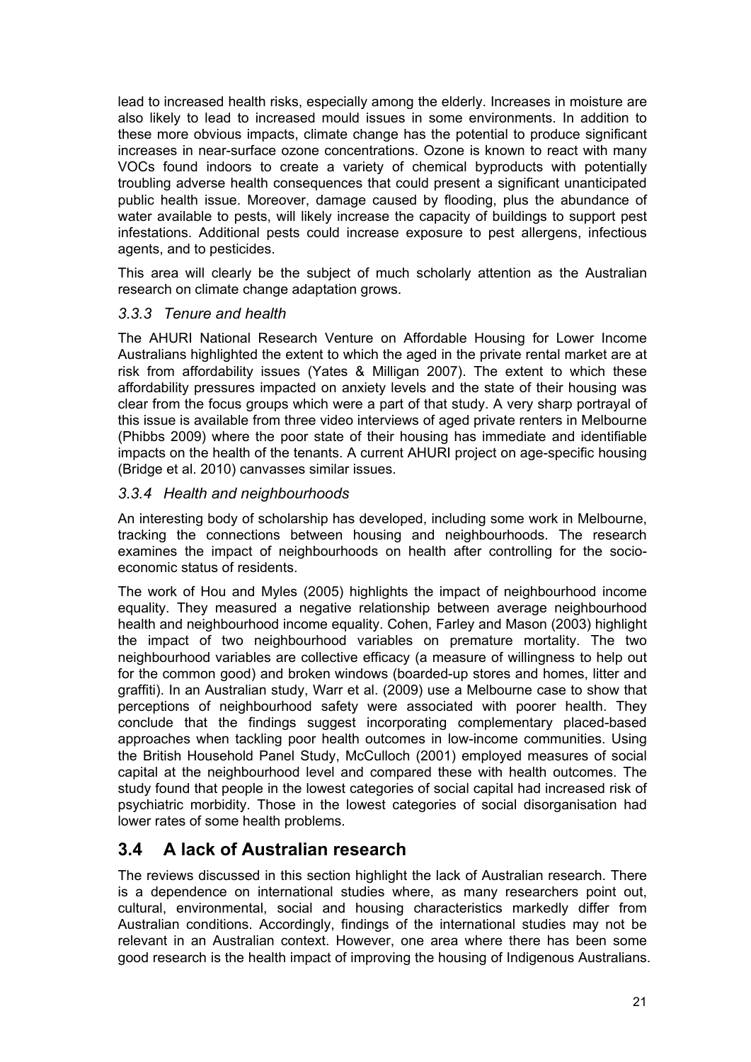lead to increased health risks, especially among the elderly. Increases in moisture are also likely to lead to increased mould issues in some environments. In addition to these more obvious impacts, climate change has the potential to produce significant increases in near-surface ozone concentrations. Ozone is known to react with many VOCs found indoors to create a variety of chemical byproducts with potentially troubling adverse health consequences that could present a significant unanticipated public health issue. Moreover, damage caused by flooding, plus the abundance of water available to pests, will likely increase the capacity of buildings to support pest infestations. Additional pests could increase exposure to pest allergens, infectious agents, and to pesticides.

This area will clearly be the subject of much scholarly attention as the Australian research on climate change adaptation grows.

### *3.3.3 Tenure and health*

The AHURI National Research Venture on Affordable Housing for Lower Income Australians highlighted the extent to which the aged in the private rental market are at risk from affordability issues (Yates & Milligan 2007). The extent to which these affordability pressures impacted on anxiety levels and the state of their housing was clear from the focus groups which were a part of that study. A very sharp portrayal of this issue is available from three video interviews of aged private renters in Melbourne (Phibbs 2009) where the poor state of their housing has immediate and identifiable impacts on the health of the tenants. A current AHURI project on age-specific housing (Bridge et al. 2010) canvasses similar issues.

### *3.3.4 Health and neighbourhoods*

An interesting body of scholarship has developed, including some work in Melbourne, tracking the connections between housing and neighbourhoods. The research examines the impact of neighbourhoods on health after controlling for the socio-economic status of residents.

The work of Hou and Myles (2005) highlights the impact of neighbourhood income equality. They measured a negative relationship between average neighbourhood health and neighbourhood income equality. Cohen, Farley and Mason (2003) highlight the impact of two neighbourhood variables on premature mortality. The two neighbourhood variables are collective efficacy (a measure of willingness to help out for the common good) and broken windows (boarded-up stores and homes, litter and graffiti). In an Australian study, Warr et al. (2009) use a Melbourne case to show that perceptions of neighbourhood safety were associated with poorer health. They conclude that the findings suggest incorporating complementary placed-based approaches when tackling poor health outcomes in low-income communities. Using the British Household Panel Study, McCulloch (2001) employed measures of social capital at the neighbourhood level and compared these with health outcomes. The study found that people in the lowest categories of social capital had increased risk of psychiatric morbidity. Those in the lowest categories of social disorganisation had lower rates of some health problems.

## 3.4 A lack of Australian research

The reviews discussed in this section highlight the lack of Australian research. There is a dependence on international studies where, as many researchers point out, cultural, environmental, social and housing characteristics markedly differ from Australian conditions. Accordingly, findings of the international studies may not be relevant in an Australian context. However, one area where there has been some good research is the health impact of improving the housing of Indigenous Australians.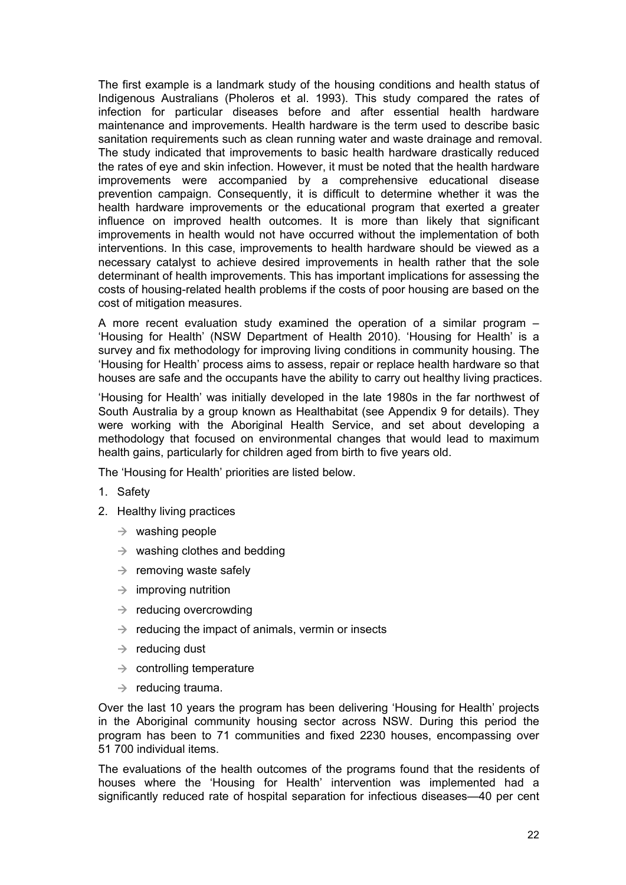The first example is a landmark study of the housing conditions and health status of Indigenous Australians (Pholeros et al. 1993). This study compared the rates of infection for particular diseases before and after essential health hardware maintenance and improvements. Health hardware is the term used to describe basic sanitation requirements such as clean running water and waste drainage and removal. The study indicated that improvements to basic health hardware drastically reduced the rates of eye and skin infection. However, it must be noted that the health hardware improvements were accompanied by a comprehensive educational disease prevention campaign. Consequently, it is difficult to determine whether it was the health hardware improvements or the educational program that exerted a greater influence on improved health outcomes. It is more than likely that significant improvements in health would not have occurred without the implementation of both interventions. In this case, improvements to health hardware should be viewed as a necessary catalyst to achieve desired improvements in health rather that the sole determinant of health improvements. This has important implications for assessing the costs of housing-related health problems if the costs of poor housing are based on the cost of mitigation measures.

A more recent evaluation study examined the operation of a similar program – 'Housing for Health' (NSW Department of Health 2010). 'Housing for Health' is a survey and fix methodology for improving living conditions in community housing. The 'Housing for Health' process aims to assess, repair or replace health hardware so that houses are safe and the occupants have the ability to carry out healthy living practices.

'Housing for Health' was initially developed in the late 1980s in the far northwest of South Australia by a group known as Healthabitat (see Appendix 9 for details). They were working with the Aboriginal Health Service, and set about developing a methodology that focused on environmental changes that would lead to maximum health gains, particularly for children aged from birth to five years old.

The 'Housing for Health' priorities are listed below.

1. Safety
2. Healthy living practices
   - washing people
   - washing clothes and bedding
   - removing waste safely
   - improving nutrition
   - reducing overcrowding
   - reducing the impact of animals, vermin or insects
   - reducing dust
   - controlling temperature
   - reducing trauma.

Over the last 10 years the program has been delivering 'Housing for Health' projects in the Aboriginal community housing sector across NSW. During this period the program has been to 71 communities and fixed 2230 houses, encompassing over 51 700 individual items.

The evaluations of the health outcomes of the programs found that the residents of houses where the 'Housing for Health' intervention was implemented had a significantly reduced rate of hospital separation for infectious diseases—40 per cent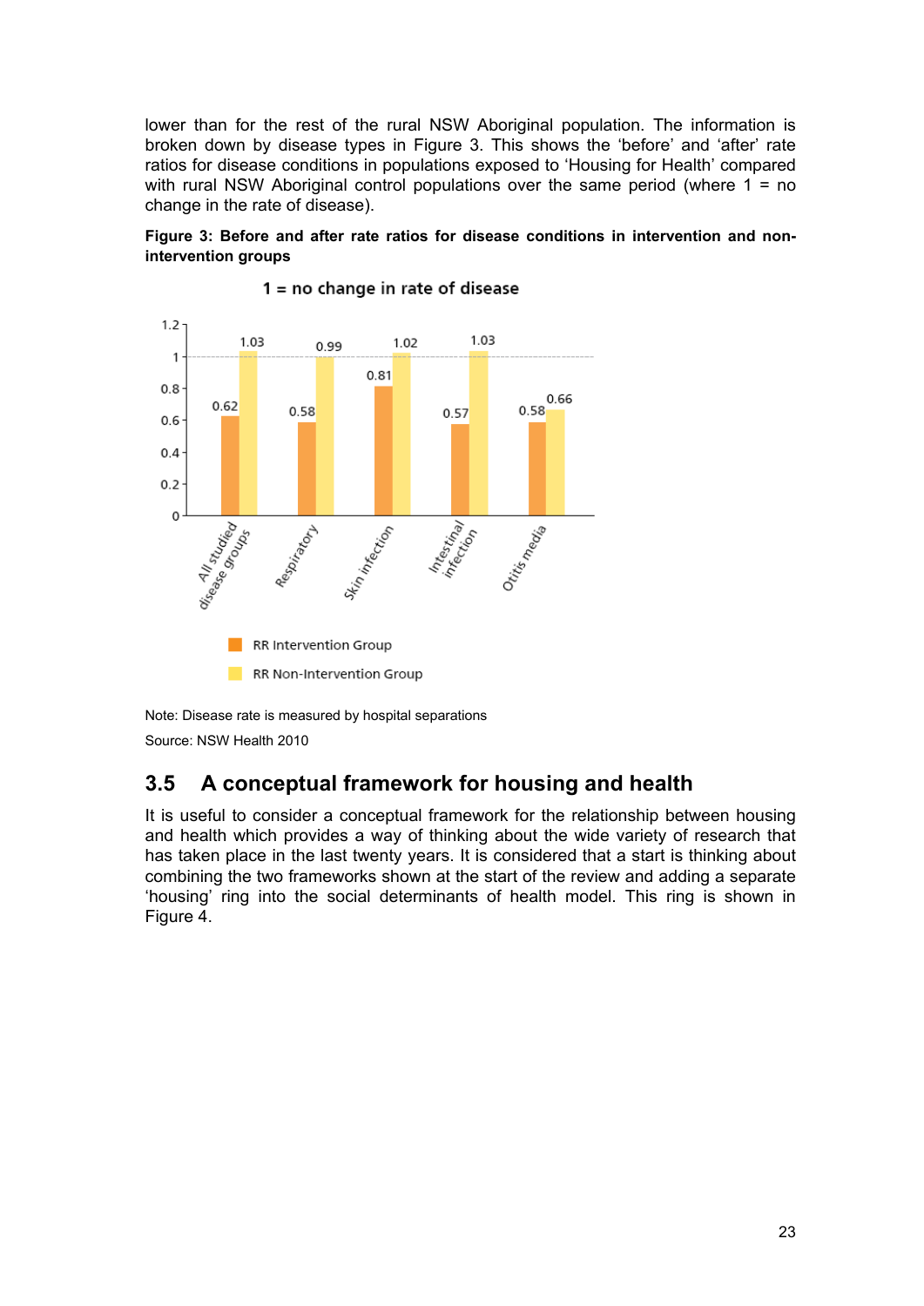lower than for the rest of the rural NSW Aboriginal population. The information is broken down by disease types in Figure 3. This shows the 'before' and 'after' rate ratios for disease conditions in populations exposed to 'Housing for Health' compared with rural NSW Aboriginal control populations over the same period (where 1 = no change in the rate of disease).

**Figure 3: Before and after rate ratios for disease conditions in intervention and non-intervention groups**

1 = no change in rate of disease

| | RR Intervention Group | RR Non-Intervention Group |
|---|---|---|
| All studied disease groups | 0.62 | 1.03 |
| Respiratory | 0.58 | 0.99 |
| Skin infection | 0.81 | 1.02 |
| Intestinal infection | 0.57 | 1.03 |
| Otitis media | 0.58 | 0.66 |

Note: Disease rate is measured by hospital separations

Source: NSW Health 2010

## 3.5 A conceptual framework for housing and health

It is useful to consider a conceptual framework for the relationship between housing and health which provides a way of thinking about the wide variety of research that has taken place in the last twenty years. It is considered that a start is thinking about combining the two frameworks shown at the start of the review and adding a separate 'housing' ring into the social determinants of health model. This ring is shown in Figure 4.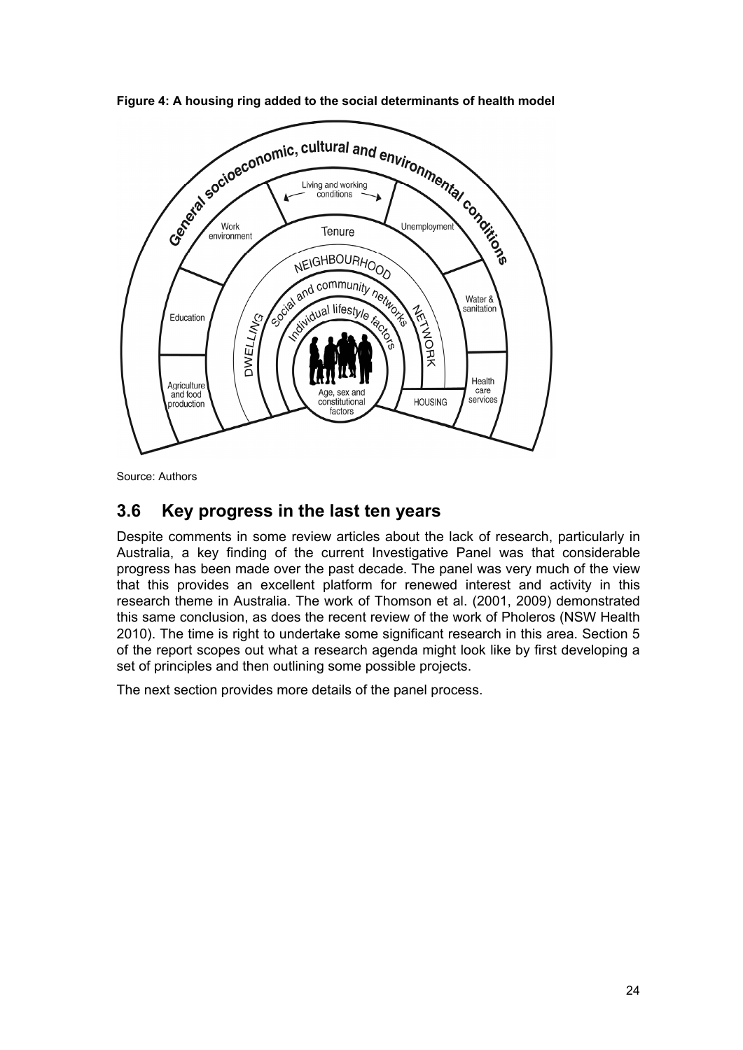**Figure 4: A housing ring added to the social determinants of health model**

Source: Authors

## 3.6 Key progress in the last ten years

Despite comments in some review articles about the lack of research, particularly in Australia, a key finding of the current Investigative Panel was that considerable progress has been made over the past decade. The panel was very much of the view that this provides an excellent platform for renewed interest and activity in this research theme in Australia. The work of Thomson et al. (2001, 2009) demonstrated this same conclusion, as does the recent review of the work of Pholeros (NSW Health 2010). The time is right to undertake some significant research in this area. Section 5 of the report scopes out what a research agenda might look like by first developing a set of principles and then outlining some possible projects.

The next section provides more details of the panel process.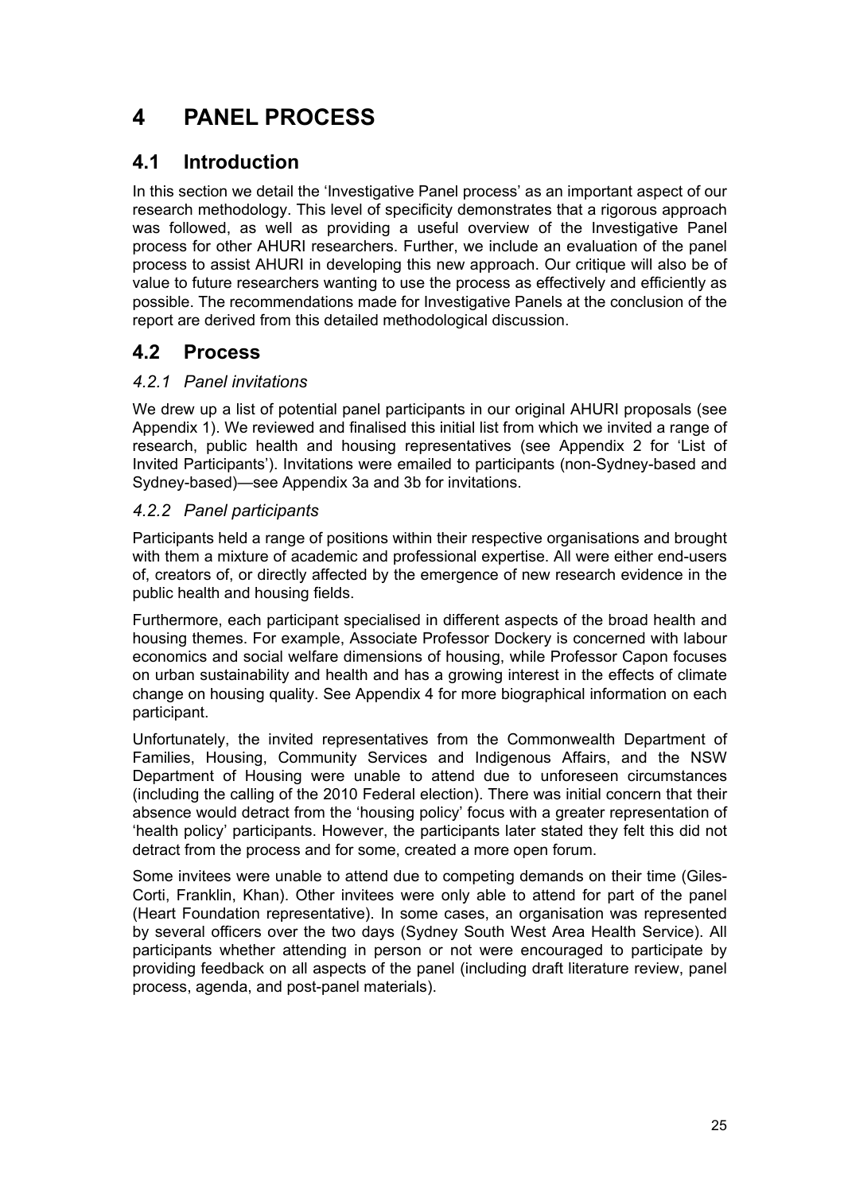# 4 PANEL PROCESS

## 4.1 Introduction

In this section we detail the 'Investigative Panel process' as an important aspect of our research methodology. This level of specificity demonstrates that a rigorous approach was followed, as well as providing a useful overview of the Investigative Panel process for other AHURI researchers. Further, we include an evaluation of the panel process to assist AHURI in developing this new approach. Our critique will also be of value to future researchers wanting to use the process as effectively and efficiently as possible. The recommendations made for Investigative Panels at the conclusion of the report are derived from this detailed methodological discussion.

## 4.2 Process

### *4.2.1 Panel invitations*

We drew up a list of potential panel participants in our original AHURI proposals (see Appendix 1). We reviewed and finalised this initial list from which we invited a range of research, public health and housing representatives (see Appendix 2 for 'List of Invited Participants'). Invitations were emailed to participants (non-Sydney-based and Sydney-based)—see Appendix 3a and 3b for invitations.

### *4.2.2 Panel participants*

Participants held a range of positions within their respective organisations and brought with them a mixture of academic and professional expertise. All were either end-users of, creators of, or directly affected by the emergence of new research evidence in the public health and housing fields.

Furthermore, each participant specialised in different aspects of the broad health and housing themes. For example, Associate Professor Dockery is concerned with labour economics and social welfare dimensions of housing, while Professor Capon focuses on urban sustainability and health and has a growing interest in the effects of climate change on housing quality. See Appendix 4 for more biographical information on each participant.

Unfortunately, the invited representatives from the Commonwealth Department of Families, Housing, Community Services and Indigenous Affairs, and the NSW Department of Housing were unable to attend due to unforeseen circumstances (including the calling of the 2010 Federal election). There was initial concern that their absence would detract from the 'housing policy' focus with a greater representation of 'health policy' participants. However, the participants later stated they felt this did not detract from the process and for some, created a more open forum.

Some invitees were unable to attend due to competing demands on their time (Giles-Corti, Franklin, Khan). Other invitees were only able to attend for part of the panel (Heart Foundation representative). In some cases, an organisation was represented by several officers over the two days (Sydney South West Area Health Service). All participants whether attending in person or not were encouraged to participate by providing feedback on all aspects of the panel (including draft literature review, panel process, agenda, and post-panel materials).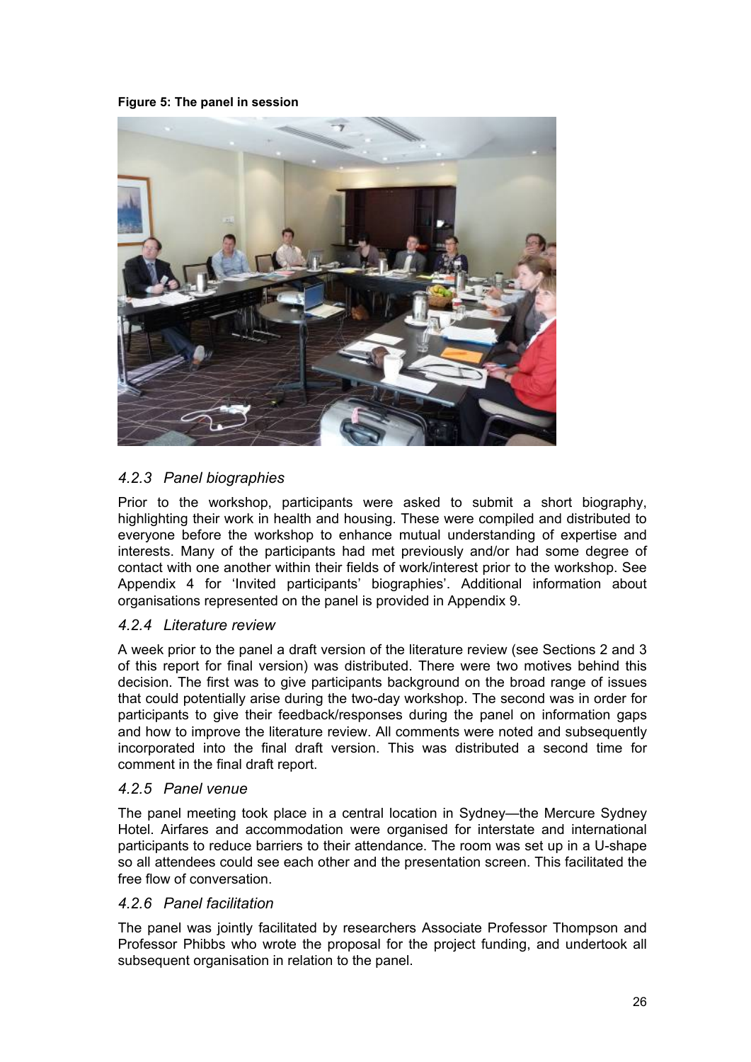**Figure 5: The panel in session**

### *4.2.3 Panel biographies*

Prior to the workshop, participants were asked to submit a short biography, highlighting their work in health and housing. These were compiled and distributed to everyone before the workshop to enhance mutual understanding of expertise and interests. Many of the participants had met previously and/or had some degree of contact with one another within their fields of work/interest prior to the workshop. See Appendix 4 for 'Invited participants' biographies'. Additional information about organisations represented on the panel is provided in Appendix 9.

### *4.2.4 Literature review*

A week prior to the panel a draft version of the literature review (see Sections 2 and 3 of this report for final version) was distributed. There were two motives behind this decision. The first was to give participants background on the broad range of issues that could potentially arise during the two-day workshop. The second was in order for participants to give their feedback/responses during the panel on information gaps and how to improve the literature review. All comments were noted and subsequently incorporated into the final draft version. This was distributed a second time for comment in the final draft report.

### *4.2.5 Panel venue*

The panel meeting took place in a central location in Sydney—the Mercure Sydney Hotel. Airfares and accommodation were organised for interstate and international participants to reduce barriers to their attendance. The room was set up in a U-shape so all attendees could see each other and the presentation screen. This facilitated the free flow of conversation.

### *4.2.6 Panel facilitation*

The panel was jointly facilitated by researchers Associate Professor Thompson and Professor Phibbs who wrote the proposal for the project funding, and undertook all subsequent organisation in relation to the panel.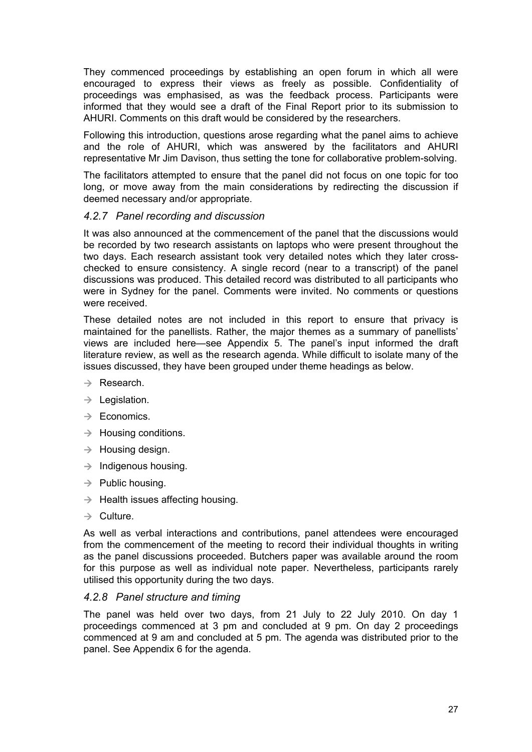They commenced proceedings by establishing an open forum in which all were encouraged to express their views as freely as possible. Confidentiality of proceedings was emphasised, as was the feedback process. Participants were informed that they would see a draft of the Final Report prior to its submission to AHURI. Comments on this draft would be considered by the researchers.

Following this introduction, questions arose regarding what the panel aims to achieve and the role of AHURI, which was answered by the facilitators and AHURI representative Mr Jim Davison, thus setting the tone for collaborative problem-solving.

The facilitators attempted to ensure that the panel did not focus on one topic for too long, or move away from the main considerations by redirecting the discussion if deemed necessary and/or appropriate.

### *4.2.7 Panel recording and discussion*

It was also announced at the commencement of the panel that the discussions would be recorded by two research assistants on laptops who were present throughout the two days. Each research assistant took very detailed notes which they later cross-checked to ensure consistency. A single record (near to a transcript) of the panel discussions was produced. This detailed record was distributed to all participants who were in Sydney for the panel. Comments were invited. No comments or questions were received.

These detailed notes are not included in this report to ensure that privacy is maintained for the panellists. Rather, the major themes as a summary of panellists' views are included here—see Appendix 5. The panel's input informed the draft literature review, as well as the research agenda. While difficult to isolate many of the issues discussed, they have been grouped under theme headings as below.

- Research.
- Legislation.
- Economics.
- Housing conditions.
- Housing design.
- Indigenous housing.
- Public housing.
- Health issues affecting housing.
- Culture.

As well as verbal interactions and contributions, panel attendees were encouraged from the commencement of the meeting to record their individual thoughts in writing as the panel discussions proceeded. Butchers paper was available around the room for this purpose as well as individual note paper. Nevertheless, participants rarely utilised this opportunity during the two days.

### *4.2.8 Panel structure and timing*

The panel was held over two days, from 21 July to 22 July 2010. On day 1 proceedings commenced at 3 pm and concluded at 9 pm. On day 2 proceedings commenced at 9 am and concluded at 5 pm. The agenda was distributed prior to the panel. See Appendix 6 for the agenda.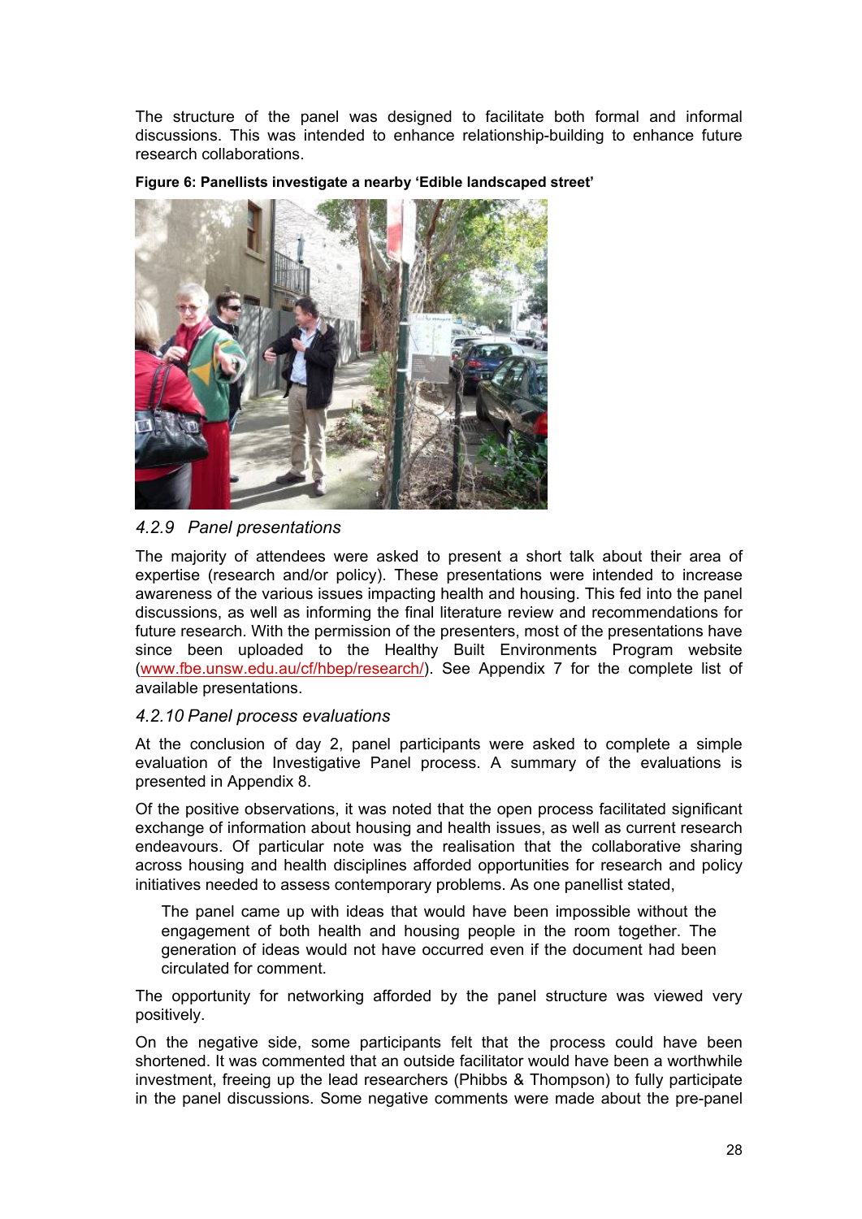The structure of the panel was designed to facilitate both formal and informal discussions. This was intended to enhance relationship-building to enhance future research collaborations.

**Figure 6: Panellists investigate a nearby 'Edible landscaped street'**

### *4.2.9 Panel presentations*

The majority of attendees were asked to present a short talk about their area of expertise (research and/or policy). These presentations were intended to increase awareness of the various issues impacting health and housing. This fed into the panel discussions, as well as informing the final literature review and recommendations for future research. With the permission of the presenters, most of the presentations have since been uploaded to the Healthy Built Environments Program website (www.fbe.unsw.edu.au/cf/hbep/research/). See Appendix 7 for the complete list of available presentations.

### *4.2.10 Panel process evaluations*

At the conclusion of day 2, panel participants were asked to complete a simple evaluation of the Investigative Panel process. A summary of the evaluations is presented in Appendix 8.

Of the positive observations, it was noted that the open process facilitated significant exchange of information about housing and health issues, as well as current research endeavours. Of particular note was the realisation that the collaborative sharing across housing and health disciplines afforded opportunities for research and policy initiatives needed to assess contemporary problems. As one panellist stated,

> The panel came up with ideas that would have been impossible without the engagement of both health and housing people in the room together. The generation of ideas would not have occurred even if the document had been circulated for comment.

The opportunity for networking afforded by the panel structure was viewed very positively.

On the negative side, some participants felt that the process could have been shortened. It was commented that an outside facilitator would have been a worthwhile investment, freeing up the lead researchers (Phibbs & Thompson) to fully participate in the panel discussions. Some negative comments were made about the pre-panel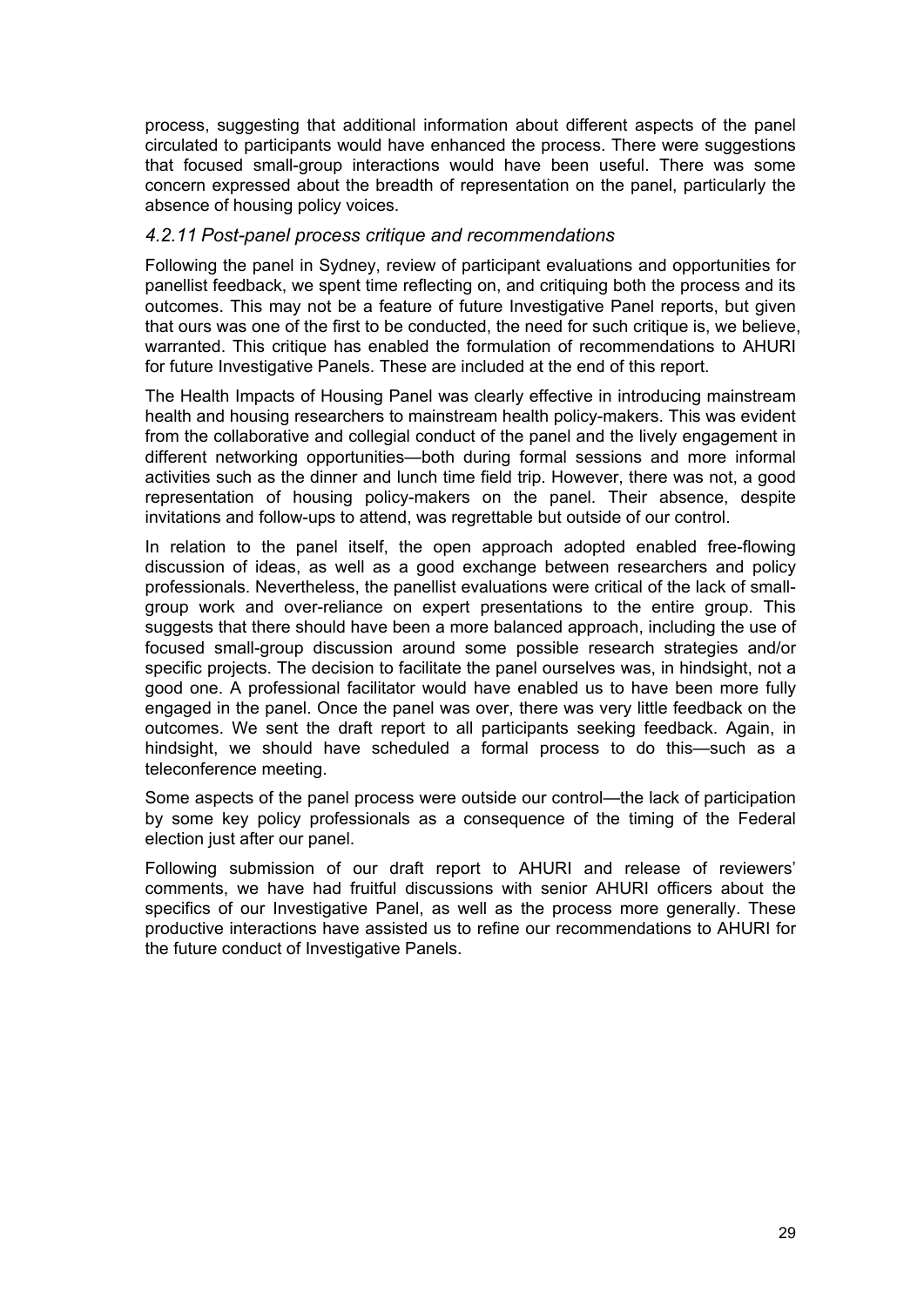process, suggesting that additional information about different aspects of the panel circulated to participants would have enhanced the process. There were suggestions that focused small-group interactions would have been useful. There was some concern expressed about the breadth of representation on the panel, particularly the absence of housing policy voices.

### *4.2.11 Post-panel process critique and recommendations*

Following the panel in Sydney, review of participant evaluations and opportunities for panellist feedback, we spent time reflecting on, and critiquing both the process and its outcomes. This may not be a feature of future Investigative Panel reports, but given that ours was one of the first to be conducted, the need for such critique is, we believe, warranted. This critique has enabled the formulation of recommendations to AHURI for future Investigative Panels. These are included at the end of this report.

The Health Impacts of Housing Panel was clearly effective in introducing mainstream health and housing researchers to mainstream health policy-makers. This was evident from the collaborative and collegial conduct of the panel and the lively engagement in different networking opportunities—both during formal sessions and more informal activities such as the dinner and lunch time field trip. However, there was not, a good representation of housing policy-makers on the panel. Their absence, despite invitations and follow-ups to attend, was regrettable but outside of our control.

In relation to the panel itself, the open approach adopted enabled free-flowing discussion of ideas, as well as a good exchange between researchers and policy professionals. Nevertheless, the panellist evaluations were critical of the lack of small-group work and over-reliance on expert presentations to the entire group. This suggests that there should have been a more balanced approach, including the use of focused small-group discussion around some possible research strategies and/or specific projects. The decision to facilitate the panel ourselves was, in hindsight, not a good one. A professional facilitator would have enabled us to have been more fully engaged in the panel. Once the panel was over, there was very little feedback on the outcomes. We sent the draft report to all participants seeking feedback. Again, in hindsight, we should have scheduled a formal process to do this—such as a teleconference meeting.

Some aspects of the panel process were outside our control—the lack of participation by some key policy professionals as a consequence of the timing of the Federal election just after our panel.

Following submission of our draft report to AHURI and release of reviewers' comments, we have had fruitful discussions with senior AHURI officers about the specifics of our Investigative Panel, as well as the process more generally. These productive interactions have assisted us to refine our recommendations to AHURI for the future conduct of Investigative Panels.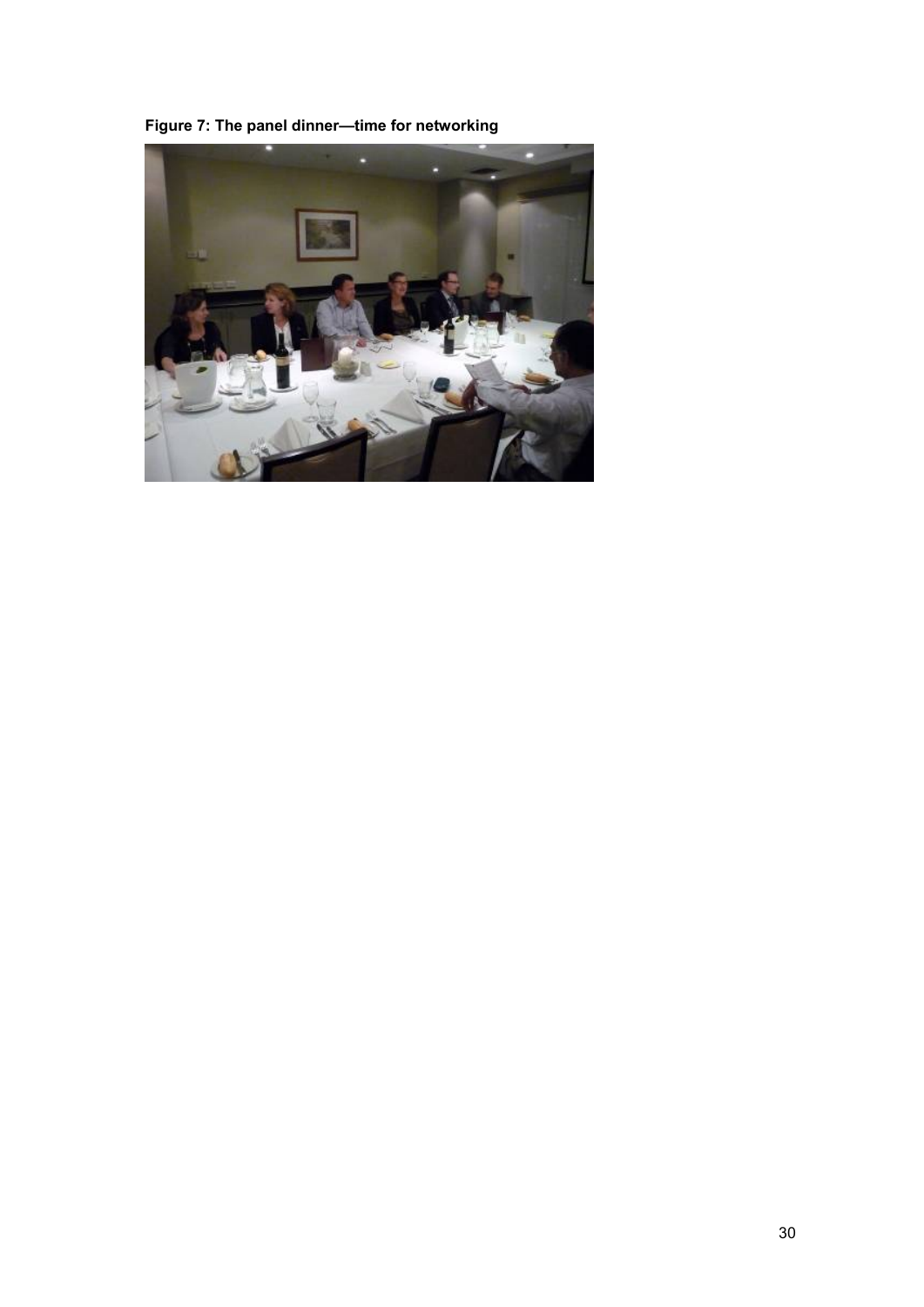**Figure 7: The panel dinner—time for networking**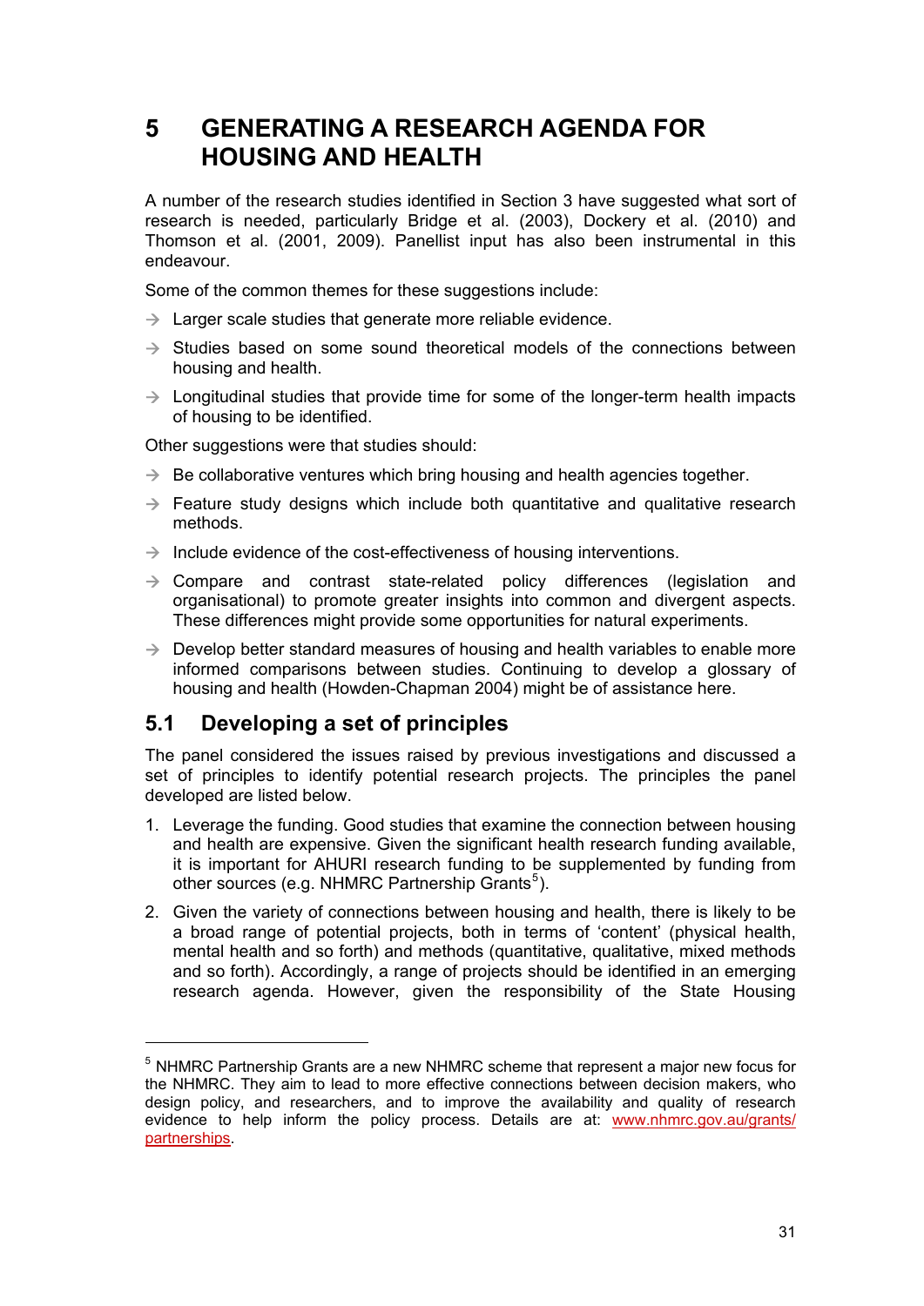# 5 GENERATING A RESEARCH AGENDA FOR HOUSING AND HEALTH

A number of the research studies identified in Section 3 have suggested what sort of research is needed, particularly Bridge et al. (2003), Dockery et al. (2010) and Thomson et al. (2001, 2009). Panellist input has also been instrumental in this endeavour.

Some of the common themes for these suggestions include:

- Larger scale studies that generate more reliable evidence.
- Studies based on some sound theoretical models of the connections between housing and health.
- Longitudinal studies that provide time for some of the longer-term health impacts of housing to be identified.

Other suggestions were that studies should:

- Be collaborative ventures which bring housing and health agencies together.
- Feature study designs which include both quantitative and qualitative research methods.
- Include evidence of the cost-effectiveness of housing interventions.
- Compare and contrast state-related policy differences (legislation and organisational) to promote greater insights into common and divergent aspects. These differences might provide some opportunities for natural experiments.
- Develop better standard measures of housing and health variables to enable more informed comparisons between studies. Continuing to develop a glossary of housing and health (Howden-Chapman 2004) might be of assistance here.

## 5.1 Developing a set of principles

The panel considered the issues raised by previous investigations and discussed a set of principles to identify potential research projects. The principles the panel developed are listed below.

1. Leverage the funding. Good studies that examine the connection between housing and health are expensive. Given the significant health research funding available, it is important for AHURI research funding to be supplemented by funding from other sources (e.g. NHMRC Partnership Grants[5]).
2. Given the variety of connections between housing and health, there is likely to be a broad range of potential projects, both in terms of 'content' (physical health, mental health and so forth) and methods (quantitative, qualitative, mixed methods and so forth). Accordingly, a range of projects should be identified in an emerging research agenda. However, given the responsibility of the State Housing

---

[5] NHMRC Partnership Grants are a new NHMRC scheme that represent a major new focus for the NHMRC. They aim to lead to more effective connections between decision makers, who design policy, and researchers, and to improve the availability and quality of research evidence to help inform the policy process. Details are at: www.nhmrc.gov.au/grants/partnerships.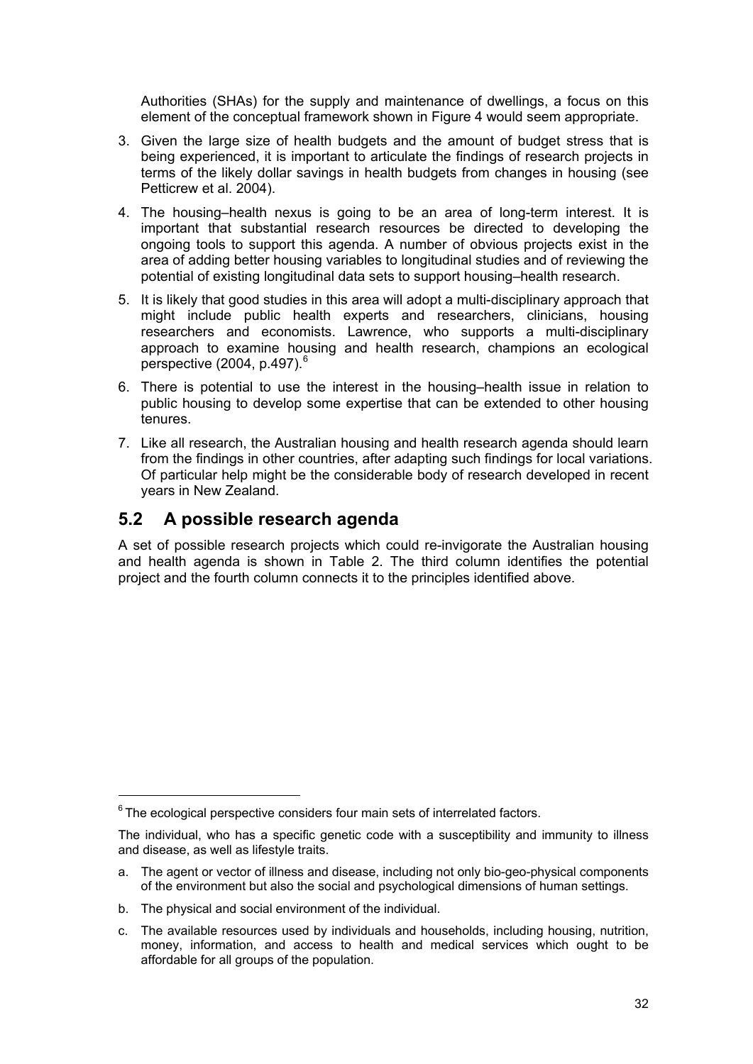Authorities (SHAs) for the supply and maintenance of dwellings, a focus on this element of the conceptual framework shown in Figure 4 would seem appropriate.

3. Given the large size of health budgets and the amount of budget stress that is being experienced, it is important to articulate the findings of research projects in terms of the likely dollar savings in health budgets from changes in housing (see Petticrew et al. 2004).
4. The housing–health nexus is going to be an area of long-term interest. It is important that substantial research resources be directed to developing the ongoing tools to support this agenda. A number of obvious projects exist in the area of adding better housing variables to longitudinal studies and of reviewing the potential of existing longitudinal data sets to support housing–health research.
5. It is likely that good studies in this area will adopt a multi-disciplinary approach that might include public health experts and researchers, clinicians, housing researchers and economists. Lawrence, who supports a multi-disciplinary approach to examine housing and health research, champions an ecological perspective (2004, p.497).[6]
6. There is potential to use the interest in the housing–health issue in relation to public housing to develop some expertise that can be extended to other housing tenures.
7. Like all research, the Australian housing and health research agenda should learn from the findings in other countries, after adapting such findings for local variations. Of particular help might be the considerable body of research developed in recent years in New Zealand.

## 5.2 A possible research agenda

A set of possible research projects which could re-invigorate the Australian housing and health agenda is shown in Table 2. The third column identifies the potential project and the fourth column connects it to the principles identified above.

---

[6] The ecological perspective considers four main sets of interrelated factors.

The individual, who has a specific genetic code with a susceptibility and immunity to illness and disease, as well as lifestyle traits.

a. The agent or vector of illness and disease, including not only bio-geo-physical components of the environment but also the social and psychological dimensions of human settings.
b. The physical and social environment of the individual.
c. The available resources used by individuals and households, including housing, nutrition, money, information, and access to health and medical services which ought to be affordable for all groups of the population.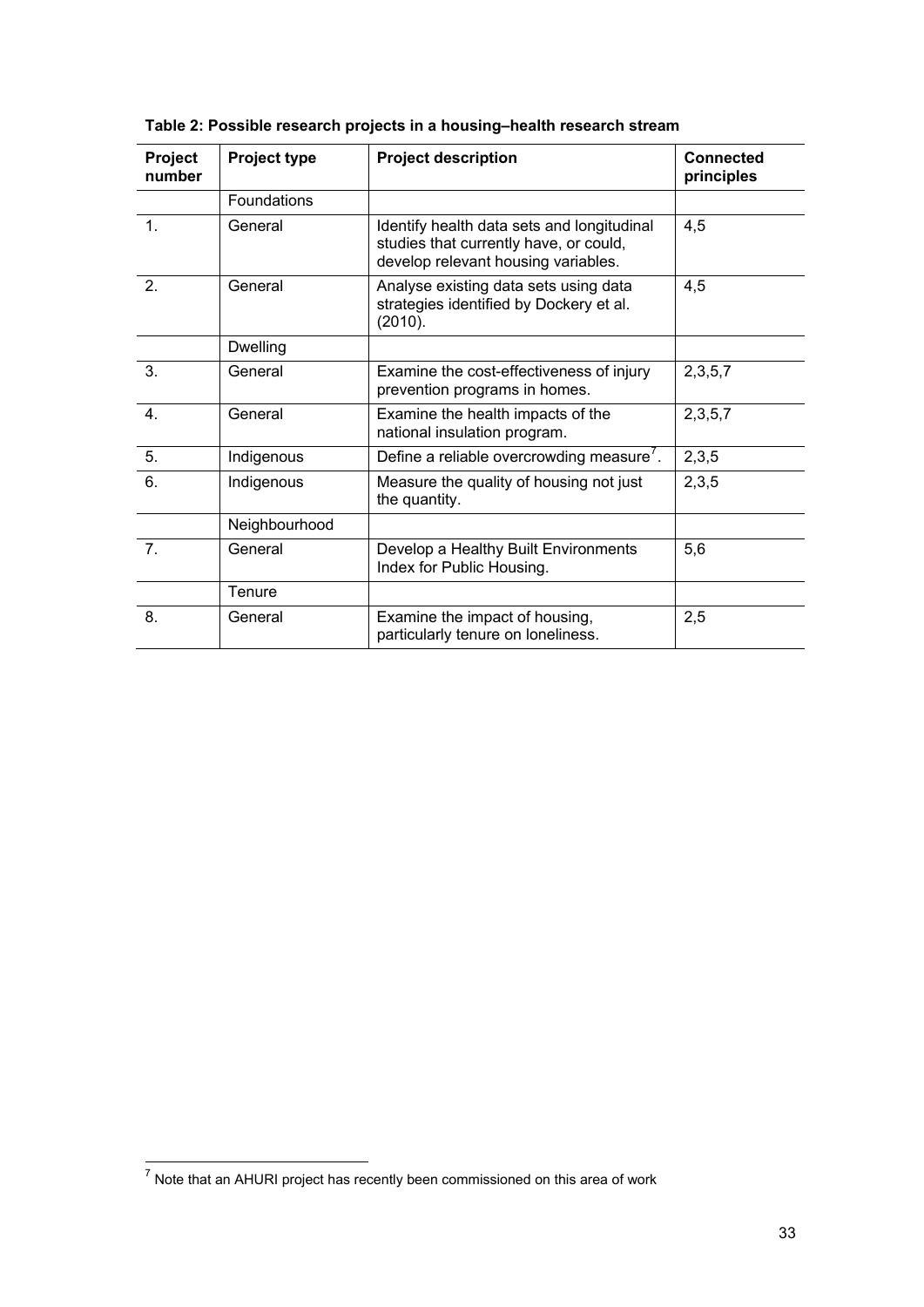**Table 2: Possible research projects in a housing–health research stream**

| Project number | Project type | Project description | Connected principles |
|---|---|---|---|
| | Foundations | | |
| 1. | General | Identify health data sets and longitudinal studies that currently have, or could, develop relevant housing variables. | 4,5 |
| 2. | General | Analyse existing data sets using data strategies identified by Dockery et al. (2010). | 4,5 |
| | Dwelling | | |
| 3. | General | Examine the cost-effectiveness of injury prevention programs in homes. | 2,3,5,7 |
| 4. | General | Examine the health impacts of the national insulation program. | 2,3,5,7 |
| 5. | Indigenous | Define a reliable overcrowding measure[7]. | 2,3,5 |
| 6. | Indigenous | Measure the quality of housing not just the quantity. | 2,3,5 |
| | Neighbourhood | | |
| 7. | General | Develop a Healthy Built Environments Index for Public Housing. | 5,6 |
| | Tenure | | |
| 8. | General | Examine the impact of housing, particularly tenure on loneliness. | 2,5 |

[7] Note that an AHURI project has recently been commissioned on this area of work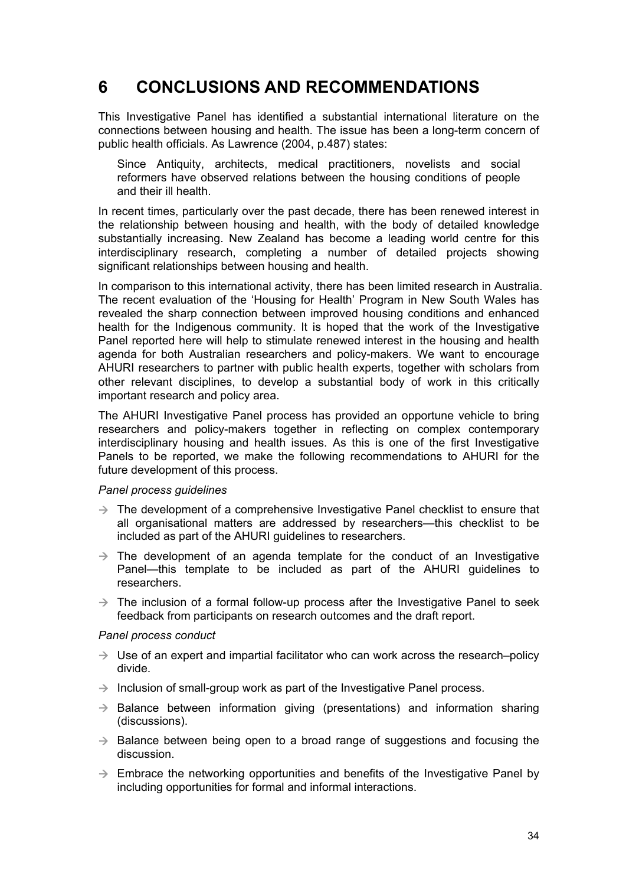# 6 CONCLUSIONS AND RECOMMENDATIONS

This Investigative Panel has identified a substantial international literature on the connections between housing and health. The issue has been a long-term concern of public health officials. As Lawrence (2004, p.487) states:

> Since Antiquity, architects, medical practitioners, novelists and social reformers have observed relations between the housing conditions of people and their ill health.

In recent times, particularly over the past decade, there has been renewed interest in the relationship between housing and health, with the body of detailed knowledge substantially increasing. New Zealand has become a leading world centre for this interdisciplinary research, completing a number of detailed projects showing significant relationships between housing and health.

In comparison to this international activity, there has been limited research in Australia. The recent evaluation of the 'Housing for Health' Program in New South Wales has revealed the sharp connection between improved housing conditions and enhanced health for the Indigenous community. It is hoped that the work of the Investigative Panel reported here will help to stimulate renewed interest in the housing and health agenda for both Australian researchers and policy-makers. We want to encourage AHURI researchers to partner with public health experts, together with scholars from other relevant disciplines, to develop a substantial body of work in this critically important research and policy area.

The AHURI Investigative Panel process has provided an opportune vehicle to bring researchers and policy-makers together in reflecting on complex contemporary interdisciplinary housing and health issues. As this is one of the first Investigative Panels to be reported, we make the following recommendations to AHURI for the future development of this process.

*Panel process guidelines*

- → The development of a comprehensive Investigative Panel checklist to ensure that all organisational matters are addressed by researchers—this checklist to be included as part of the AHURI guidelines to researchers.
- → The development of an agenda template for the conduct of an Investigative Panel—this template to be included as part of the AHURI guidelines to researchers.
- → The inclusion of a formal follow-up process after the Investigative Panel to seek feedback from participants on research outcomes and the draft report.

*Panel process conduct*

- → Use of an expert and impartial facilitator who can work across the research–policy divide.
- → Inclusion of small-group work as part of the Investigative Panel process.
- → Balance between information giving (presentations) and information sharing (discussions).
- → Balance between being open to a broad range of suggestions and focusing the discussion.
- → Embrace the networking opportunities and benefits of the Investigative Panel by including opportunities for formal and informal interactions.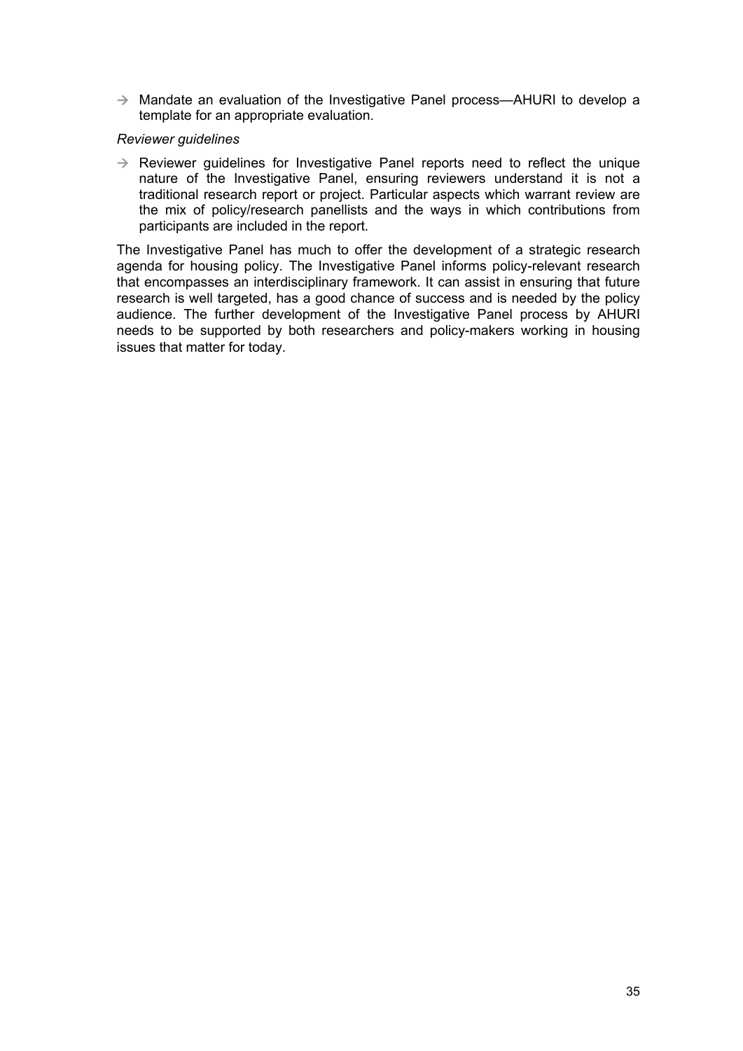- → Mandate an evaluation of the Investigative Panel process—AHURI to develop a template for an appropriate evaluation.

*Reviewer guidelines*

- → Reviewer guidelines for Investigative Panel reports need to reflect the unique nature of the Investigative Panel, ensuring reviewers understand it is not a traditional research report or project. Particular aspects which warrant review are the mix of policy/research panellists and the ways in which contributions from participants are included in the report.

The Investigative Panel has much to offer the development of a strategic research agenda for housing policy. The Investigative Panel informs policy-relevant research that encompasses an interdisciplinary framework. It can assist in ensuring that future research is well targeted, has a good chance of success and is needed by the policy audience. The further development of the Investigative Panel process by AHURI needs to be supported by both researchers and policy-makers working in housing issues that matter for today.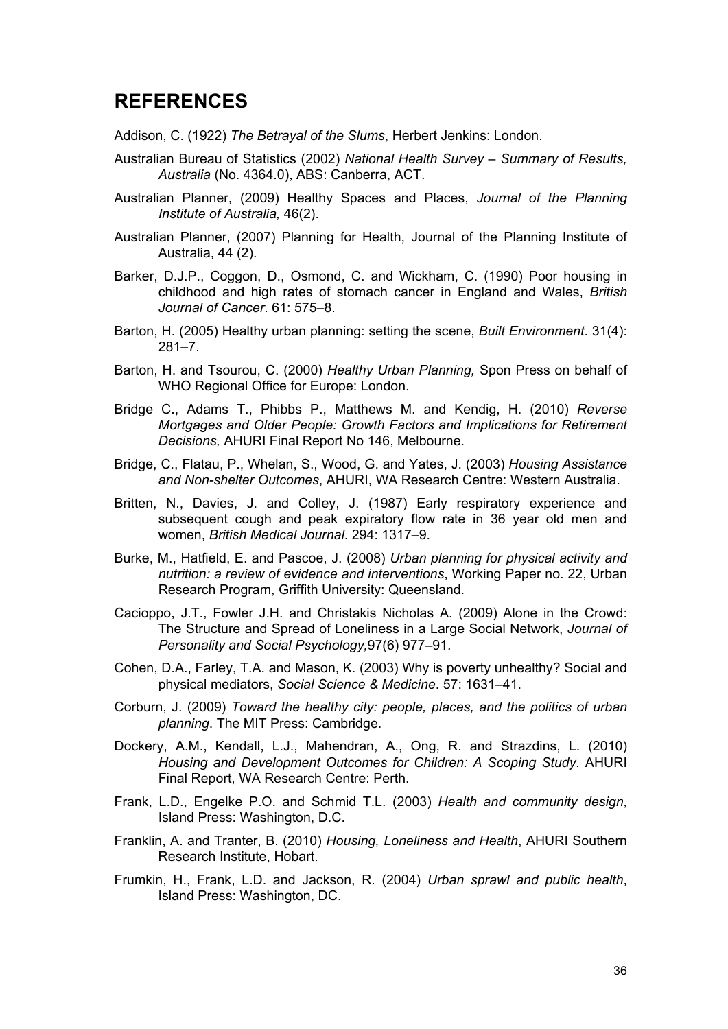## REFERENCES

Addison, C. (1922) *The Betrayal of the Slums*, Herbert Jenkins: London.

Australian Bureau of Statistics (2002) *National Health Survey – Summary of Results, Australia* (No. 4364.0), ABS: Canberra, ACT.

Australian Planner, (2009) Healthy Spaces and Places, *Journal of the Planning Institute of Australia,* 46(2).

Australian Planner, (2007) Planning for Health, Journal of the Planning Institute of Australia, 44 (2).

Barker, D.J.P., Coggon, D., Osmond, C. and Wickham, C. (1990) Poor housing in childhood and high rates of stomach cancer in England and Wales, *British Journal of Cancer*. 61: 575–8.

Barton, H. (2005) Healthy urban planning: setting the scene, *Built Environment*. 31(4): 281–7.

Barton, H. and Tsourou, C. (2000) *Healthy Urban Planning,* Spon Press on behalf of WHO Regional Office for Europe: London.

Bridge C., Adams T., Phibbs P., Matthews M. and Kendig, H. (2010) *Reverse Mortgages and Older People: Growth Factors and Implications for Retirement Decisions,* AHURI Final Report No 146, Melbourne.

Bridge, C., Flatau, P., Whelan, S., Wood, G. and Yates, J. (2003) *Housing Assistance and Non-shelter Outcomes*, AHURI, WA Research Centre: Western Australia.

Britten, N., Davies, J. and Colley, J. (1987) Early respiratory experience and subsequent cough and peak expiratory flow rate in 36 year old men and women, *British Medical Journal*. 294: 1317–9.

Burke, M., Hatfield, E. and Pascoe, J. (2008) *Urban planning for physical activity and nutrition: a review of evidence and interventions*, Working Paper no. 22, Urban Research Program, Griffith University: Queensland.

Cacioppo, J.T., Fowler J.H. and Christakis Nicholas A. (2009) Alone in the Crowd: The Structure and Spread of Loneliness in a Large Social Network, *Journal of Personality and Social Psychology,*97(6) 977–91.

Cohen, D.A., Farley, T.A. and Mason, K. (2003) Why is poverty unhealthy? Social and physical mediators, *Social Science & Medicine*. 57: 1631–41.

Corburn, J. (2009) *Toward the healthy city: people, places, and the politics of urban planning*. The MIT Press: Cambridge.

Dockery, A.M., Kendall, L.J., Mahendran, A., Ong, R. and Strazdins, L. (2010) *Housing and Development Outcomes for Children: A Scoping Study*. AHURI Final Report, WA Research Centre: Perth.

Frank, L.D., Engelke P.O. and Schmid T.L. (2003) *Health and community design*, Island Press: Washington, D.C.

Franklin, A. and Tranter, B. (2010) *Housing, Loneliness and Health*, AHURI Southern Research Institute, Hobart.

Frumkin, H., Frank, L.D. and Jackson, R. (2004) *Urban sprawl and public health*, Island Press: Washington, DC.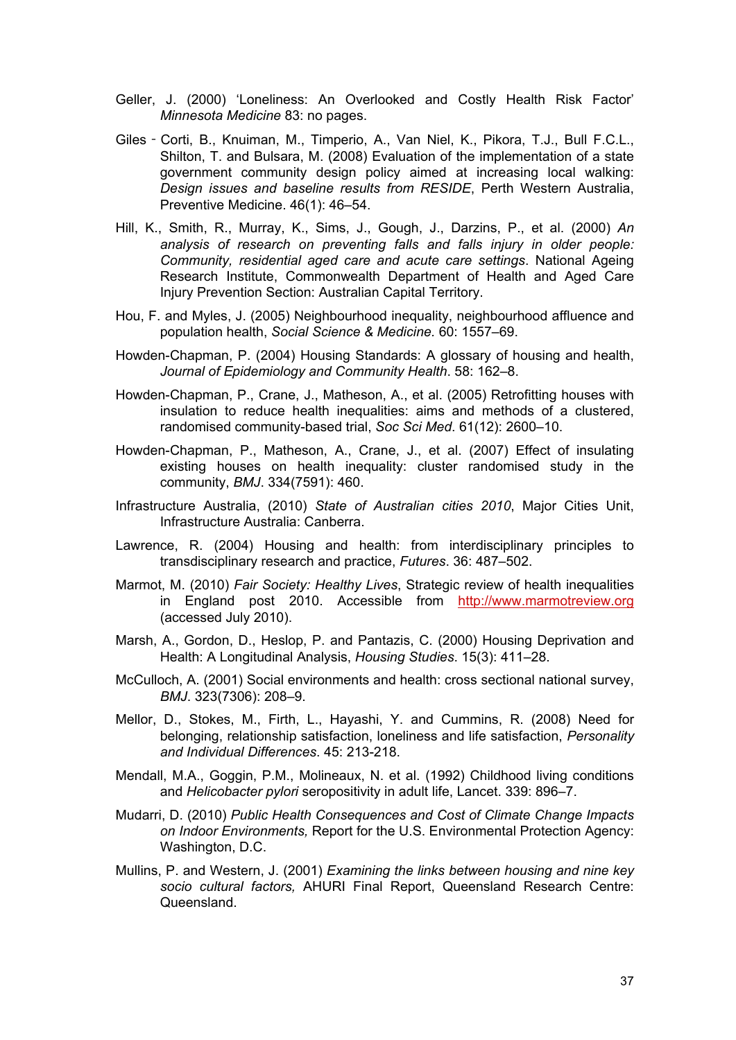Geller, J. (2000) 'Loneliness: An Overlooked and Costly Health Risk Factor' *Minnesota Medicine* 83: no pages.

Giles‐Corti, B., Knuiman, M., Timperio, A., Van Niel, K., Pikora, T.J., Bull F.C.L., Shilton, T. and Bulsara, M. (2008) Evaluation of the implementation of a state government community design policy aimed at increasing local walking: *Design issues and baseline results from RESIDE*, Perth Western Australia, Preventive Medicine. 46(1): 46–54.

Hill, K., Smith, R., Murray, K., Sims, J., Gough, J., Darzins, P., et al. (2000) *An analysis of research on preventing falls and falls injury in older people: Community, residential aged care and acute care settings*. National Ageing Research Institute, Commonwealth Department of Health and Aged Care Injury Prevention Section: Australian Capital Territory.

Hou, F. and Myles, J. (2005) Neighbourhood inequality, neighbourhood affluence and population health, *Social Science & Medicine.* 60: 1557–69.

Howden-Chapman, P. (2004) Housing Standards: A glossary of housing and health, *Journal of Epidemiology and Community Health*. 58: 162–8.

Howden-Chapman, P., Crane, J., Matheson, A., et al. (2005) Retrofitting houses with insulation to reduce health inequalities: aims and methods of a clustered, randomised community-based trial, *Soc Sci Med*. 61(12): 2600–10.

Howden-Chapman, P., Matheson, A., Crane, J., et al. (2007) Effect of insulating existing houses on health inequality: cluster randomised study in the community, *BMJ*. 334(7591): 460.

Infrastructure Australia, (2010) *State of Australian cities 2010*, Major Cities Unit, Infrastructure Australia: Canberra.

Lawrence, R. (2004) Housing and health: from interdisciplinary principles to transdisciplinary research and practice, *Futures*. 36: 487–502.

Marmot, M. (2010) *Fair Society: Healthy Lives*, Strategic review of health inequalities in England post 2010. Accessible from http://www.marmotreview.org (accessed July 2010).

Marsh, A., Gordon, D., Heslop, P. and Pantazis, C. (2000) Housing Deprivation and Health: A Longitudinal Analysis, *Housing Studies*. 15(3): 411–28.

McCulloch, A. (2001) Social environments and health: cross sectional national survey, *BMJ*. 323(7306): 208–9.

Mellor, D., Stokes, M., Firth, L., Hayashi, Y. and Cummins, R. (2008) Need for belonging, relationship satisfaction, loneliness and life satisfaction, *Personality and Individual Differences*. 45: 213-218.

Mendall, M.A., Goggin, P.M., Molineaux, N. et al. (1992) Childhood living conditions and *Helicobacter pylori* seropositivity in adult life, Lancet. 339: 896–7.

Mudarri, D. (2010) *Public Health Consequences and Cost of Climate Change Impacts on Indoor Environments,* Report for the U.S. Environmental Protection Agency: Washington, D.C.

Mullins, P. and Western, J. (2001) *Examining the links between housing and nine key socio cultural factors,* AHURI Final Report, Queensland Research Centre: Queensland.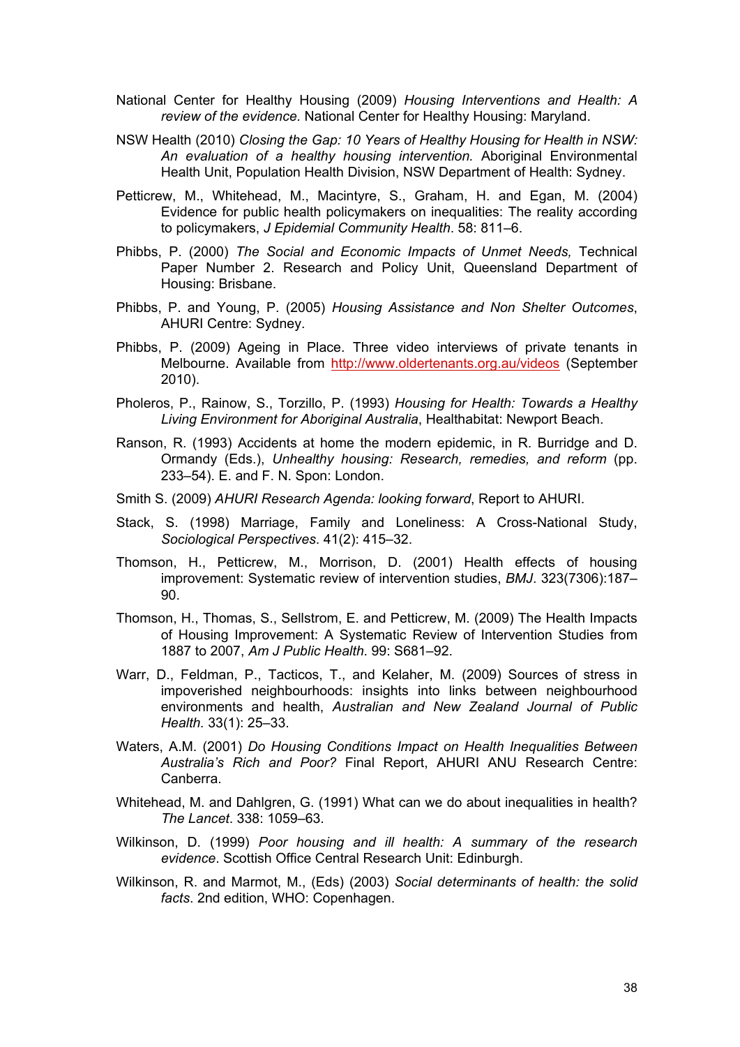National Center for Healthy Housing (2009) *Housing Interventions and Health: A review of the evidence*. National Center for Healthy Housing: Maryland.

NSW Health (2010) *Closing the Gap: 10 Years of Healthy Housing for Health in NSW: An evaluation of a healthy housing intervention.* Aboriginal Environmental Health Unit, Population Health Division, NSW Department of Health: Sydney.

Petticrew, M., Whitehead, M., Macintyre, S., Graham, H. and Egan, M. (2004) Evidence for public health policymakers on inequalities: The reality according to policymakers, *J Epidemial Community Health*. 58: 811–6.

Phibbs, P. (2000) *The Social and Economic Impacts of Unmet Needs,* Technical Paper Number 2. Research and Policy Unit, Queensland Department of Housing: Brisbane.

Phibbs, P. and Young, P. (2005) *Housing Assistance and Non Shelter Outcomes*, AHURI Centre: Sydney.

Phibbs, P. (2009) Ageing in Place. Three video interviews of private tenants in Melbourne. Available from http://www.oldertenants.org.au/videos (September 2010).

Pholeros, P., Rainow, S., Torzillo, P. (1993) *Housing for Health: Towards a Healthy Living Environment for Aboriginal Australia*, Healthabitat: Newport Beach.

Ranson, R. (1993) Accidents at home the modern epidemic, in R. Burridge and D. Ormandy (Eds.), *Unhealthy housing: Research, remedies, and reform* (pp. 233–54). E. and F. N. Spon: London.

Smith S. (2009) *AHURI Research Agenda: looking forward*, Report to AHURI.

Stack, S. (1998) Marriage, Family and Loneliness: A Cross-National Study, *Sociological Perspectives*. 41(2): 415–32.

Thomson, H., Petticrew, M., Morrison, D. (2001) Health effects of housing improvement: Systematic review of intervention studies, *BMJ*. 323(7306):187–90.

Thomson, H., Thomas, S., Sellstrom, E. and Petticrew, M. (2009) The Health Impacts of Housing Improvement: A Systematic Review of Intervention Studies from 1887 to 2007, *Am J Public Health*. 99: S681–92.

Warr, D., Feldman, P., Tacticos, T., and Kelaher, M. (2009) Sources of stress in impoverished neighbourhoods: insights into links between neighbourhood environments and health, *Australian and New Zealand Journal of Public Health.* 33(1): 25–33.

Waters, A.M. (2001) *Do Housing Conditions Impact on Health Inequalities Between Australia's Rich and Poor?* Final Report, AHURI ANU Research Centre: Canberra.

Whitehead, M. and Dahlgren, G. (1991) What can we do about inequalities in health? *The Lancet*. 338: 1059–63.

Wilkinson, D. (1999) *Poor housing and ill health: A summary of the research evidence*. Scottish Office Central Research Unit: Edinburgh.

Wilkinson, R. and Marmot, M., (Eds) (2003) *Social determinants of health: the solid facts*. 2nd edition, WHO: Copenhagen.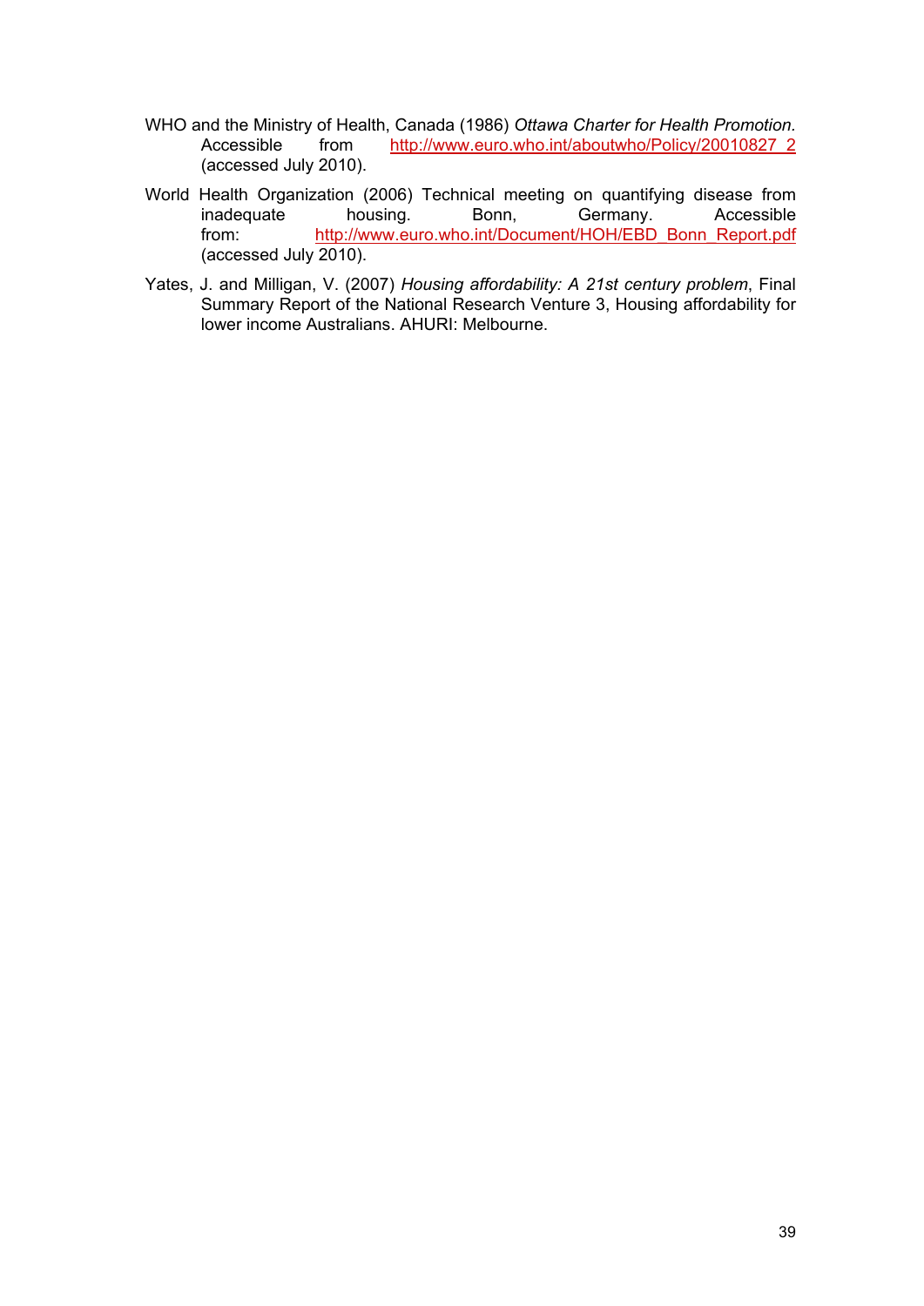WHO and the Ministry of Health, Canada (1986) *Ottawa Charter for Health Promotion.* Accessible from http://www.euro.who.int/aboutwho/Policy/20010827_2 (accessed July 2010).

World Health Organization (2006) Technical meeting on quantifying disease from inadequate housing. Bonn, Germany. Accessible from: http://www.euro.who.int/Document/HOH/EBD_Bonn_Report.pdf (accessed July 2010).

Yates, J. and Milligan, V. (2007) *Housing affordability: A 21st century problem*, Final Summary Report of the National Research Venture 3, Housing affordability for lower income Australians. AHURI: Melbourne.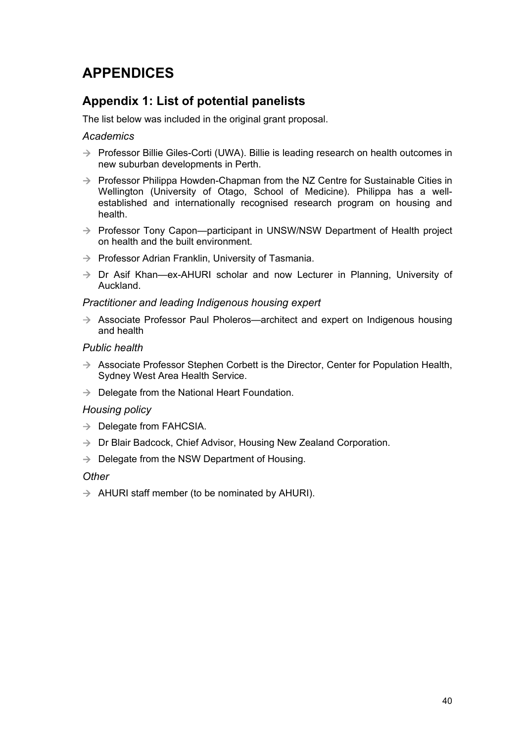# APPENDICES

## Appendix 1: List of potential panelists

The list below was included in the original grant proposal.

*Academics*

- Professor Billie Giles-Corti (UWA). Billie is leading research on health outcomes in new suburban developments in Perth.
- Professor Philippa Howden-Chapman from the NZ Centre for Sustainable Cities in Wellington (University of Otago, School of Medicine). Philippa has a well-established and internationally recognised research program on housing and health.
- Professor Tony Capon—participant in UNSW/NSW Department of Health project on health and the built environment.
- Professor Adrian Franklin, University of Tasmania.
- Dr Asif Khan—ex-AHURI scholar and now Lecturer in Planning, University of Auckland.

*Practitioner and leading Indigenous housing expert*

- Associate Professor Paul Pholeros—architect and expert on Indigenous housing and health

*Public health*

- Associate Professor Stephen Corbett is the Director, Center for Population Health, Sydney West Area Health Service.
- Delegate from the National Heart Foundation.

*Housing policy*

- Delegate from FAHCSIA.
- Dr Blair Badcock, Chief Advisor, Housing New Zealand Corporation.
- Delegate from the NSW Department of Housing.

*Other*

- AHURI staff member (to be nominated by AHURI).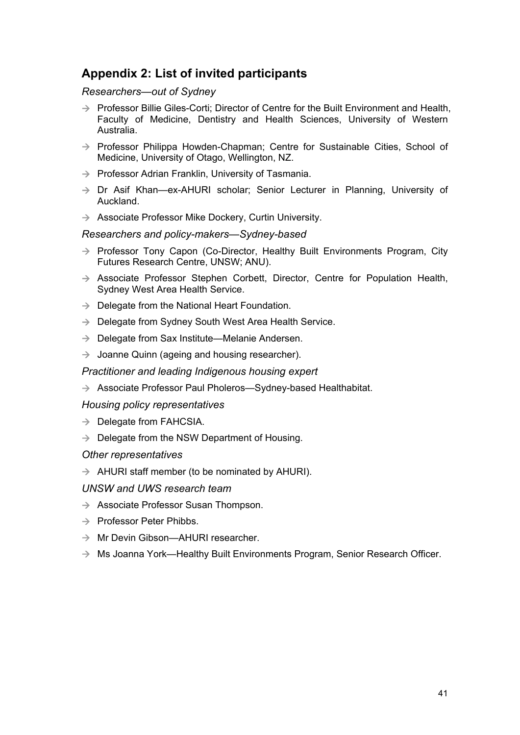## Appendix 2: List of invited participants

*Researchers—out of Sydney*

- Professor Billie Giles-Corti; Director of Centre for the Built Environment and Health, Faculty of Medicine, Dentistry and Health Sciences, University of Western Australia.
- Professor Philippa Howden-Chapman; Centre for Sustainable Cities, School of Medicine, University of Otago, Wellington, NZ.
- Professor Adrian Franklin, University of Tasmania.
- Dr Asif Khan—ex-AHURI scholar; Senior Lecturer in Planning, University of Auckland.
- Associate Professor Mike Dockery, Curtin University.

*Researchers and policy-makers—Sydney-based*

- Professor Tony Capon (Co-Director, Healthy Built Environments Program, City Futures Research Centre, UNSW; ANU).
- Associate Professor Stephen Corbett, Director, Centre for Population Health, Sydney West Area Health Service.
- Delegate from the National Heart Foundation.
- Delegate from Sydney South West Area Health Service.
- Delegate from Sax Institute—Melanie Andersen.
- Joanne Quinn (ageing and housing researcher).

*Practitioner and leading Indigenous housing expert*

- Associate Professor Paul Pholeros—Sydney-based Healthabitat.

*Housing policy representatives*

- Delegate from FAHCSIA.
- Delegate from the NSW Department of Housing.

*Other representatives*

- AHURI staff member (to be nominated by AHURI).

*UNSW and UWS research team*

- Associate Professor Susan Thompson.
- Professor Peter Phibbs.
- Mr Devin Gibson—AHURI researcher.
- Ms Joanna York—Healthy Built Environments Program, Senior Research Officer.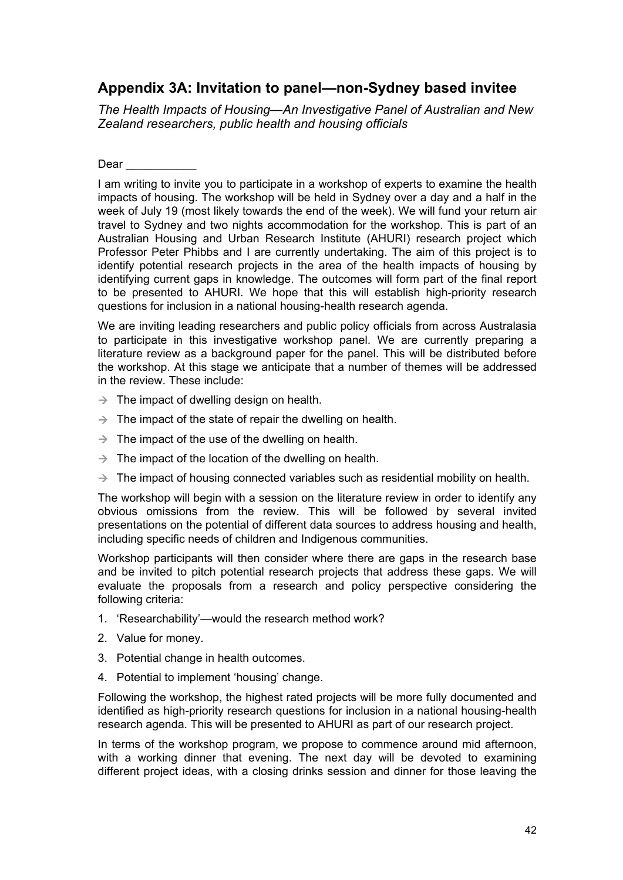## Appendix 3A: Invitation to panel—non-Sydney based invitee

*The Health Impacts of Housing—An Investigative Panel of Australian and New Zealand researchers, public health and housing officials*

Dear ___________

I am writing to invite you to participate in a workshop of experts to examine the health impacts of housing. The workshop will be held in Sydney over a day and a half in the week of July 19 (most likely towards the end of the week). We will fund your return air travel to Sydney and two nights accommodation for the workshop. This is part of an Australian Housing and Urban Research Institute (AHURI) research project which Professor Peter Phibbs and I are currently undertaking. The aim of this project is to identify potential research projects in the area of the health impacts of housing by identifying current gaps in knowledge. The outcomes will form part of the final report to be presented to AHURI. We hope that this will establish high-priority research questions for inclusion in a national housing-health research agenda.

We are inviting leading researchers and public policy officials from across Australasia to participate in this investigative workshop panel. We are currently preparing a literature review as a background paper for the panel. This will be distributed before the workshop. At this stage we anticipate that a number of themes will be addressed in the review. These include:

- → The impact of dwelling design on health.
- → The impact of the state of repair the dwelling on health.
- → The impact of the use of the dwelling on health.
- → The impact of the location of the dwelling on health.
- → The impact of housing connected variables such as residential mobility on health.

The workshop will begin with a session on the literature review in order to identify any obvious omissions from the review. This will be followed by several invited presentations on the potential of different data sources to address housing and health, including specific needs of children and Indigenous communities.

Workshop participants will then consider where there are gaps in the research base and be invited to pitch potential research projects that address these gaps. We will evaluate the proposals from a research and policy perspective considering the following criteria:

1. 'Researchability'—would the research method work?
2. Value for money.
3. Potential change in health outcomes.
4. Potential to implement 'housing' change.

Following the workshop, the highest rated projects will be more fully documented and identified as high-priority research questions for inclusion in a national housing-health research agenda. This will be presented to AHURI as part of our research project.

In terms of the workshop program, we propose to commence around mid afternoon, with a working dinner that evening. The next day will be devoted to examining different project ideas, with a closing drinks session and dinner for those leaving the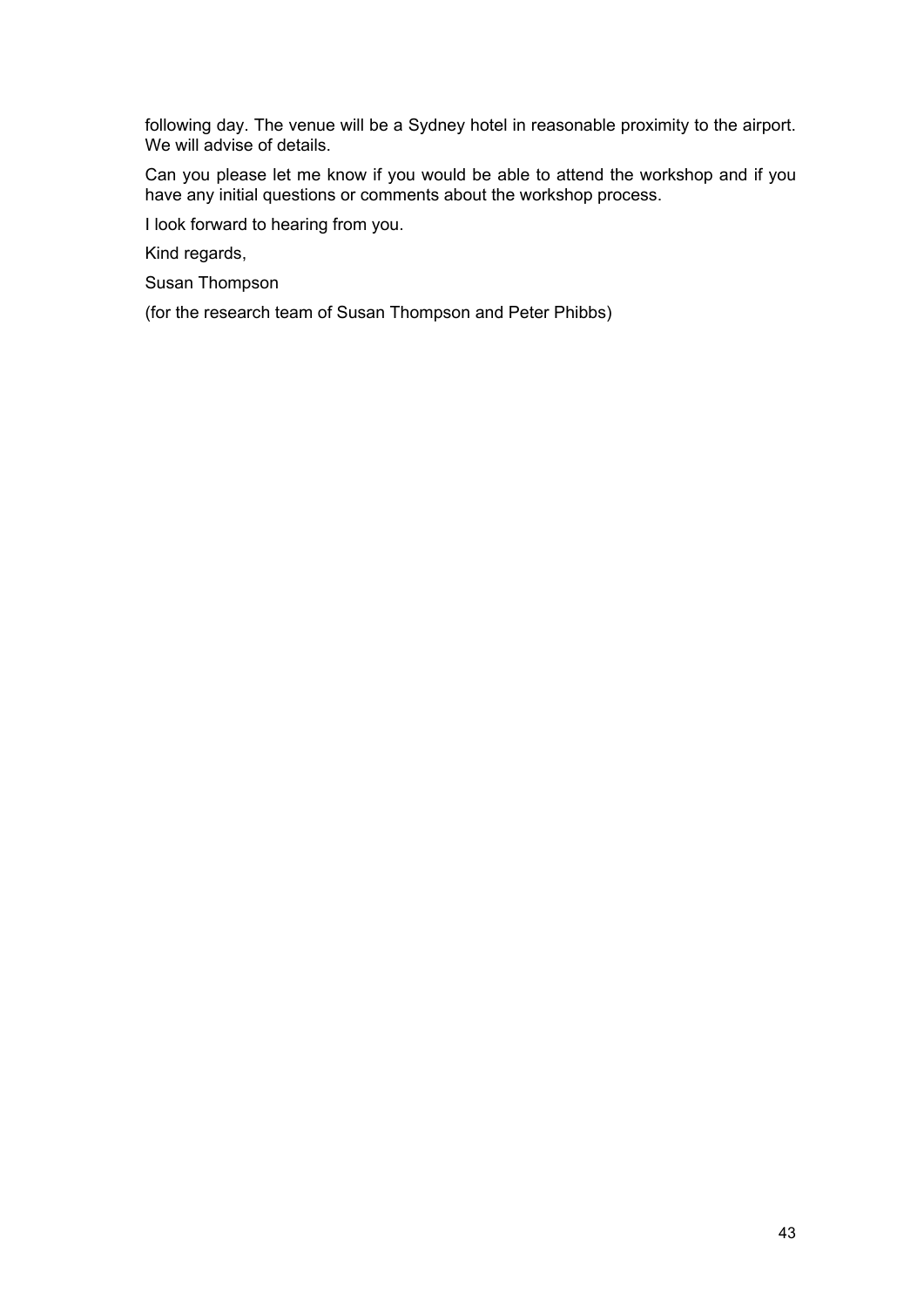following day. The venue will be a Sydney hotel in reasonable proximity to the airport. We will advise of details.

Can you please let me know if you would be able to attend the workshop and if you have any initial questions or comments about the workshop process.

I look forward to hearing from you.

Kind regards,

Susan Thompson

(for the research team of Susan Thompson and Peter Phibbs)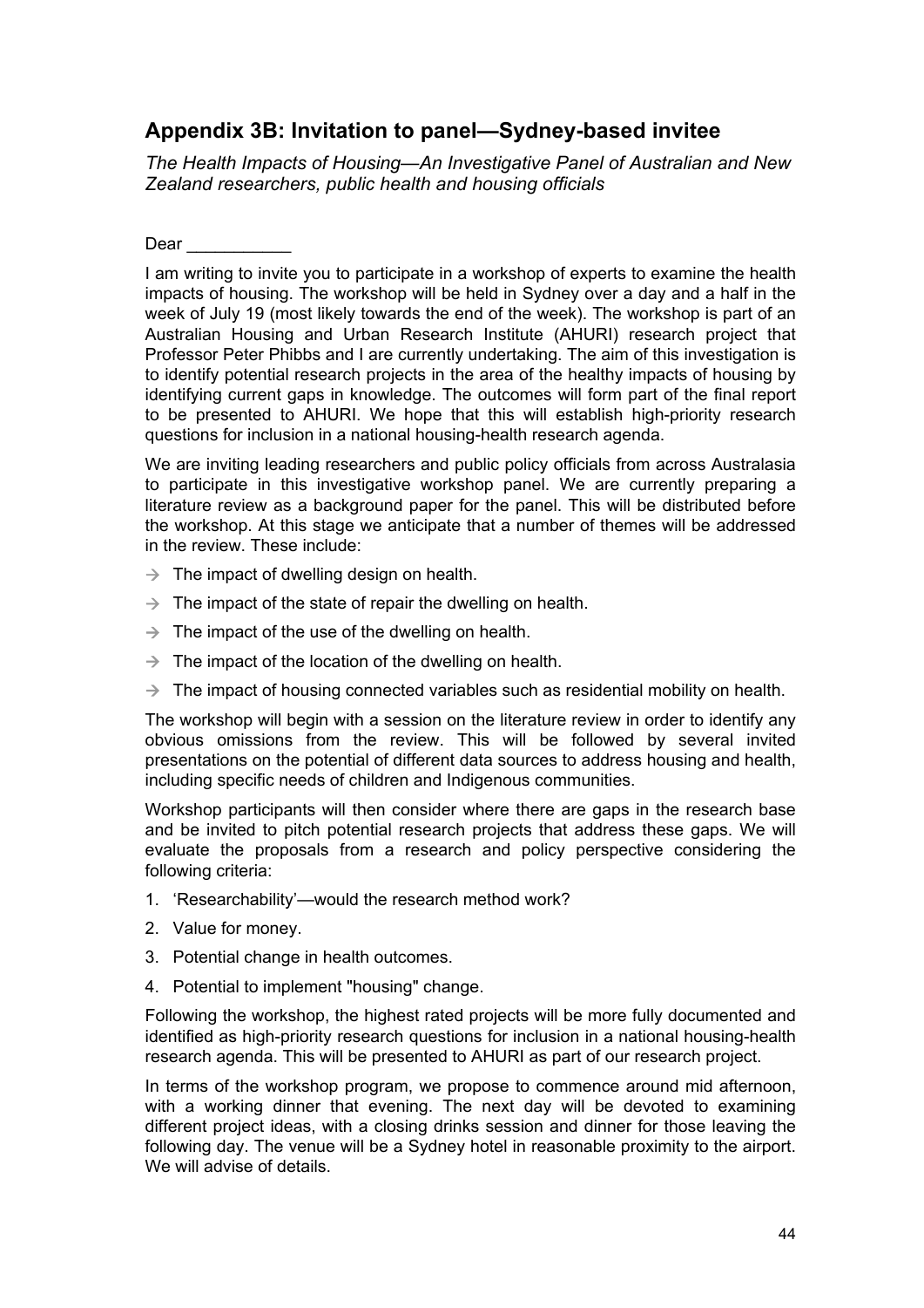## Appendix 3B: Invitation to panel—Sydney-based invitee

*The Health Impacts of Housing—An Investigative Panel of Australian and New Zealand researchers, public health and housing officials*

Dear ___________

I am writing to invite you to participate in a workshop of experts to examine the health impacts of housing. The workshop will be held in Sydney over a day and a half in the week of July 19 (most likely towards the end of the week). The workshop is part of an Australian Housing and Urban Research Institute (AHURI) research project that Professor Peter Phibbs and I are currently undertaking. The aim of this investigation is to identify potential research projects in the area of the healthy impacts of housing by identifying current gaps in knowledge. The outcomes will form part of the final report to be presented to AHURI. We hope that this will establish high-priority research questions for inclusion in a national housing-health research agenda.

We are inviting leading researchers and public policy officials from across Australasia to participate in this investigative workshop panel. We are currently preparing a literature review as a background paper for the panel. This will be distributed before the workshop. At this stage we anticipate that a number of themes will be addressed in the review. These include:

- The impact of dwelling design on health.
- The impact of the state of repair the dwelling on health.
- The impact of the use of the dwelling on health.
- The impact of the location of the dwelling on health.
- The impact of housing connected variables such as residential mobility on health.

The workshop will begin with a session on the literature review in order to identify any obvious omissions from the review. This will be followed by several invited presentations on the potential of different data sources to address housing and health, including specific needs of children and Indigenous communities.

Workshop participants will then consider where there are gaps in the research base and be invited to pitch potential research projects that address these gaps. We will evaluate the proposals from a research and policy perspective considering the following criteria:

1. 'Researchability'—would the research method work?
2. Value for money.
3. Potential change in health outcomes.
4. Potential to implement "housing" change.

Following the workshop, the highest rated projects will be more fully documented and identified as high-priority research questions for inclusion in a national housing-health research agenda. This will be presented to AHURI as part of our research project.

In terms of the workshop program, we propose to commence around mid afternoon, with a working dinner that evening. The next day will be devoted to examining different project ideas, with a closing drinks session and dinner for those leaving the following day. The venue will be a Sydney hotel in reasonable proximity to the airport. We will advise of details.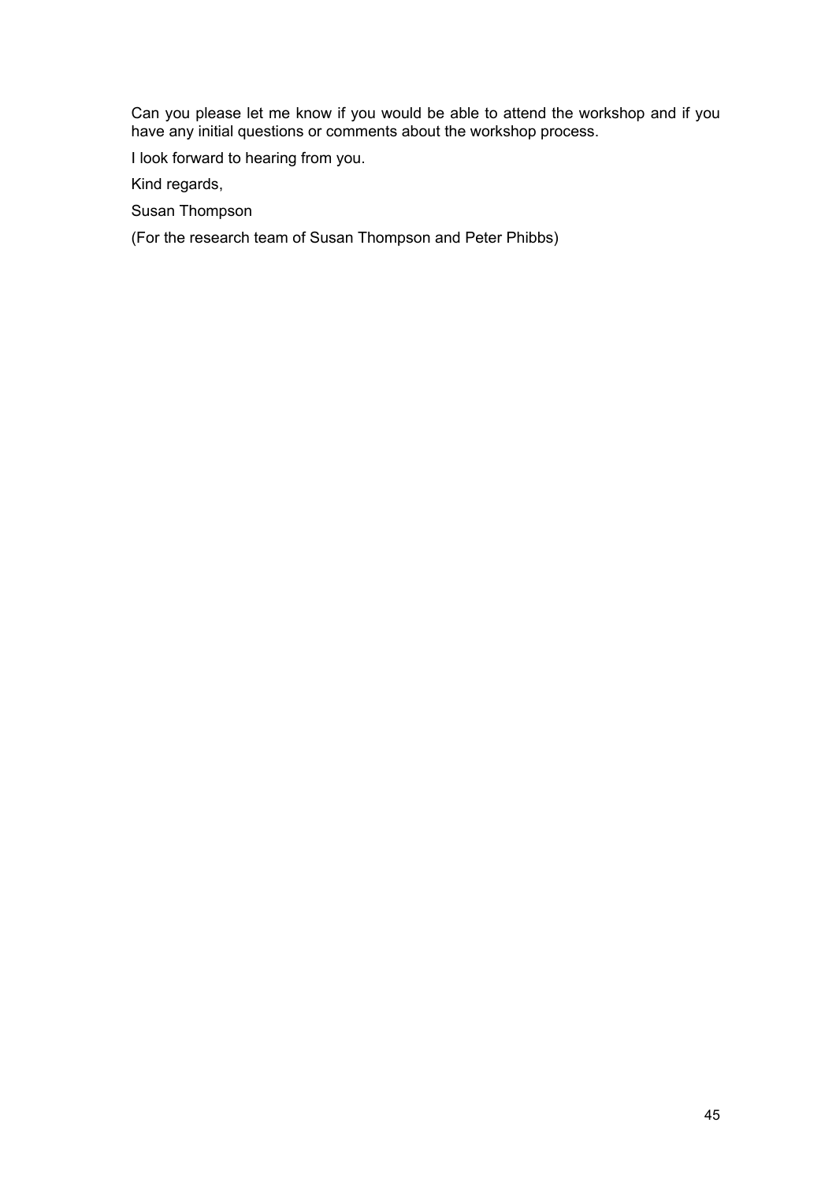Can you please let me know if you would be able to attend the workshop and if you have any initial questions or comments about the workshop process.

I look forward to hearing from you.

Kind regards,

Susan Thompson

(For the research team of Susan Thompson and Peter Phibbs)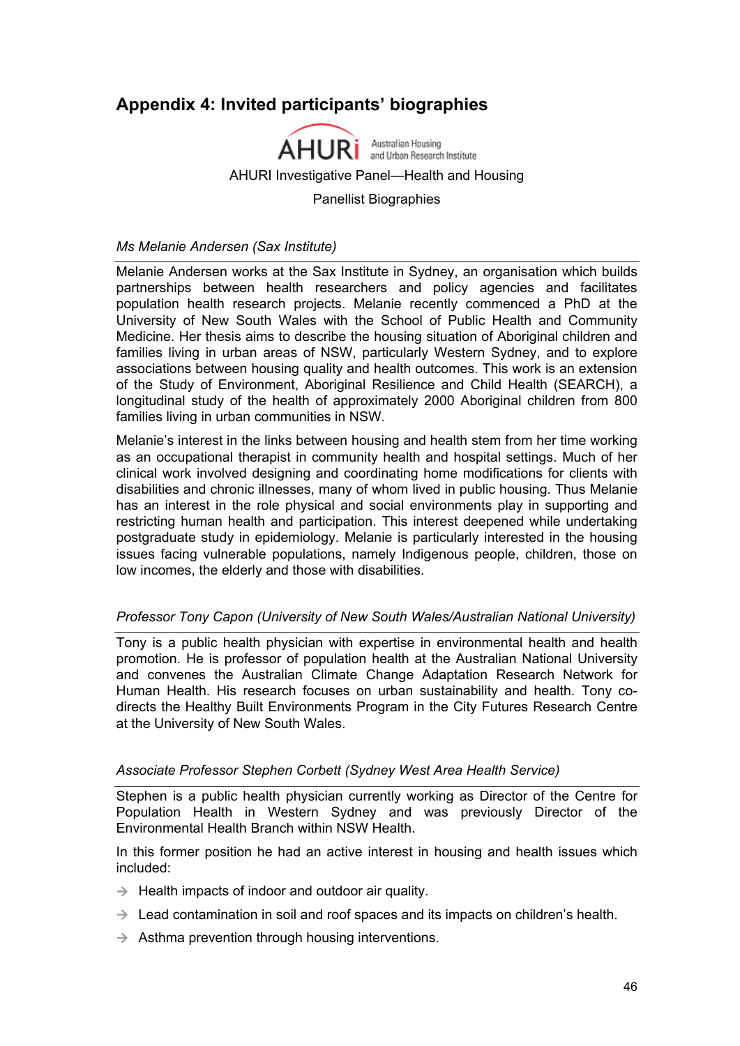## Appendix 4: Invited participants' biographies

AHURI Australian Housing and Urban Research Institute

AHURI Investigative Panel—Health and Housing

Panellist Biographies

*Ms Melanie Andersen (Sax Institute)*

Melanie Andersen works at the Sax Institute in Sydney, an organisation which builds partnerships between health researchers and policy agencies and facilitates population health research projects. Melanie recently commenced a PhD at the University of New South Wales with the School of Public Health and Community Medicine. Her thesis aims to describe the housing situation of Aboriginal children and families living in urban areas of NSW, particularly Western Sydney, and to explore associations between housing quality and health outcomes. This work is an extension of the Study of Environment, Aboriginal Resilience and Child Health (SEARCH), a longitudinal study of the health of approximately 2000 Aboriginal children from 800 families living in urban communities in NSW.

Melanie's interest in the links between housing and health stem from her time working as an occupational therapist in community health and hospital settings. Much of her clinical work involved designing and coordinating home modifications for clients with disabilities and chronic illnesses, many of whom lived in public housing. Thus Melanie has an interest in the role physical and social environments play in supporting and restricting human health and participation. This interest deepened while undertaking postgraduate study in epidemiology. Melanie is particularly interested in the housing issues facing vulnerable populations, namely Indigenous people, children, those on low incomes, the elderly and those with disabilities.

*Professor Tony Capon (University of New South Wales/Australian National University)*

Tony is a public health physician with expertise in environmental health and health promotion. He is professor of population health at the Australian National University and convenes the Australian Climate Change Adaptation Research Network for Human Health. His research focuses on urban sustainability and health. Tony co-directs the Healthy Built Environments Program in the City Futures Research Centre at the University of New South Wales.

*Associate Professor Stephen Corbett (Sydney West Area Health Service)*

Stephen is a public health physician currently working as Director of the Centre for Population Health in Western Sydney and was previously Director of the Environmental Health Branch within NSW Health.

In this former position he had an active interest in housing and health issues which included:

- Health impacts of indoor and outdoor air quality.
- Lead contamination in soil and roof spaces and its impacts on children's health.
- Asthma prevention through housing interventions.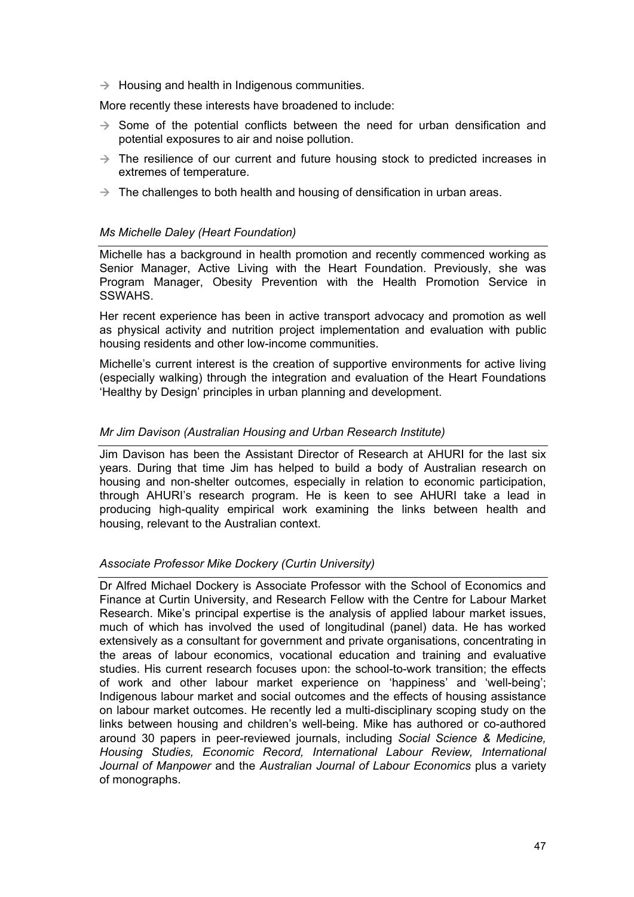→ Housing and health in Indigenous communities.

More recently these interests have broadened to include:

→ Some of the potential conflicts between the need for urban densification and potential exposures to air and noise pollution.

→ The resilience of our current and future housing stock to predicted increases in extremes of temperature.

→ The challenges to both health and housing of densification in urban areas.

*Ms Michelle Daley (Heart Foundation)*

Michelle has a background in health promotion and recently commenced working as Senior Manager, Active Living with the Heart Foundation. Previously, she was Program Manager, Obesity Prevention with the Health Promotion Service in SSWAHS.

Her recent experience has been in active transport advocacy and promotion as well as physical activity and nutrition project implementation and evaluation with public housing residents and other low-income communities.

Michelle's current interest is the creation of supportive environments for active living (especially walking) through the integration and evaluation of the Heart Foundations 'Healthy by Design' principles in urban planning and development.

*Mr Jim Davison (Australian Housing and Urban Research Institute)*

Jim Davison has been the Assistant Director of Research at AHURI for the last six years. During that time Jim has helped to build a body of Australian research on housing and non-shelter outcomes, especially in relation to economic participation, through AHURI's research program. He is keen to see AHURI take a lead in producing high-quality empirical work examining the links between health and housing, relevant to the Australian context.

*Associate Professor Mike Dockery (Curtin University)*

Dr Alfred Michael Dockery is Associate Professor with the School of Economics and Finance at Curtin University, and Research Fellow with the Centre for Labour Market Research. Mike's principal expertise is the analysis of applied labour market issues, much of which has involved the used of longitudinal (panel) data. He has worked extensively as a consultant for government and private organisations, concentrating in the areas of labour economics, vocational education and training and evaluative studies. His current research focuses upon: the school-to-work transition; the effects of work and other labour market experience on 'happiness' and 'well-being'; Indigenous labour market and social outcomes and the effects of housing assistance on labour market outcomes. He recently led a multi-disciplinary scoping study on the links between housing and children's well-being. Mike has authored or co-authored around 30 papers in peer-reviewed journals, including *Social Science & Medicine, Housing Studies, Economic Record, International Labour Review, International Journal of Manpower* and the *Australian Journal of Labour Economics* plus a variety of monographs.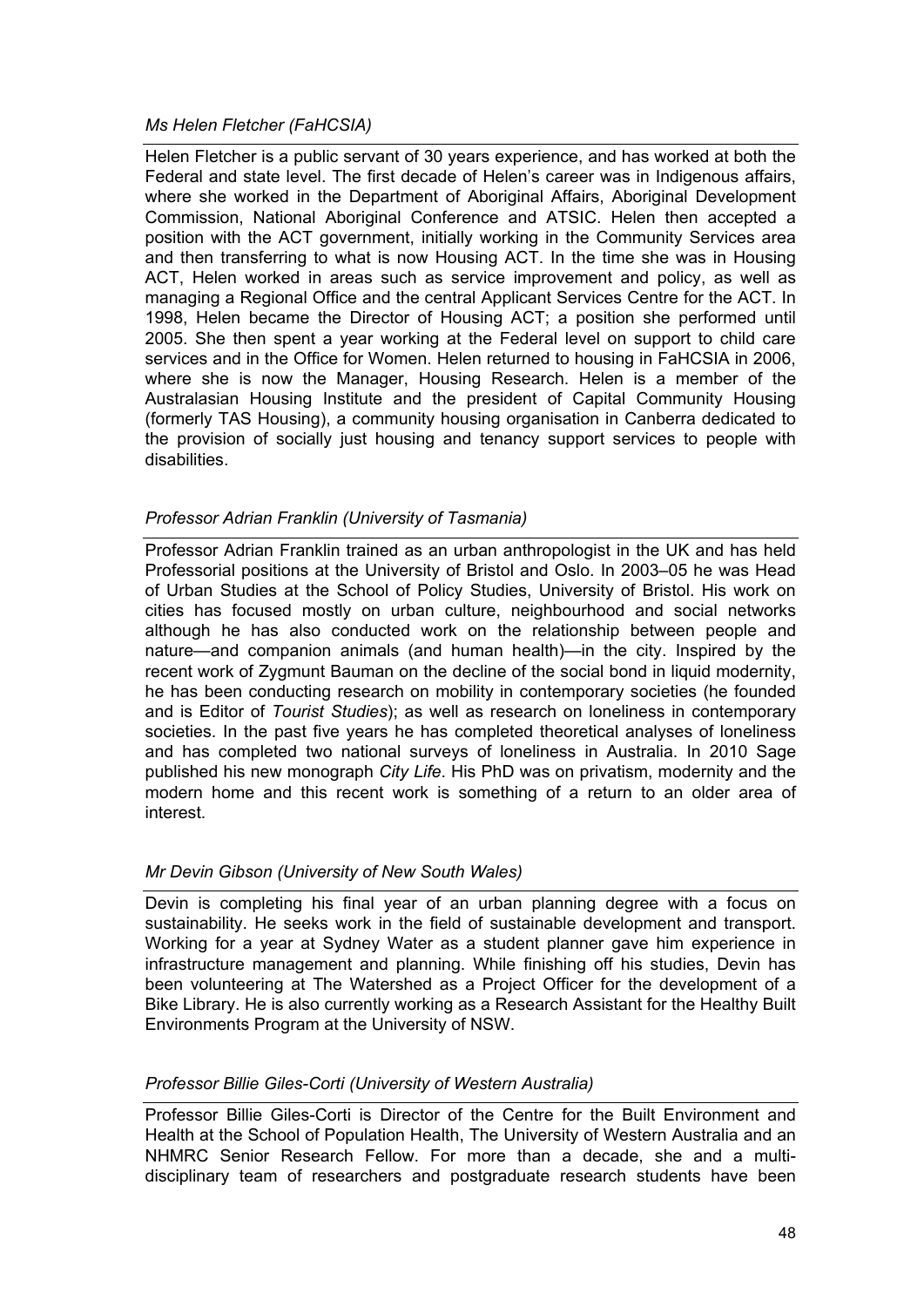*Ms Helen Fletcher (FaHCSIA)*

Helen Fletcher is a public servant of 30 years experience, and has worked at both the Federal and state level. The first decade of Helen's career was in Indigenous affairs, where she worked in the Department of Aboriginal Affairs, Aboriginal Development Commission, National Aboriginal Conference and ATSIC. Helen then accepted a position with the ACT government, initially working in the Community Services area and then transferring to what is now Housing ACT. In the time she was in Housing ACT, Helen worked in areas such as service improvement and policy, as well as managing a Regional Office and the central Applicant Services Centre for the ACT. In 1998, Helen became the Director of Housing ACT; a position she performed until 2005. She then spent a year working at the Federal level on support to child care services and in the Office for Women. Helen returned to housing in FaHCSIA in 2006, where she is now the Manager, Housing Research. Helen is a member of the Australasian Housing Institute and the president of Capital Community Housing (formerly TAS Housing), a community housing organisation in Canberra dedicated to the provision of socially just housing and tenancy support services to people with disabilities.

*Professor Adrian Franklin (University of Tasmania)*

Professor Adrian Franklin trained as an urban anthropologist in the UK and has held Professorial positions at the University of Bristol and Oslo. In 2003–05 he was Head of Urban Studies at the School of Policy Studies, University of Bristol. His work on cities has focused mostly on urban culture, neighbourhood and social networks although he has also conducted work on the relationship between people and nature—and companion animals (and human health)—in the city. Inspired by the recent work of Zygmunt Bauman on the decline of the social bond in liquid modernity, he has been conducting research on mobility in contemporary societies (he founded and is Editor of *Tourist Studies*); as well as research on loneliness in contemporary societies. In the past five years he has completed theoretical analyses of loneliness and has completed two national surveys of loneliness in Australia. In 2010 Sage published his new monograph *City Life*. His PhD was on privatism, modernity and the modern home and this recent work is something of a return to an older area of interest.

*Mr Devin Gibson (University of New South Wales)*

Devin is completing his final year of an urban planning degree with a focus on sustainability. He seeks work in the field of sustainable development and transport. Working for a year at Sydney Water as a student planner gave him experience in infrastructure management and planning. While finishing off his studies, Devin has been volunteering at The Watershed as a Project Officer for the development of a Bike Library. He is also currently working as a Research Assistant for the Healthy Built Environments Program at the University of NSW.

*Professor Billie Giles-Corti (University of Western Australia)*

Professor Billie Giles-Corti is Director of the Centre for the Built Environment and Health at the School of Population Health, The University of Western Australia and an NHMRC Senior Research Fellow. For more than a decade, she and a multi-disciplinary team of researchers and postgraduate research students have been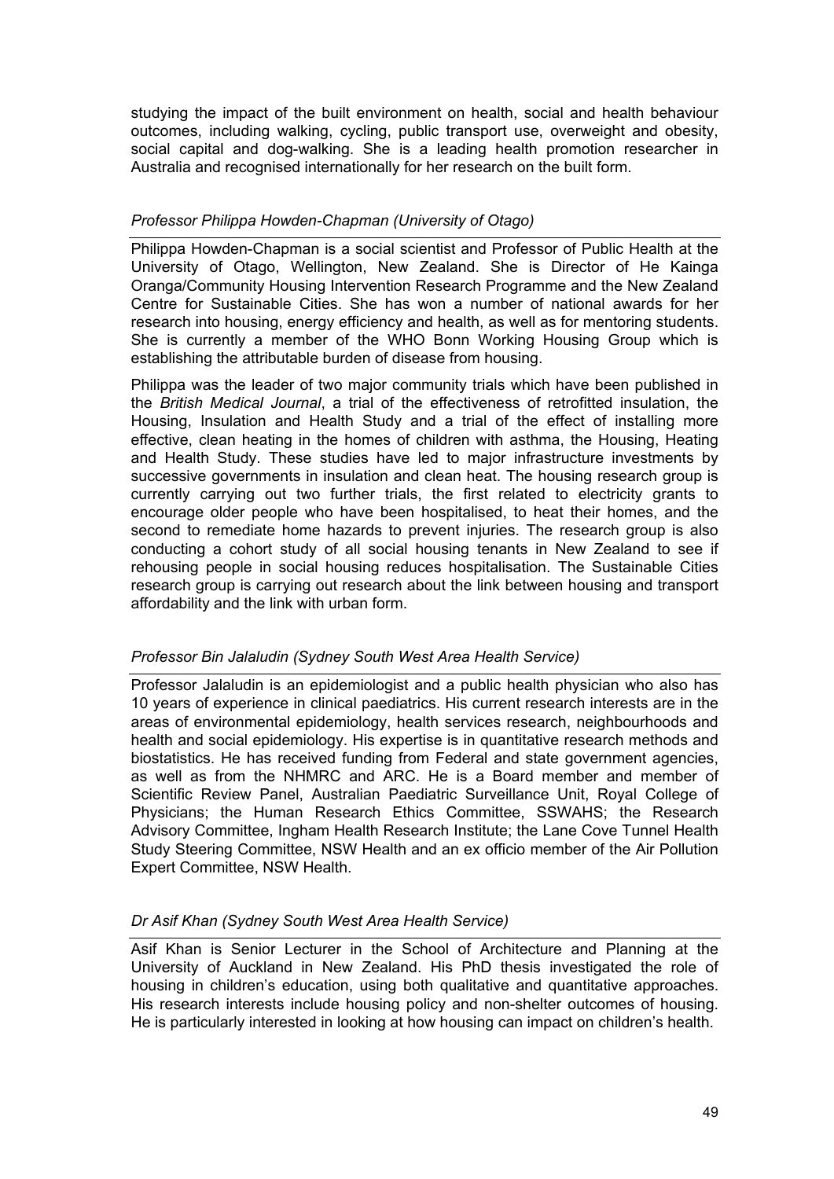studying the impact of the built environment on health, social and health behaviour outcomes, including walking, cycling, public transport use, overweight and obesity, social capital and dog-walking. She is a leading health promotion researcher in Australia and recognised internationally for her research on the built form.

*Professor Philippa Howden-Chapman (University of Otago)*

Philippa Howden-Chapman is a social scientist and Professor of Public Health at the University of Otago, Wellington, New Zealand. She is Director of He Kainga Oranga/Community Housing Intervention Research Programme and the New Zealand Centre for Sustainable Cities. She has won a number of national awards for her research into housing, energy efficiency and health, as well as for mentoring students. She is currently a member of the WHO Bonn Working Housing Group which is establishing the attributable burden of disease from housing.

Philippa was the leader of two major community trials which have been published in the *British Medical Journal*, a trial of the effectiveness of retrofitted insulation, the Housing, Insulation and Health Study and a trial of the effect of installing more effective, clean heating in the homes of children with asthma, the Housing, Heating and Health Study. These studies have led to major infrastructure investments by successive governments in insulation and clean heat. The housing research group is currently carrying out two further trials, the first related to electricity grants to encourage older people who have been hospitalised, to heat their homes, and the second to remediate home hazards to prevent injuries. The research group is also conducting a cohort study of all social housing tenants in New Zealand to see if rehousing people in social housing reduces hospitalisation. The Sustainable Cities research group is carrying out research about the link between housing and transport affordability and the link with urban form.

*Professor Bin Jalaludin (Sydney South West Area Health Service)*

Professor Jalaludin is an epidemiologist and a public health physician who also has 10 years of experience in clinical paediatrics. His current research interests are in the areas of environmental epidemiology, health services research, neighbourhoods and health and social epidemiology. His expertise is in quantitative research methods and biostatistics. He has received funding from Federal and state government agencies, as well as from the NHMRC and ARC. He is a Board member and member of Scientific Review Panel, Australian Paediatric Surveillance Unit, Royal College of Physicians; the Human Research Ethics Committee, SSWAHS; the Research Advisory Committee, Ingham Health Research Institute; the Lane Cove Tunnel Health Study Steering Committee, NSW Health and an ex officio member of the Air Pollution Expert Committee, NSW Health.

*Dr Asif Khan (Sydney South West Area Health Service)*

Asif Khan is Senior Lecturer in the School of Architecture and Planning at the University of Auckland in New Zealand. His PhD thesis investigated the role of housing in children's education, using both qualitative and quantitative approaches. His research interests include housing policy and non-shelter outcomes of housing. He is particularly interested in looking at how housing can impact on children's health.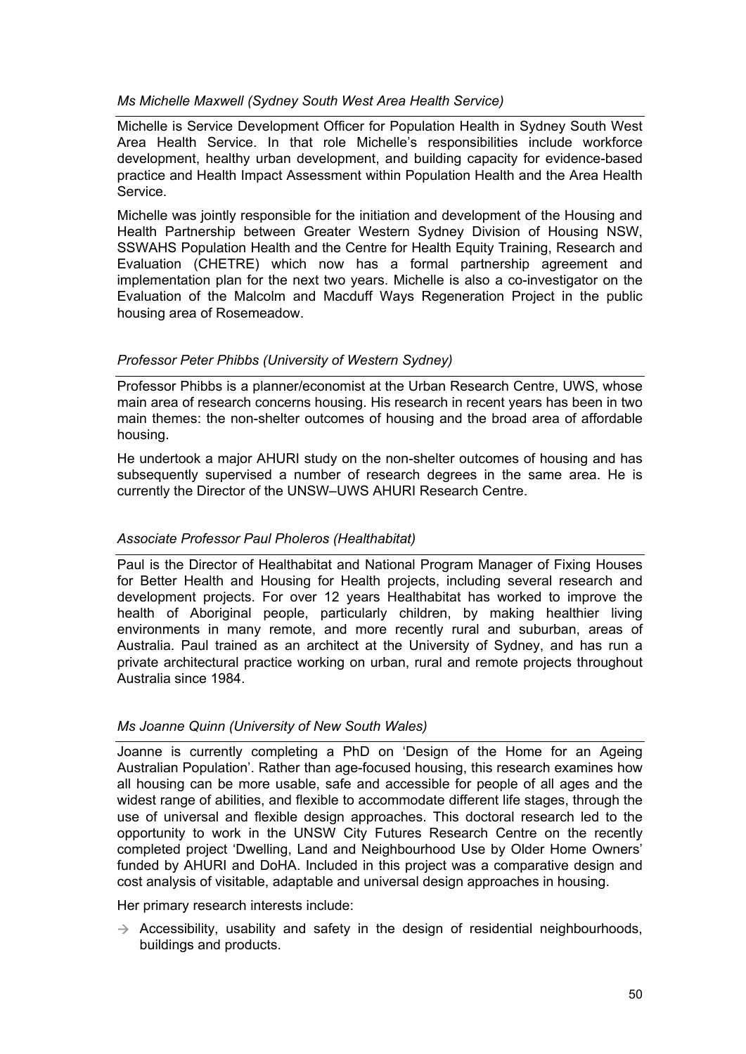*Ms Michelle Maxwell (Sydney South West Area Health Service)*

Michelle is Service Development Officer for Population Health in Sydney South West Area Health Service. In that role Michelle's responsibilities include workforce development, healthy urban development, and building capacity for evidence-based practice and Health Impact Assessment within Population Health and the Area Health Service.

Michelle was jointly responsible for the initiation and development of the Housing and Health Partnership between Greater Western Sydney Division of Housing NSW, SSWAHS Population Health and the Centre for Health Equity Training, Research and Evaluation (CHETRE) which now has a formal partnership agreement and implementation plan for the next two years. Michelle is also a co-investigator on the Evaluation of the Malcolm and Macduff Ways Regeneration Project in the public housing area of Rosemeadow.

*Professor Peter Phibbs (University of Western Sydney)*

Professor Phibbs is a planner/economist at the Urban Research Centre, UWS, whose main area of research concerns housing. His research in recent years has been in two main themes: the non-shelter outcomes of housing and the broad area of affordable housing.

He undertook a major AHURI study on the non-shelter outcomes of housing and has subsequently supervised a number of research degrees in the same area. He is currently the Director of the UNSW–UWS AHURI Research Centre.

*Associate Professor Paul Pholeros (Healthabitat)*

Paul is the Director of Healthabitat and National Program Manager of Fixing Houses for Better Health and Housing for Health projects, including several research and development projects. For over 12 years Healthabitat has worked to improve the health of Aboriginal people, particularly children, by making healthier living environments in many remote, and more recently rural and suburban, areas of Australia. Paul trained as an architect at the University of Sydney, and has run a private architectural practice working on urban, rural and remote projects throughout Australia since 1984.

*Ms Joanne Quinn (University of New South Wales)*

Joanne is currently completing a PhD on 'Design of the Home for an Ageing Australian Population'. Rather than age-focused housing, this research examines how all housing can be more usable, safe and accessible for people of all ages and the widest range of abilities, and flexible to accommodate different life stages, through the use of universal and flexible design approaches. This doctoral research led to the opportunity to work in the UNSW City Futures Research Centre on the recently completed project 'Dwelling, Land and Neighbourhood Use by Older Home Owners' funded by AHURI and DoHA. Included in this project was a comparative design and cost analysis of visitable, adaptable and universal design approaches in housing.

Her primary research interests include:

→ Accessibility, usability and safety in the design of residential neighbourhoods, buildings and products.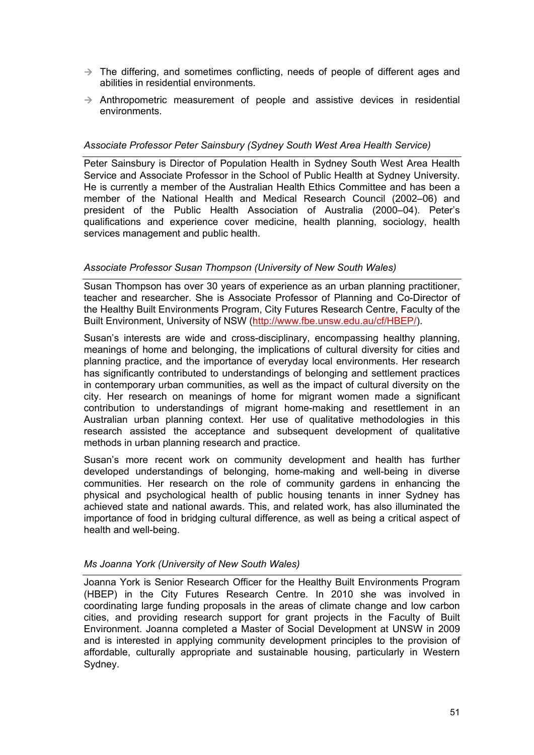- → The differing, and sometimes conflicting, needs of people of different ages and abilities in residential environments.
- → Anthropometric measurement of people and assistive devices in residential environments.

*Associate Professor Peter Sainsbury (Sydney South West Area Health Service)*

Peter Sainsbury is Director of Population Health in Sydney South West Area Health Service and Associate Professor in the School of Public Health at Sydney University. He is currently a member of the Australian Health Ethics Committee and has been a member of the National Health and Medical Research Council (2002–06) and president of the Public Health Association of Australia (2000–04). Peter's qualifications and experience cover medicine, health planning, sociology, health services management and public health.

*Associate Professor Susan Thompson (University of New South Wales)*

Susan Thompson has over 30 years of experience as an urban planning practitioner, teacher and researcher. She is Associate Professor of Planning and Co-Director of the Healthy Built Environments Program, City Futures Research Centre, Faculty of the Built Environment, University of NSW (http://www.fbe.unsw.edu.au/cf/HBEP/).

Susan's interests are wide and cross-disciplinary, encompassing healthy planning, meanings of home and belonging, the implications of cultural diversity for cities and planning practice, and the importance of everyday local environments. Her research has significantly contributed to understandings of belonging and settlement practices in contemporary urban communities, as well as the impact of cultural diversity on the city. Her research on meanings of home for migrant women made a significant contribution to understandings of migrant home-making and resettlement in an Australian urban planning context. Her use of qualitative methodologies in this research assisted the acceptance and subsequent development of qualitative methods in urban planning research and practice.

Susan's more recent work on community development and health has further developed understandings of belonging, home-making and well-being in diverse communities. Her research on the role of community gardens in enhancing the physical and psychological health of public housing tenants in inner Sydney has achieved state and national awards. This, and related work, has also illuminated the importance of food in bridging cultural difference, as well as being a critical aspect of health and well-being.

*Ms Joanna York (University of New South Wales)*

Joanna York is Senior Research Officer for the Healthy Built Environments Program (HBEP) in the City Futures Research Centre. In 2010 she was involved in coordinating large funding proposals in the areas of climate change and low carbon cities, and providing research support for grant projects in the Faculty of Built Environment. Joanna completed a Master of Social Development at UNSW in 2009 and is interested in applying community development principles to the provision of affordable, culturally appropriate and sustainable housing, particularly in Western Sydney.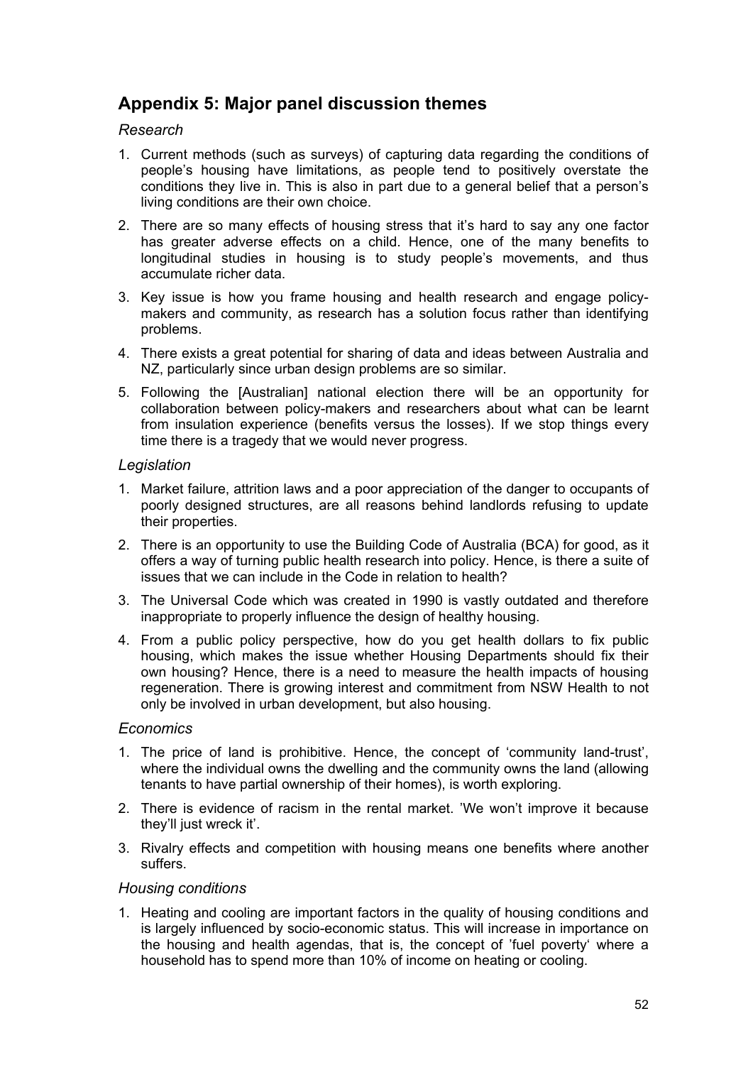## Appendix 5: Major panel discussion themes

### *Research*

1. Current methods (such as surveys) of capturing data regarding the conditions of people's housing have limitations, as people tend to positively overstate the conditions they live in. This is also in part due to a general belief that a person's living conditions are their own choice.
2. There are so many effects of housing stress that it's hard to say any one factor has greater adverse effects on a child. Hence, one of the many benefits to longitudinal studies in housing is to study people's movements, and thus accumulate richer data.
3. Key issue is how you frame housing and health research and engage policy-makers and community, as research has a solution focus rather than identifying problems.
4. There exists a great potential for sharing of data and ideas between Australia and NZ, particularly since urban design problems are so similar.
5. Following the [Australian] national election there will be an opportunity for collaboration between policy-makers and researchers about what can be learnt from insulation experience (benefits versus the losses). If we stop things every time there is a tragedy that we would never progress.

### *Legislation*

1. Market failure, attrition laws and a poor appreciation of the danger to occupants of poorly designed structures, are all reasons behind landlords refusing to update their properties.
2. There is an opportunity to use the Building Code of Australia (BCA) for good, as it offers a way of turning public health research into policy. Hence, is there a suite of issues that we can include in the Code in relation to health?
3. The Universal Code which was created in 1990 is vastly outdated and therefore inappropriate to properly influence the design of healthy housing.
4. From a public policy perspective, how do you get health dollars to fix public housing, which makes the issue whether Housing Departments should fix their own housing? Hence, there is a need to measure the health impacts of housing regeneration. There is growing interest and commitment from NSW Health to not only be involved in urban development, but also housing.

### *Economics*

1. The price of land is prohibitive. Hence, the concept of 'community land-trust', where the individual owns the dwelling and the community owns the land (allowing tenants to have partial ownership of their homes), is worth exploring.
2. There is evidence of racism in the rental market. 'We won't improve it because they'll just wreck it'.
3. Rivalry effects and competition with housing means one benefits where another suffers.

### *Housing conditions*

1. Heating and cooling are important factors in the quality of housing conditions and is largely influenced by socio-economic status. This will increase in importance on the housing and health agendas, that is, the concept of 'fuel poverty' where a household has to spend more than 10% of income on heating or cooling.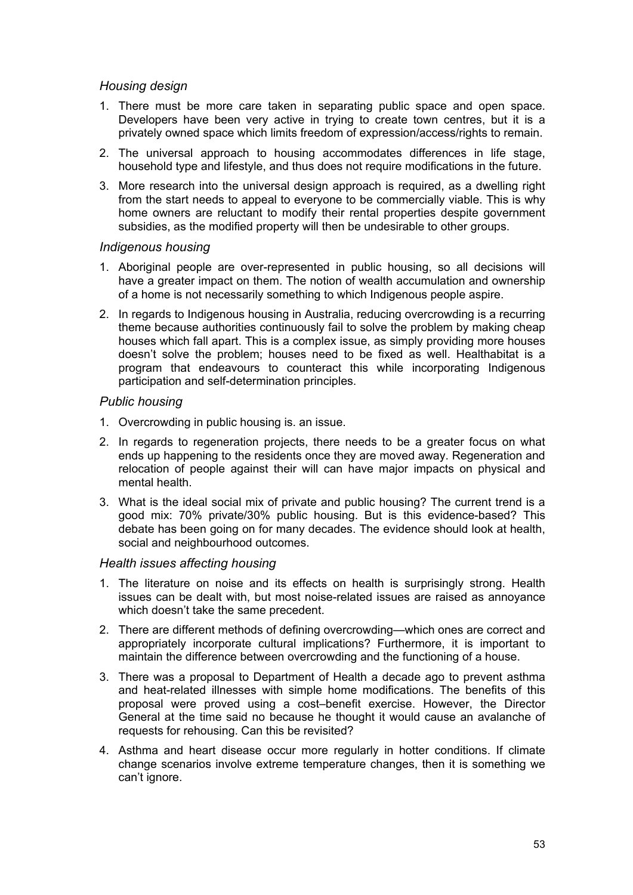### *Housing design*

1. There must be more care taken in separating public space and open space. Developers have been very active in trying to create town centres, but it is a privately owned space which limits freedom of expression/access/rights to remain.
2. The universal approach to housing accommodates differences in life stage, household type and lifestyle, and thus does not require modifications in the future.
3. More research into the universal design approach is required, as a dwelling right from the start needs to appeal to everyone to be commercially viable. This is why home owners are reluctant to modify their rental properties despite government subsidies, as the modified property will then be undesirable to other groups.

### *Indigenous housing*

1. Aboriginal people are over-represented in public housing, so all decisions will have a greater impact on them. The notion of wealth accumulation and ownership of a home is not necessarily something to which Indigenous people aspire.
2. In regards to Indigenous housing in Australia, reducing overcrowding is a recurring theme because authorities continuously fail to solve the problem by making cheap houses which fall apart. This is a complex issue, as simply providing more houses doesn't solve the problem; houses need to be fixed as well. Healthabitat is a program that endeavours to counteract this while incorporating Indigenous participation and self-determination principles.

### *Public housing*

1. Overcrowding in public housing is. an issue.
2. In regards to regeneration projects, there needs to be a greater focus on what ends up happening to the residents once they are moved away. Regeneration and relocation of people against their will can have major impacts on physical and mental health.
3. What is the ideal social mix of private and public housing? The current trend is a good mix: 70% private/30% public housing. But is this evidence-based? This debate has been going on for many decades. The evidence should look at health, social and neighbourhood outcomes.

### *Health issues affecting housing*

1. The literature on noise and its effects on health is surprisingly strong. Health issues can be dealt with, but most noise-related issues are raised as annoyance which doesn't take the same precedent.
2. There are different methods of defining overcrowding—which ones are correct and appropriately incorporate cultural implications? Furthermore, it is important to maintain the difference between overcrowding and the functioning of a house.
3. There was a proposal to Department of Health a decade ago to prevent asthma and heat-related illnesses with simple home modifications. The benefits of this proposal were proved using a cost–benefit exercise. However, the Director General at the time said no because he thought it would cause an avalanche of requests for rehousing. Can this be revisited?
4. Asthma and heart disease occur more regularly in hotter conditions. If climate change scenarios involve extreme temperature changes, then it is something we can't ignore.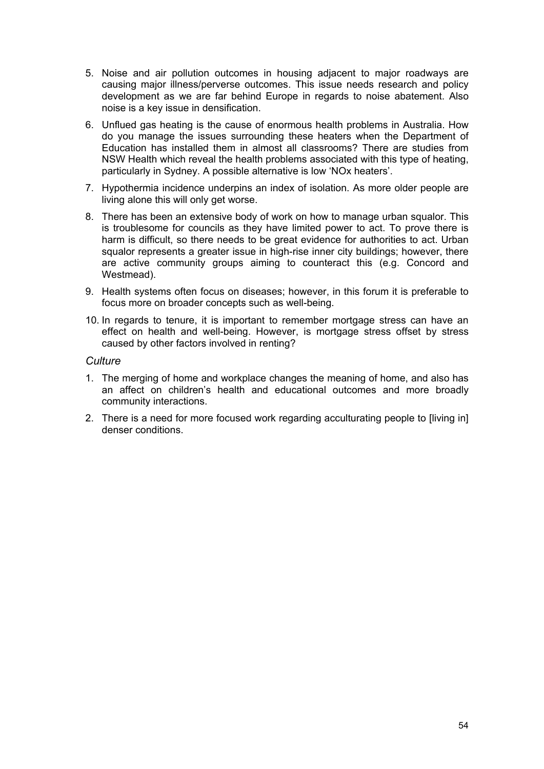5. Noise and air pollution outcomes in housing adjacent to major roadways are causing major illness/perverse outcomes. This issue needs research and policy development as we are far behind Europe in regards to noise abatement. Also noise is a key issue in densification.

6. Unflued gas heating is the cause of enormous health problems in Australia. How do you manage the issues surrounding these heaters when the Department of Education has installed them in almost all classrooms? There are studies from NSW Health which reveal the health problems associated with this type of heating, particularly in Sydney. A possible alternative is low 'NOx heaters'.

7. Hypothermia incidence underpins an index of isolation. As more older people are living alone this will only get worse.

8. There has been an extensive body of work on how to manage urban squalor. This is troublesome for councils as they have limited power to act. To prove there is harm is difficult, so there needs to be great evidence for authorities to act. Urban squalor represents a greater issue in high-rise inner city buildings; however, there are active community groups aiming to counteract this (e.g. Concord and Westmead).

9. Health systems often focus on diseases; however, in this forum it is preferable to focus more on broader concepts such as well-being.

10. In regards to tenure, it is important to remember mortgage stress can have an effect on health and well-being. However, is mortgage stress offset by stress caused by other factors involved in renting?

*Culture*

1. The merging of home and workplace changes the meaning of home, and also has an affect on children's health and educational outcomes and more broadly community interactions.

2. There is a need for more focused work regarding acculturating people to [living in] denser conditions.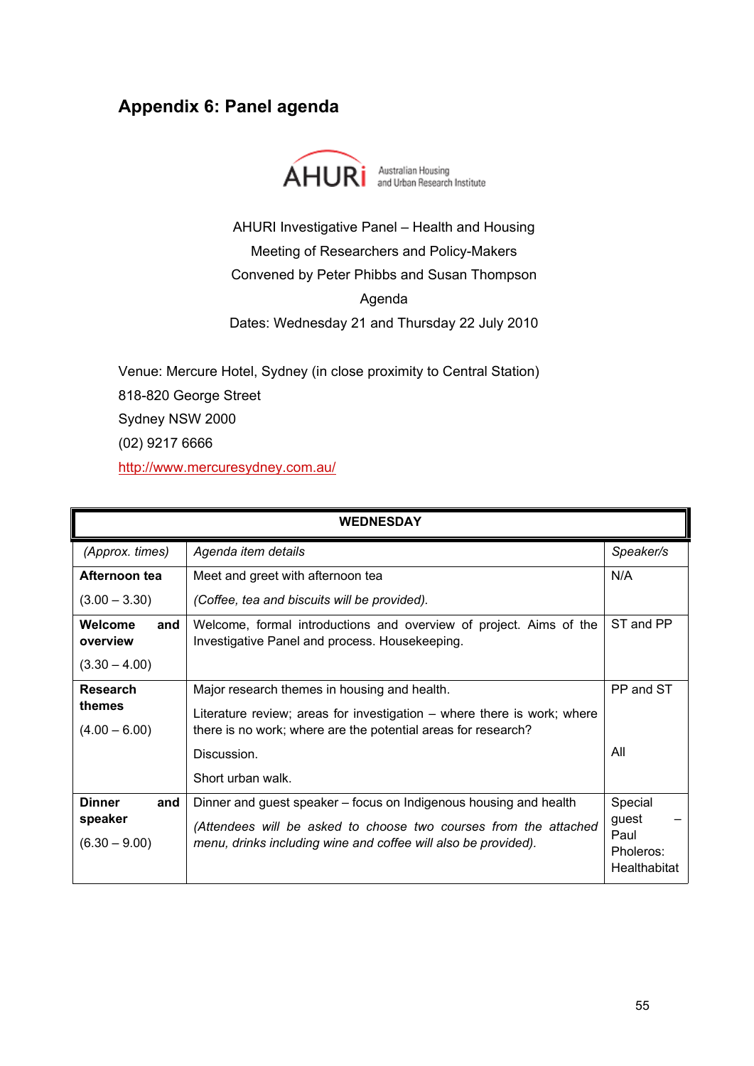# Appendix 6: Panel agenda

AHURI Australian Housing and Urban Research Institute

AHURI Investigative Panel – Health and Housing

Meeting of Researchers and Policy-Makers

Convened by Peter Phibbs and Susan Thompson

Agenda

Dates: Wednesday 21 and Thursday 22 July 2010

Venue: Mercure Hotel, Sydney (in close proximity to Central Station)

818-820 George Street

Sydney NSW 2000

(02) 9217 6666

http://www.mercuresydney.com.au/

| WEDNESDAY | | |
|---|---|---|
| *(Approx. times)* | *Agenda item details* | *Speaker/s* |
| **Afternoon tea** (3.00 – 3.30) | Meet and greet with afternoon tea *(Coffee, tea and biscuits will be provided).* | N/A |
| **Welcome and overview** (3.30 – 4.00) | Welcome, formal introductions and overview of project. Aims of the Investigative Panel and process. Housekeeping. | ST and PP |
| **Research themes** (4.00 – 6.00) | Major research themes in housing and health. Literature review; areas for investigation – where there is work; where there is no work; where are the potential areas for research? Discussion. Short urban walk. | PP and ST All |
| **Dinner and speaker** (6.30 – 9.00) | Dinner and guest speaker – focus on Indigenous housing and health *(Attendees will be asked to choose two courses from the attached menu, drinks including wine and coffee will also be provided).* | Special guest – Paul Pholeros: Healthabitat |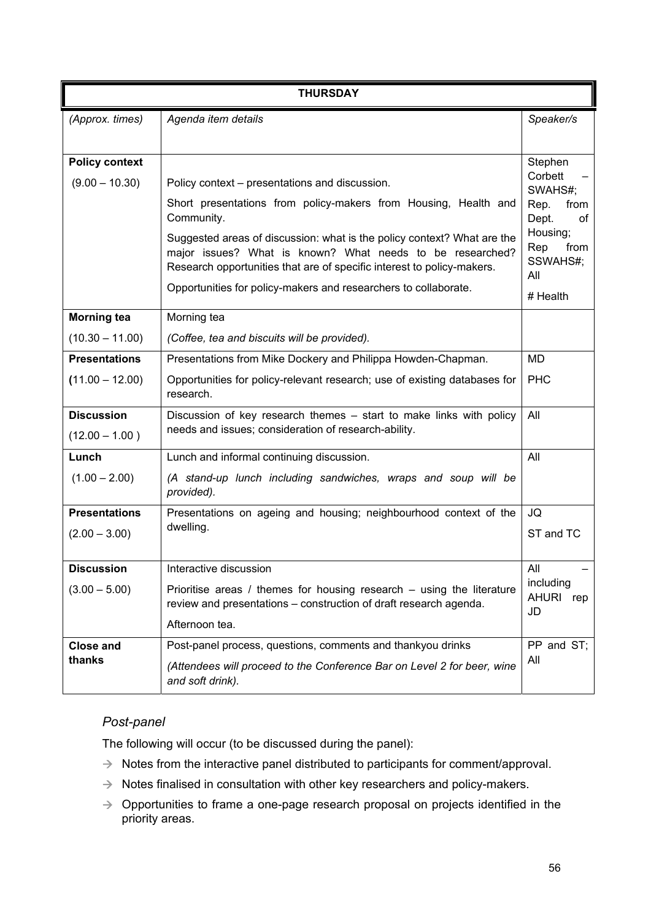| THURSDAY | | |
|---|---|---|
| *(Approx. times)* | *Agenda item details* | *Speaker/s* |
| **Policy context**<br>(9.00 – 10.30) | Policy context – presentations and discussion.<br>Short presentations from policy-makers from Housing, Health and Community.<br>Suggested areas of discussion: what is the policy context? What are the major issues? What is known? What needs to be researched? Research opportunities that are of specific interest to policy-makers.<br>Opportunities for policy-makers and researchers to collaborate. | Stephen Corbett – SWAHS#;<br>Rep. from Dept. of Housing;<br>Rep from SSWAHS#;<br>All<br># Health |
| **Morning tea**<br>(10.30 – 11.00) | Morning tea<br>*(Coffee, tea and biscuits will be provided).* | |
| **Presentations**<br>**(**11.00 – 12.00) | Presentations from Mike Dockery and Philippa Howden-Chapman.<br>Opportunities for policy-relevant research; use of existing databases for research. | MD<br>PHC |
| **Discussion**<br>(12.00 – 1.00 ) | Discussion of key research themes – start to make links with policy needs and issues; consideration of research-ability. | All |
| **Lunch**<br>(1.00 – 2.00) | Lunch and informal continuing discussion.<br>*(A stand-up lunch including sandwiches, wraps and soup will be provided).* | All |
| **Presentations**<br>(2.00 – 3.00) | Presentations on ageing and housing; neighbourhood context of the dwelling. | JQ<br>ST and TC |
| **Discussion**<br>(3.00 – 5.00) | Interactive discussion<br>Prioritise areas / themes for housing research – using the literature review and presentations – construction of draft research agenda.<br>Afternoon tea. | All – including AHURI rep JD |
| **Close and thanks** | Post-panel process, questions, comments and thankyou drinks<br>*(Attendees will proceed to the Conference Bar on Level 2 for beer, wine and soft drink).* | PP and ST; All |

*Post-panel*

The following will occur (to be discussed during the panel):

- → Notes from the interactive panel distributed to participants for comment/approval.
- → Notes finalised in consultation with other key researchers and policy-makers.
- → Opportunities to frame a one-page research proposal on projects identified in the priority areas.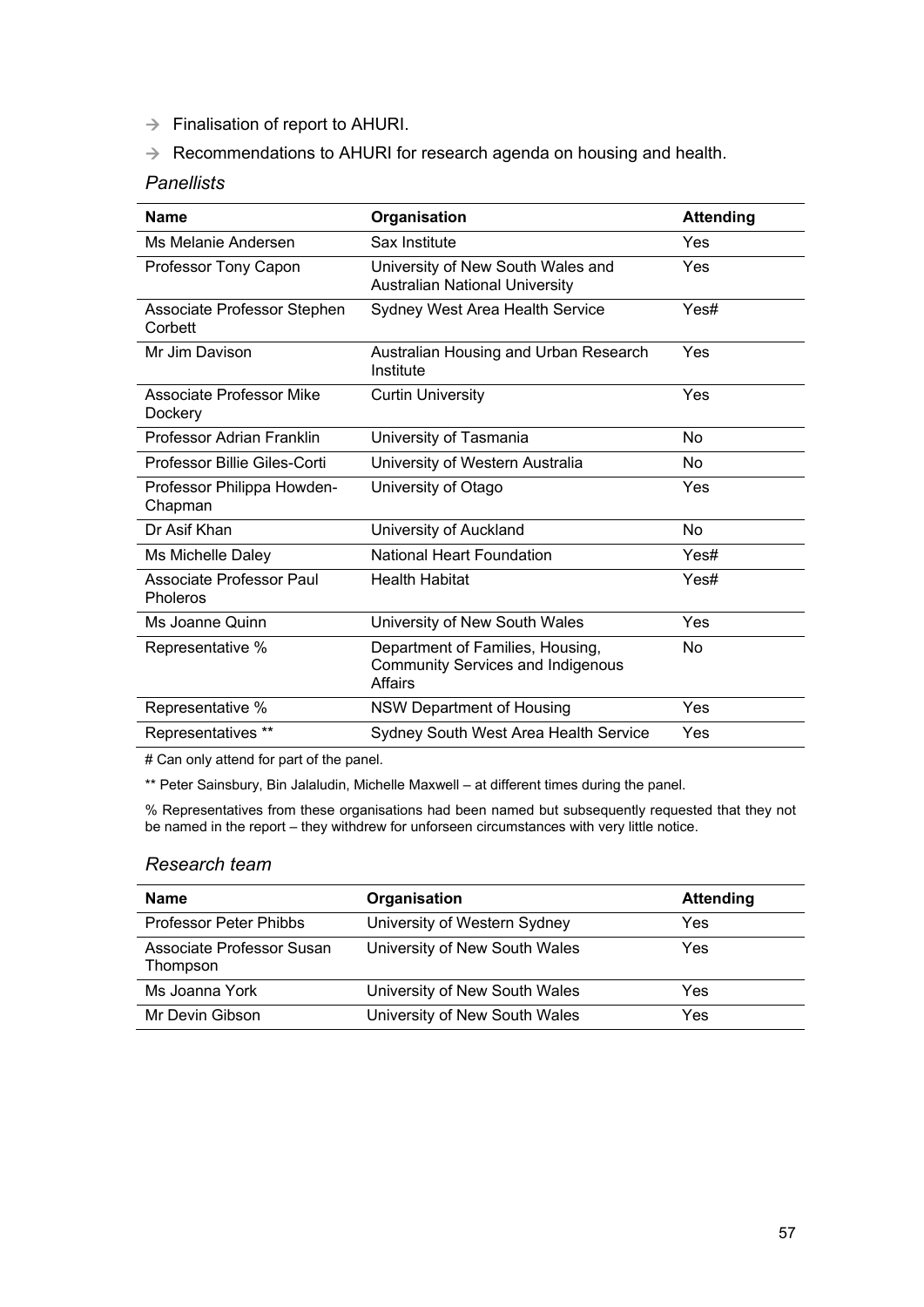- → Finalisation of report to AHURI.
- → Recommendations to AHURI for research agenda on housing and health.

*Panellists*

| Name | Organisation | Attending |
|---|---|---|
| Ms Melanie Andersen | Sax Institute | Yes |
| Professor Tony Capon | University of New South Wales and Australian National University | Yes |
| Associate Professor Stephen Corbett | Sydney West Area Health Service | Yes# |
| Mr Jim Davison | Australian Housing and Urban Research Institute | Yes |
| Associate Professor Mike Dockery | Curtin University | Yes |
| Professor Adrian Franklin | University of Tasmania | No |
| Professor Billie Giles-Corti | University of Western Australia | No |
| Professor Philippa Howden-Chapman | University of Otago | Yes |
| Dr Asif Khan | University of Auckland | No |
| Ms Michelle Daley | National Heart Foundation | Yes# |
| Associate Professor Paul Pholeros | Health Habitat | Yes# |
| Ms Joanne Quinn | University of New South Wales | Yes |
| Representative % | Department of Families, Housing, Community Services and Indigenous Affairs | No |
| Representative % | NSW Department of Housing | Yes |
| Representatives ** | Sydney South West Area Health Service | Yes |

# Can only attend for part of the panel.

** Peter Sainsbury, Bin Jalaludin, Michelle Maxwell – at different times during the panel.

% Representatives from these organisations had been named but subsequently requested that they not be named in the report – they withdrew for unforseen circumstances with very little notice.

*Research team*

| Name | Organisation | Attending |
|---|---|---|
| Professor Peter Phibbs | University of Western Sydney | Yes |
| Associate Professor Susan Thompson | University of New South Wales | Yes |
| Ms Joanna York | University of New South Wales | Yes |
| Mr Devin Gibson | University of New South Wales | Yes |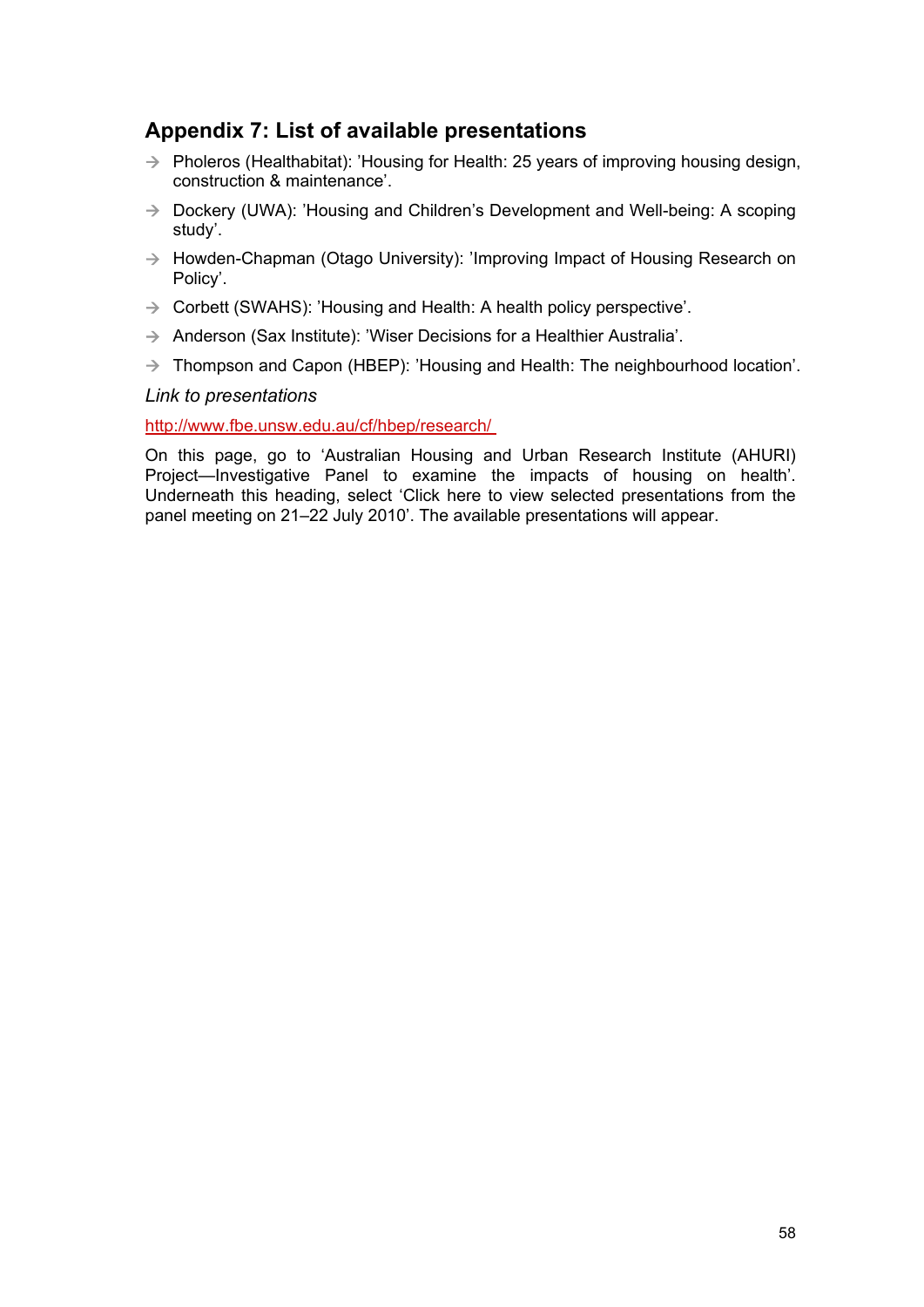## Appendix 7: List of available presentations

- Pholeros (Healthabitat): 'Housing for Health: 25 years of improving housing design, construction & maintenance'.
- Dockery (UWA): 'Housing and Children's Development and Well-being: A scoping study'.
- Howden-Chapman (Otago University): 'Improving Impact of Housing Research on Policy'.
- Corbett (SWAHS): 'Housing and Health: A health policy perspective'.
- Anderson (Sax Institute): 'Wiser Decisions for a Healthier Australia'.
- Thompson and Capon (HBEP): 'Housing and Health: The neighbourhood location'.

*Link to presentations*

http://www.fbe.unsw.edu.au/cf/hbep/research/

On this page, go to 'Australian Housing and Urban Research Institute (AHURI) Project—Investigative Panel to examine the impacts of housing on health'. Underneath this heading, select 'Click here to view selected presentations from the panel meeting on 21–22 July 2010'. The available presentations will appear.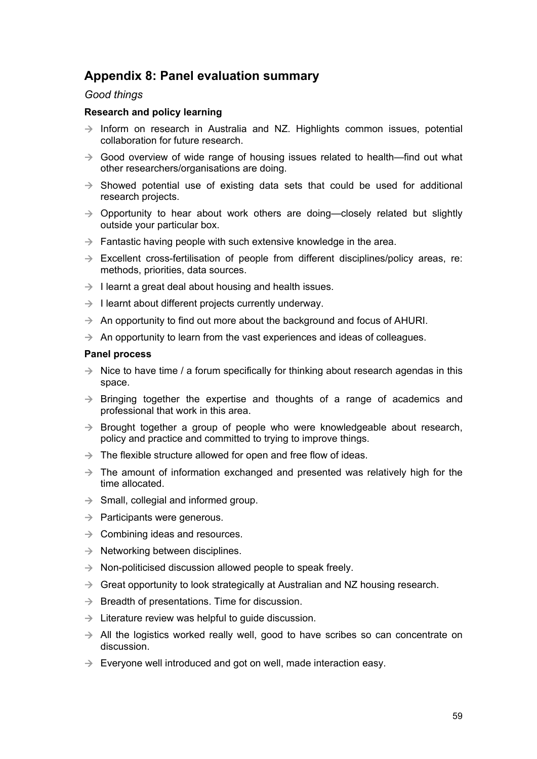## Appendix 8: Panel evaluation summary

*Good things*

**Research and policy learning**

- Inform on research in Australia and NZ. Highlights common issues, potential collaboration for future research.
- Good overview of wide range of housing issues related to health—find out what other researchers/organisations are doing.
- Showed potential use of existing data sets that could be used for additional research projects.
- Opportunity to hear about work others are doing—closely related but slightly outside your particular box.
- Fantastic having people with such extensive knowledge in the area.
- Excellent cross-fertilisation of people from different disciplines/policy areas, re: methods, priorities, data sources.
- I learnt a great deal about housing and health issues.
- I learnt about different projects currently underway.
- An opportunity to find out more about the background and focus of AHURI.
- An opportunity to learn from the vast experiences and ideas of colleagues.

**Panel process**

- Nice to have time / a forum specifically for thinking about research agendas in this space.
- Bringing together the expertise and thoughts of a range of academics and professional that work in this area.
- Brought together a group of people who were knowledgeable about research, policy and practice and committed to trying to improve things.
- The flexible structure allowed for open and free flow of ideas.
- The amount of information exchanged and presented was relatively high for the time allocated.
- Small, collegial and informed group.
- Participants were generous.
- Combining ideas and resources.
- Networking between disciplines.
- Non-politicised discussion allowed people to speak freely.
- Great opportunity to look strategically at Australian and NZ housing research.
- Breadth of presentations. Time for discussion.
- Literature review was helpful to guide discussion.
- All the logistics worked really well, good to have scribes so can concentrate on discussion.
- Everyone well introduced and got on well, made interaction easy.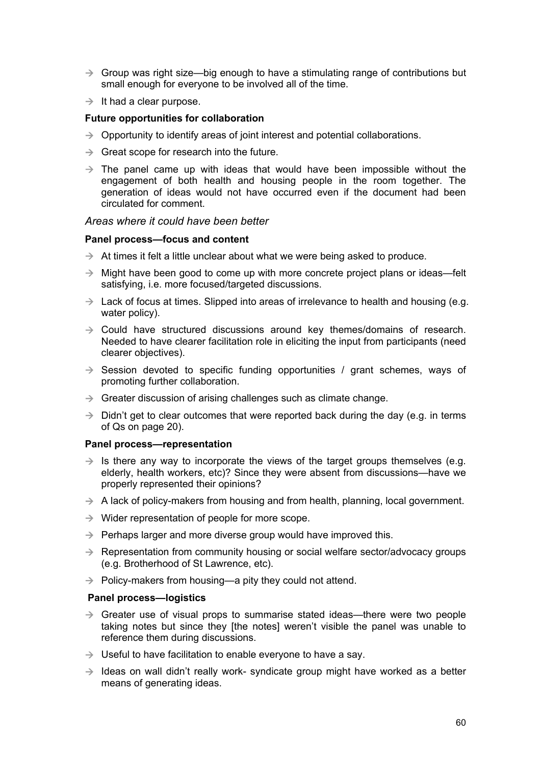- → Group was right size—big enough to have a stimulating range of contributions but small enough for everyone to be involved all of the time.
- → It had a clear purpose.

**Future opportunities for collaboration**

- → Opportunity to identify areas of joint interest and potential collaborations.
- → Great scope for research into the future.
- → The panel came up with ideas that would have been impossible without the engagement of both health and housing people in the room together. The generation of ideas would not have occurred even if the document had been circulated for comment.

*Areas where it could have been better*

**Panel process—focus and content**

- → At times it felt a little unclear about what we were being asked to produce.
- → Might have been good to come up with more concrete project plans or ideas—felt satisfying, i.e. more focused/targeted discussions.
- → Lack of focus at times. Slipped into areas of irrelevance to health and housing (e.g. water policy).
- → Could have structured discussions around key themes/domains of research. Needed to have clearer facilitation role in eliciting the input from participants (need clearer objectives).
- → Session devoted to specific funding opportunities / grant schemes, ways of promoting further collaboration.
- → Greater discussion of arising challenges such as climate change.
- → Didn't get to clear outcomes that were reported back during the day (e.g. in terms of Qs on page 20).

**Panel process—representation**

- → Is there any way to incorporate the views of the target groups themselves (e.g. elderly, health workers, etc)? Since they were absent from discussions—have we properly represented their opinions?
- → A lack of policy-makers from housing and from health, planning, local government.
- → Wider representation of people for more scope.
- → Perhaps larger and more diverse group would have improved this.
- → Representation from community housing or social welfare sector/advocacy groups (e.g. Brotherhood of St Lawrence, etc).
- → Policy-makers from housing—a pity they could not attend.

**Panel process—logistics**

- → Greater use of visual props to summarise stated ideas—there were two people taking notes but since they [the notes] weren't visible the panel was unable to reference them during discussions.
- → Useful to have facilitation to enable everyone to have a say.
- → Ideas on wall didn't really work- syndicate group might have worked as a better means of generating ideas.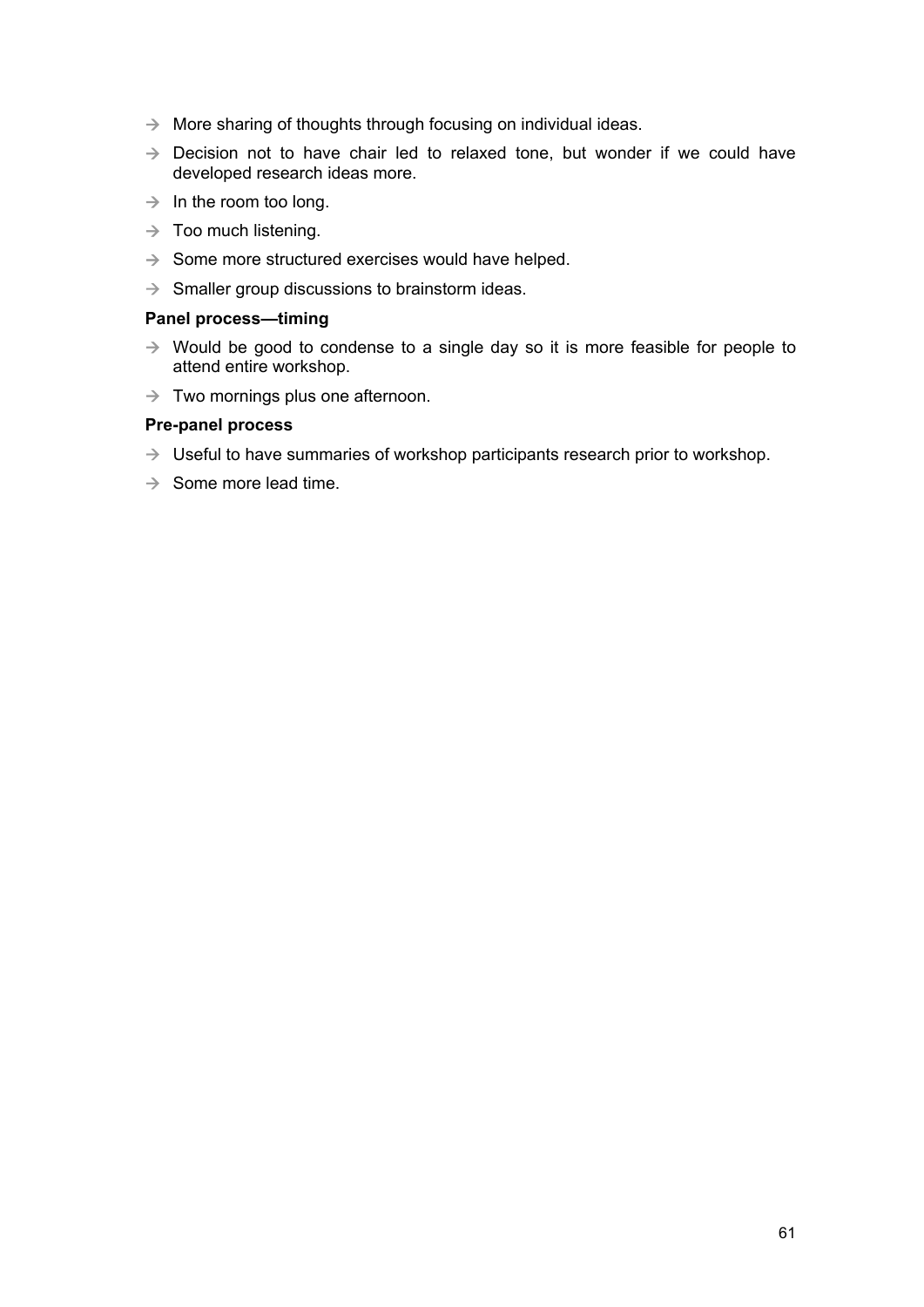- → More sharing of thoughts through focusing on individual ideas.
- → Decision not to have chair led to relaxed tone, but wonder if we could have developed research ideas more.
- → In the room too long.
- → Too much listening.
- → Some more structured exercises would have helped.
- → Smaller group discussions to brainstorm ideas.

**Panel process—timing**

- → Would be good to condense to a single day so it is more feasible for people to attend entire workshop.
- → Two mornings plus one afternoon.

**Pre-panel process**

- → Useful to have summaries of workshop participants research prior to workshop.
- → Some more lead time.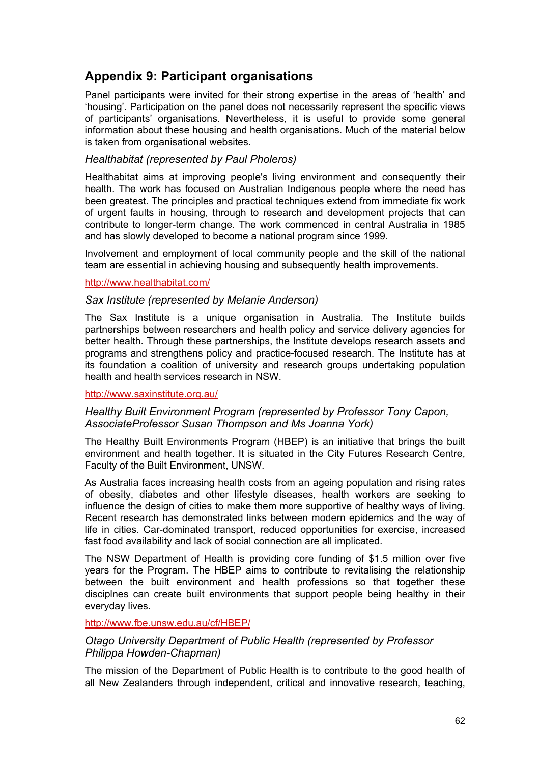## Appendix 9: Participant organisations

Panel participants were invited for their strong expertise in the areas of 'health' and 'housing'. Participation on the panel does not necessarily represent the specific views of participants' organisations. Nevertheless, it is useful to provide some general information about these housing and health organisations. Much of the material below is taken from organisational websites.

### *Healthabitat (represented by Paul Pholeros)*

Healthabitat aims at improving people's living environment and consequently their health. The work has focused on Australian Indigenous people where the need has been greatest. The principles and practical techniques extend from immediate fix work of urgent faults in housing, through to research and development projects that can contribute to longer-term change. The work commenced in central Australia in 1985 and has slowly developed to become a national program since 1999.

Involvement and employment of local community people and the skill of the national team are essential in achieving housing and subsequently health improvements.

http://www.healthabitat.com/

### *Sax Institute (represented by Melanie Anderson)*

The Sax Institute is a unique organisation in Australia. The Institute builds partnerships between researchers and health policy and service delivery agencies for better health. Through these partnerships, the Institute develops research assets and programs and strengthens policy and practice-focused research. The Institute has at its foundation a coalition of university and research groups undertaking population health and health services research in NSW.

http://www.saxinstitute.org.au/

### *Healthy Built Environment Program (represented by Professor Tony Capon, AssociateProfessor Susan Thompson and Ms Joanna York)*

The Healthy Built Environments Program (HBEP) is an initiative that brings the built environment and health together. It is situated in the City Futures Research Centre, Faculty of the Built Environment, UNSW.

As Australia faces increasing health costs from an ageing population and rising rates of obesity, diabetes and other lifestyle diseases, health workers are seeking to influence the design of cities to make them more supportive of healthy ways of living. Recent research has demonstrated links between modern epidemics and the way of life in cities. Car-dominated transport, reduced opportunities for exercise, increased fast food availability and lack of social connection are all implicated.

The NSW Department of Health is providing core funding of $1.5 million over five years for the Program. The HBEP aims to contribute to revitalising the relationship between the built environment and health professions so that together these disciplnes can create built environments that support people being healthy in their everyday lives.

http://www.fbe.unsw.edu.au/cf/HBEP/

### *Otago University Department of Public Health (represented by Professor Philippa Howden-Chapman)*

The mission of the Department of Public Health is to contribute to the good health of all New Zealanders through independent, critical and innovative research, teaching,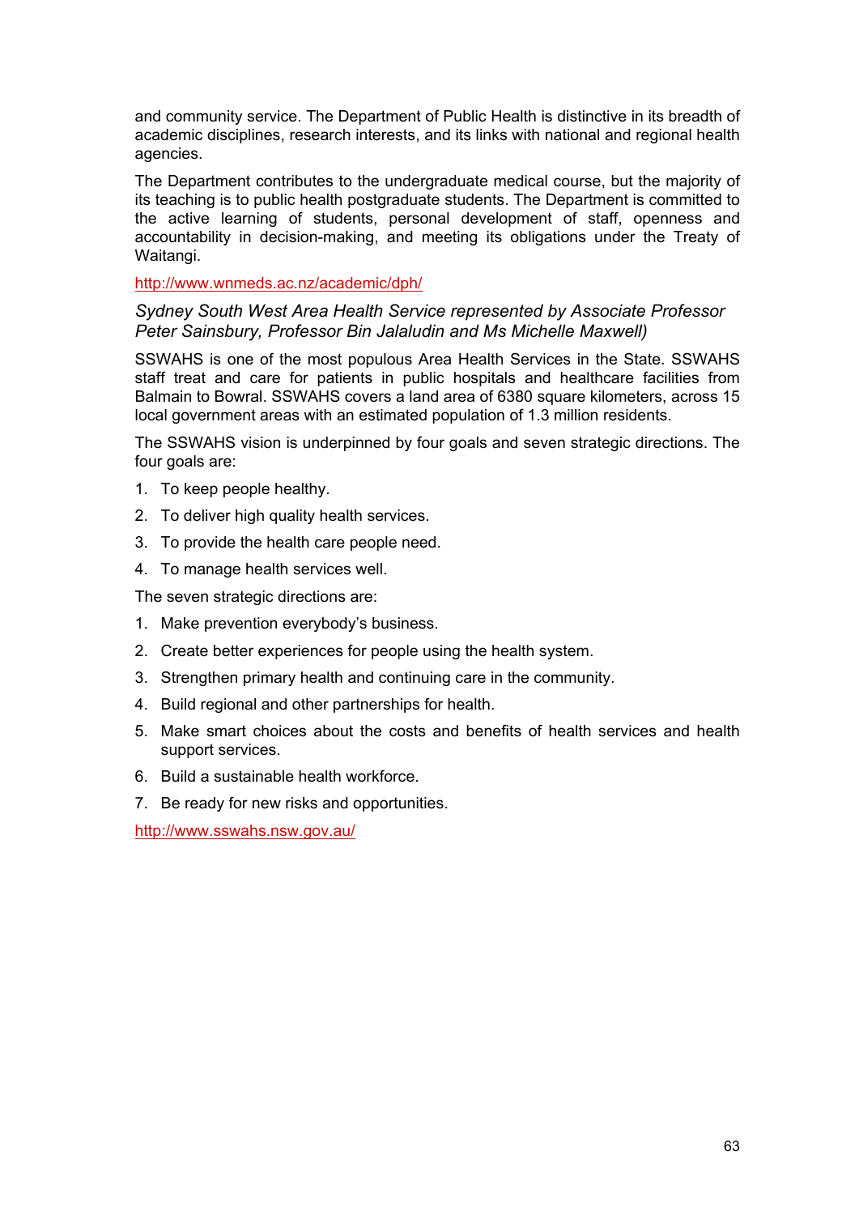and community service. The Department of Public Health is distinctive in its breadth of academic disciplines, research interests, and its links with national and regional health agencies.

The Department contributes to the undergraduate medical course, but the majority of its teaching is to public health postgraduate students. The Department is committed to the active learning of students, personal development of staff, openness and accountability in decision-making, and meeting its obligations under the Treaty of Waitangi.

http://www.wnmeds.ac.nz/academic/dph/

*Sydney South West Area Health Service represented by Associate Professor Peter Sainsbury, Professor Bin Jalaludin and Ms Michelle Maxwell)*

SSWAHS is one of the most populous Area Health Services in the State. SSWAHS staff treat and care for patients in public hospitals and healthcare facilities from Balmain to Bowral. SSWAHS covers a land area of 6380 square kilometers, across 15 local government areas with an estimated population of 1.3 million residents.

The SSWAHS vision is underpinned by four goals and seven strategic directions. The four goals are:

1. To keep people healthy.
2. To deliver high quality health services.
3. To provide the health care people need.
4. To manage health services well.

The seven strategic directions are:

1. Make prevention everybody's business.
2. Create better experiences for people using the health system.
3. Strengthen primary health and continuing care in the community.
4. Build regional and other partnerships for health.
5. Make smart choices about the costs and benefits of health services and health support services.
6. Build a sustainable health workforce.
7. Be ready for new risks and opportunities.

http://www.sswahs.nsw.gov.au/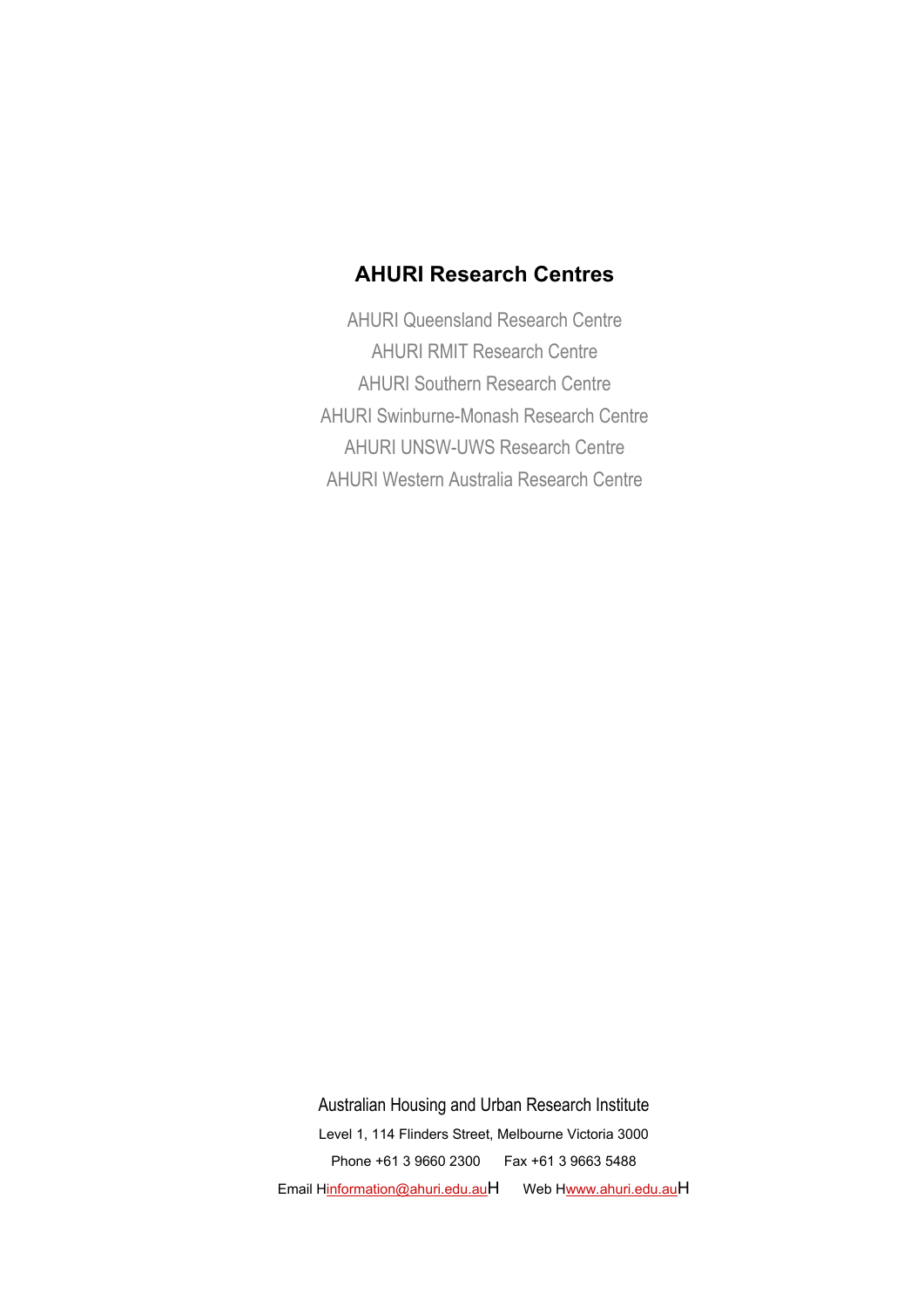## AHURI Research Centres

AHURI Queensland Research Centre

AHURI RMIT Research Centre

AHURI Southern Research Centre

AHURI Swinburne-Monash Research Centre

AHURI UNSW-UWS Research Centre

AHURI Western Australia Research Centre

Australian Housing and Urban Research Institute

Level 1, 114 Flinders Street, Melbourne Victoria 3000

Phone +61 3 9660 2300 Fax +61 3 9663 5488

Email Hinformation@ahuri.edu.auH Web Hwww.ahuri.edu.auH